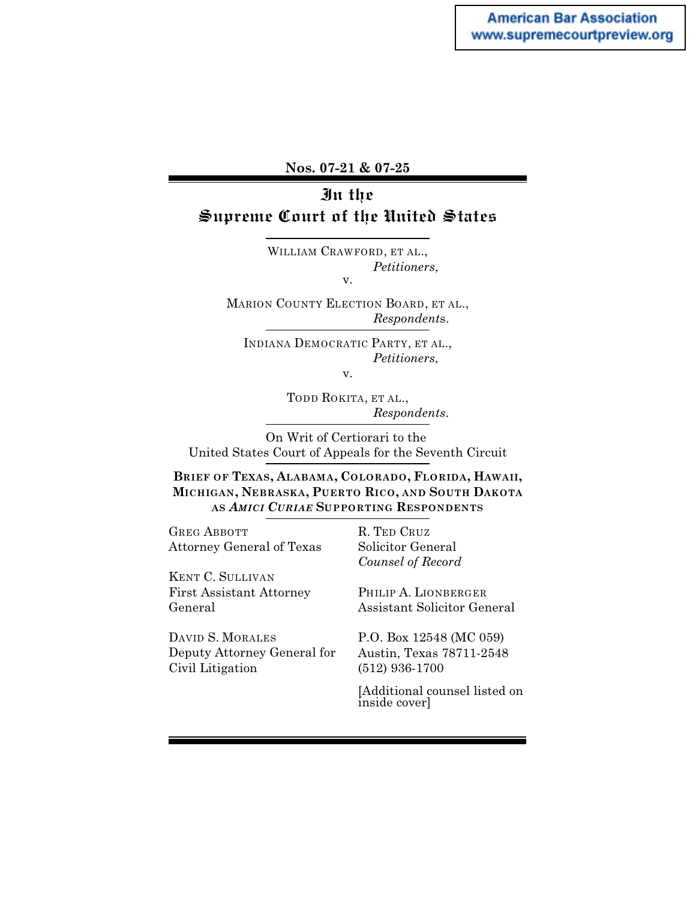American Bar Association
www.supremecourtpreview.org

**Nos. 07-21 & 07-25**

# In the Supreme Court of the United States

WILLIAM CRAWFORD, ET AL.,
*Petitioners*,
v.

MARION COUNTY ELECTION BOARD, ET AL.,
*Respondents*.

INDIANA DEMOCRATIC PARTY, ET AL.,
*Petitioners*,
v.

TODD ROKITA, ET AL.,
*Respondents*.

On Writ of Certiorari to the
United States Court of Appeals for the Seventh Circuit

**BRIEF OF TEXAS, ALABAMA, COLORADO, FLORIDA, HAWAII, MICHIGAN, NEBRASKA, PUERTO RICO, AND SOUTH DAKOTA AS *AMICI CURIAE* SUPPORTING RESPONDENTS**

GREG ABBOTT
Attorney General of Texas

KENT C. SULLIVAN
First Assistant Attorney General

DAVID S. MORALES
Deputy Attorney General for Civil Litigation

R. TED CRUZ
Solicitor General
*Counsel of Record*

PHILIP A. LIONBERGER
Assistant Solicitor General

P.O. Box 12548 (MC 059)
Austin, Texas 78711-2548
(512) 936-1700

[Additional counsel listed on inside cover]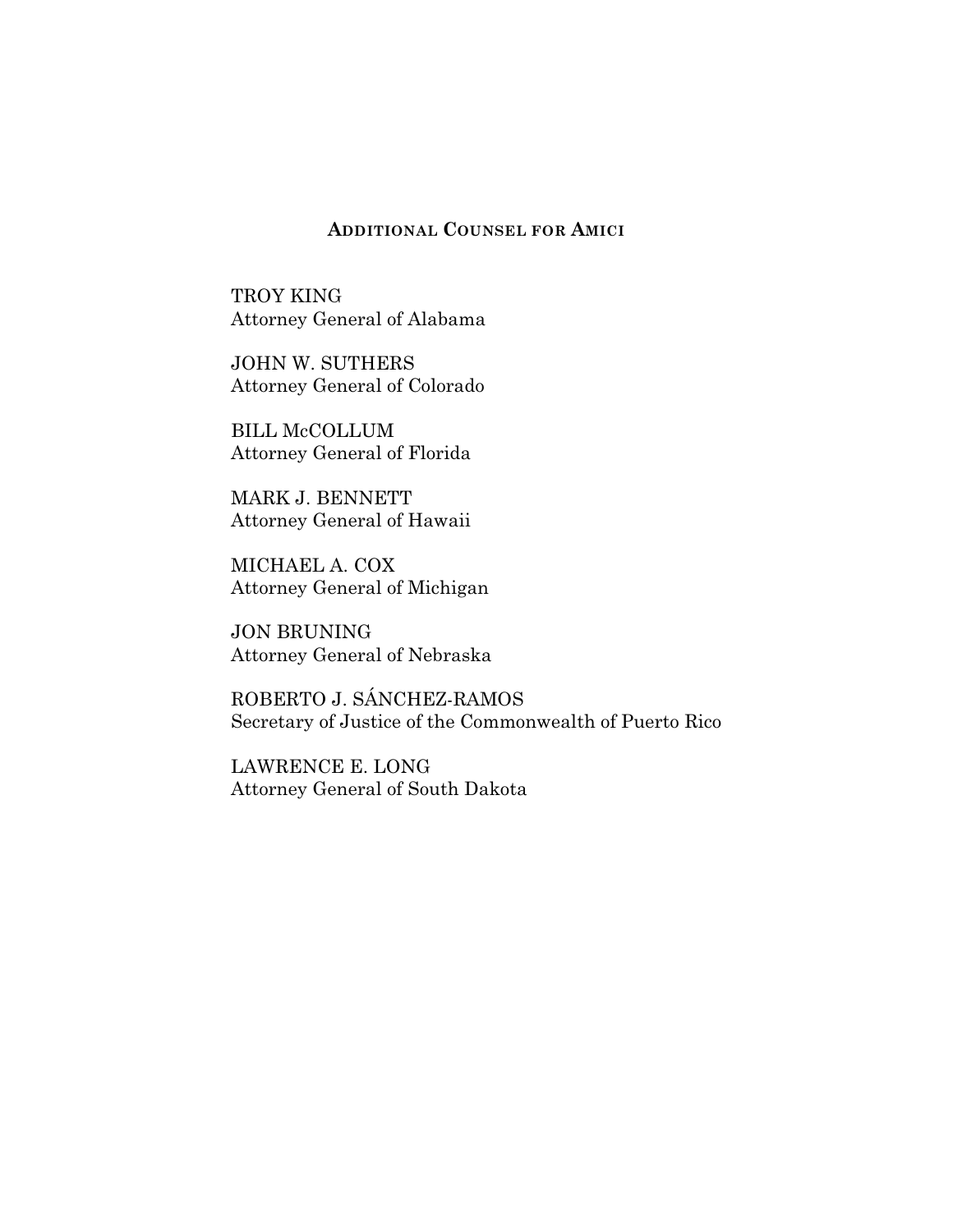## ADDITIONAL COUNSEL FOR AMICI

TROY KING
Attorney General of Alabama

JOHN W. SUTHERS
Attorney General of Colorado

BILL McCOLLUM
Attorney General of Florida

MARK J. BENNETT
Attorney General of Hawaii

MICHAEL A. COX
Attorney General of Michigan

JON BRUNING
Attorney General of Nebraska

ROBERTO J. SÁNCHEZ-RAMOS
Secretary of Justice of the Commonwealth of Puerto Rico

LAWRENCE E. LONG
Attorney General of South Dakota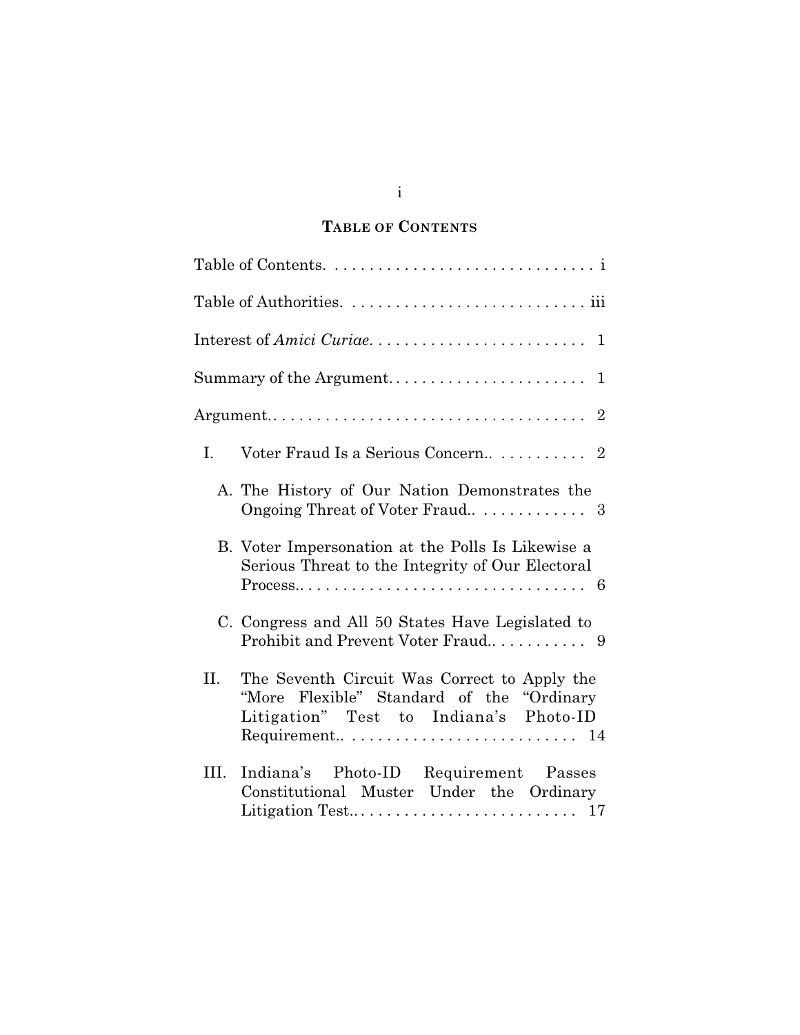## TABLE OF CONTENTS

Table of Contents. . . . . . . . . . . . . . . . . . . . . . . . . . . . . . i

Table of Authorities. . . . . . . . . . . . . . . . . . . . . . . . . . . iii

Interest of *Amici Curiae*. . . . . . . . . . . . . . . . . . . . . . . . . 1

Summary of the Argument. . . . . . . . . . . . . . . . . . . . . . . 1

Argument.. . . . . . . . . . . . . . . . . . . . . . . . . . . . . . . . . . . . 2

I. Voter Fraud Is a Serious Concern.. . . . . . . . . . . 2

   A. The History of Our Nation Demonstrates the Ongoing Threat of Voter Fraud.. . . . . . . . . . . . . 3

   B. Voter Impersonation at the Polls Is Likewise a Serious Threat to the Integrity of Our Electoral Process.. . . . . . . . . . . . . . . . . . . . . . . . . . . . . . . . . 6

   C. Congress and All 50 States Have Legislated to Prohibit and Prevent Voter Fraud.. . . . . . . . . . . 9

II. The Seventh Circuit Was Correct to Apply the "More Flexible" Standard of the "Ordinary Litigation" Test to Indiana's Photo-ID Requirement.. . . . . . . . . . . . . . . . . . . . . . . . . . 14

III. Indiana's Photo-ID Requirement Passes Constitutional Muster Under the Ordinary Litigation Test.. . . . . . . . . . . . . . . . . . . . . . . . . 17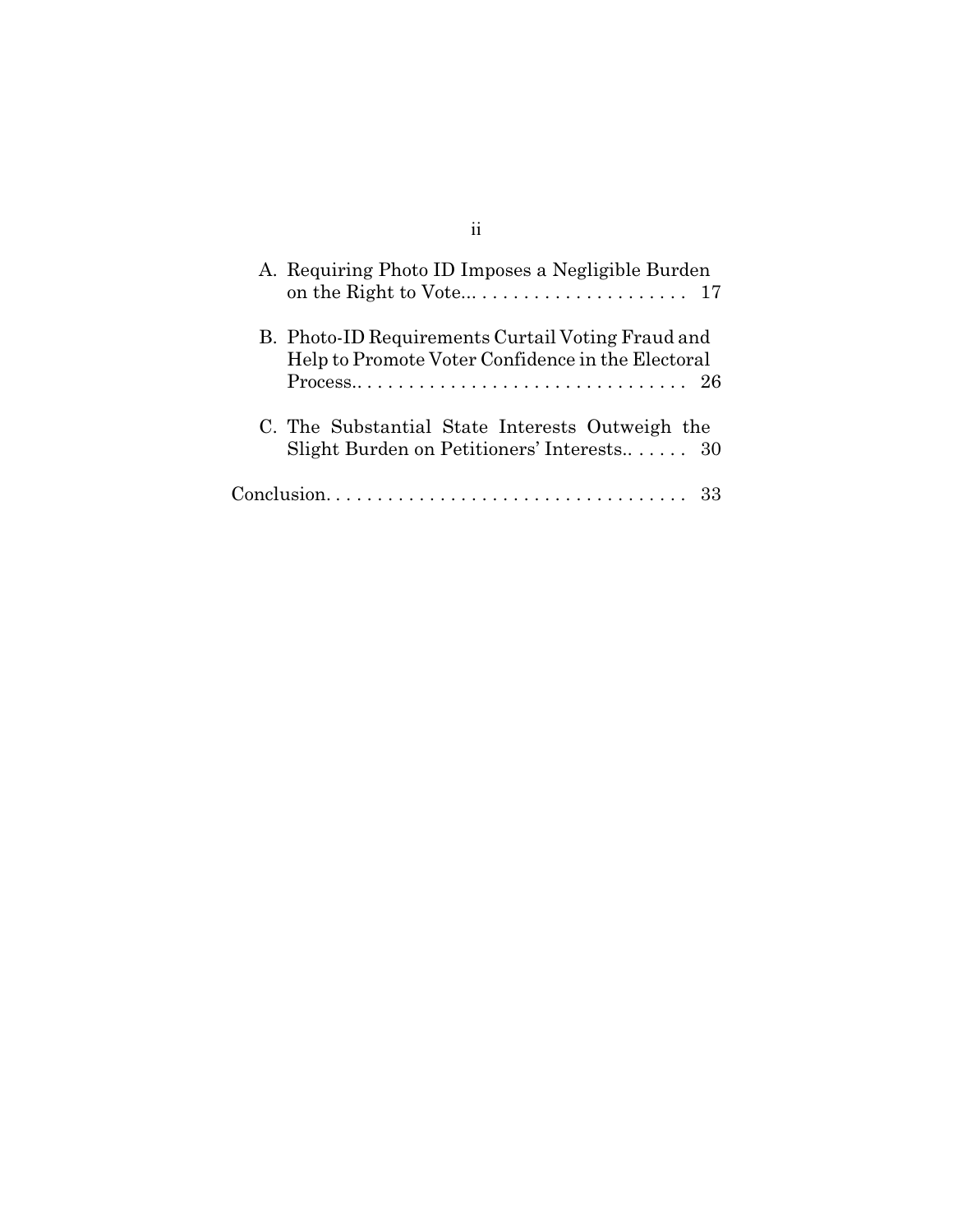A. Requiring Photo ID Imposes a Negligible Burden on the Right to Vote... . . . . . . . . . . . . . . . . . . . . 17

B. Photo-ID Requirements Curtail Voting Fraud and Help to Promote Voter Confidence in the Electoral Process.. . . . . . . . . . . . . . . . . . . . . . . . . . . . . . . 26

C. The Substantial State Interests Outweigh the Slight Burden on Petitioners' Interests.. . . . . . 30

Conclusion. . . . . . . . . . . . . . . . . . . . . . . . . . . . . . . . . . 33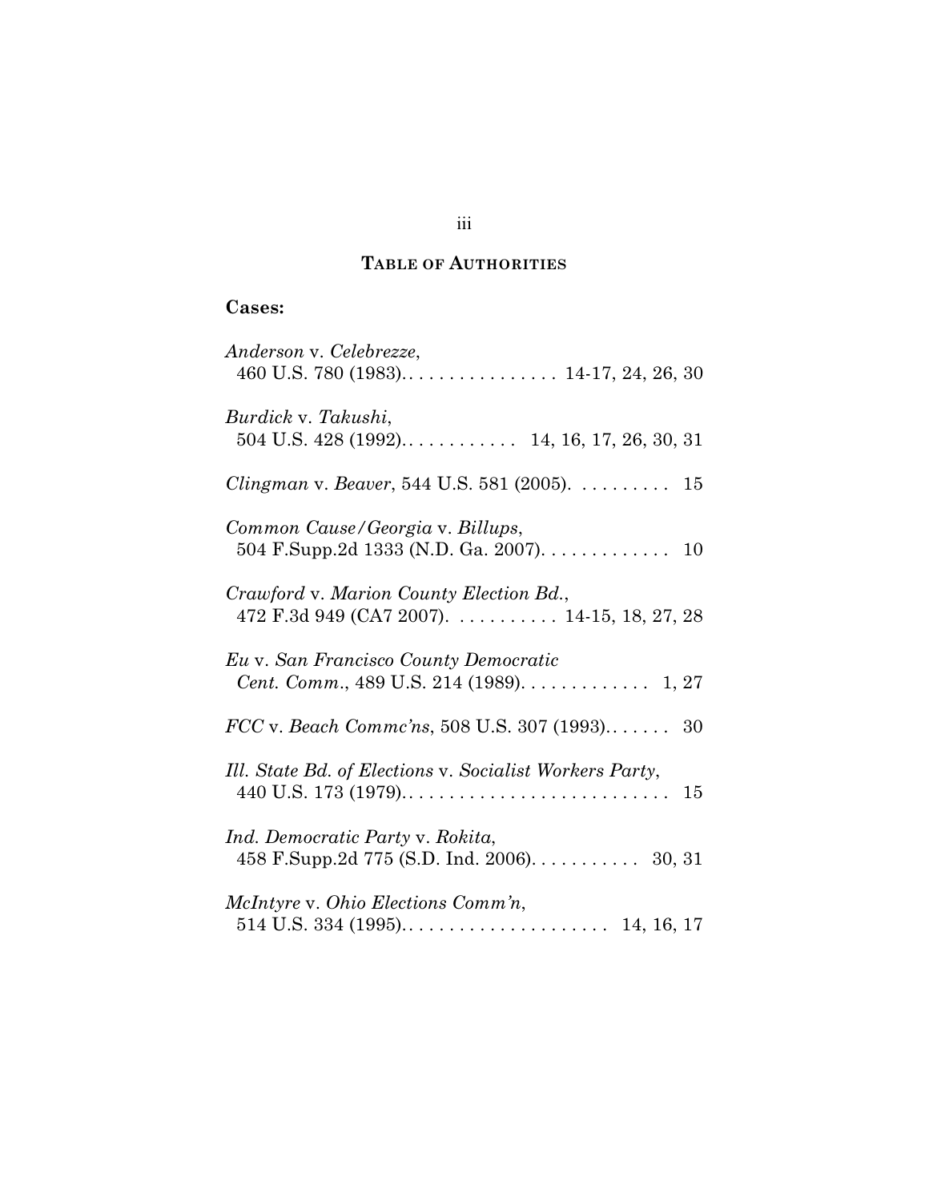## TABLE OF AUTHORITIES

**Cases:**

*Anderson* v. *Celebrezze*,
460 U.S. 780 (1983). . . . . . . . . . . . . . . . . 14-17, 24, 26, 30

*Burdick* v. *Takushi*,
504 U.S. 428 (1992). . . . . . . . . . . . 14, 16, 17, 26, 30, 31

*Clingman* v. *Beaver*, 544 U.S. 581 (2005). . . . . . . . . . 15

*Common Cause/Georgia* v. *Billups*,
504 F.Supp.2d 1333 (N.D. Ga. 2007). . . . . . . . . . . . . 10

*Crawford* v. *Marion County Election Bd.*,
472 F.3d 949 (CA7 2007). . . . . . . . . . . 14-15, 18, 27, 28

*Eu* v. *San Francisco County Democratic Cent. Comm.*, 489 U.S. 214 (1989). . . . . . . . . . . . . 1, 27

*FCC* v. *Beach Commc'ns*, 508 U.S. 307 (1993). . . . . . . 30

*Ill. State Bd. of Elections* v. *Socialist Workers Party*,
440 U.S. 173 (1979). . . . . . . . . . . . . . . . . . . . . . . . . . . 15

*Ind. Democratic Party* v. *Rokita*,
458 F.Supp.2d 775 (S.D. Ind. 2006). . . . . . . . . . . 30, 31

*McIntyre* v. *Ohio Elections Comm'n*,
514 U.S. 334 (1995). . . . . . . . . . . . . . . . . . . . . 14, 16, 17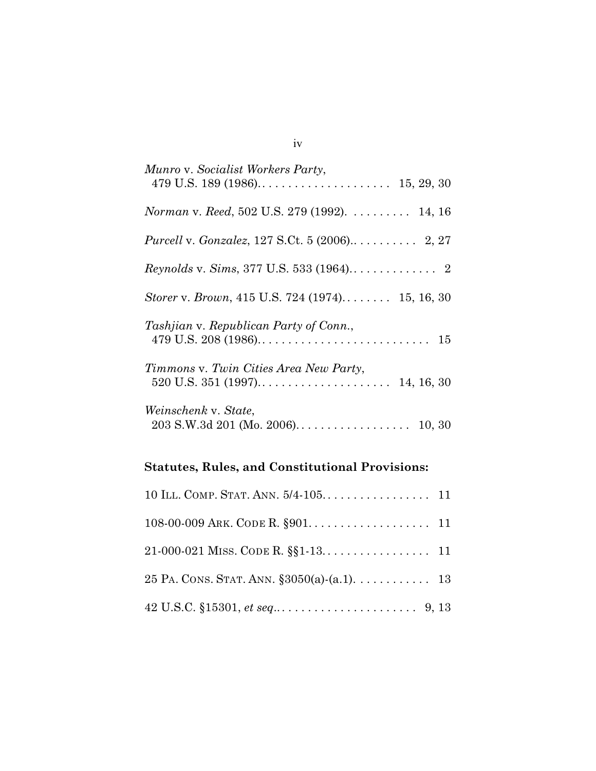*Munro* v. *Socialist Workers Party*, 479 U.S. 189 (1986). . . . . . . . . . . . . . . . . . . . . 15, 29, 30

*Norman* v. *Reed*, 502 U.S. 279 (1992). . . . . . . . . . 14, 16

*Purcell* v. *Gonzalez*, 127 S.Ct. 5 (2006). . . . . . . . . . 2, 27

*Reynolds* v. *Sims*, 377 U.S. 533 (1964). . . . . . . . . . . . . . 2

*Storer* v. *Brown*, 415 U.S. 724 (1974). . . . . . . . 15, 16, 30

*Tashjian* v. *Republican Party of Conn.*, 479 U.S. 208 (1986). . . . . . . . . . . . . . . . . . . . . . . . . . . 15

*Timmons* v. *Twin Cities Area New Party*, 520 U.S. 351 (1997). . . . . . . . . . . . . . . . . . . . . 14, 16, 30

*Weinschenk* v. *State*, 203 S.W.3d 201 (Mo. 2006). . . . . . . . . . . . . . . . . . 10, 30

## Statutes, Rules, and Constitutional Provisions:

10 ILL. COMP. STAT. ANN. 5/4-105. . . . . . . . . . . . . . . . . 11

108-00-009 ARK. CODE R. §901. . . . . . . . . . . . . . . . . . . 11

21-000-021 MISS. CODE R. §§1-13. . . . . . . . . . . . . . . . . 11

25 PA. CONS. STAT. ANN. §3050(a)-(a.1). . . . . . . . . . . . 13

42 U.S.C. §15301, *et seq*. . . . . . . . . . . . . . . . . . . . . . 9, 13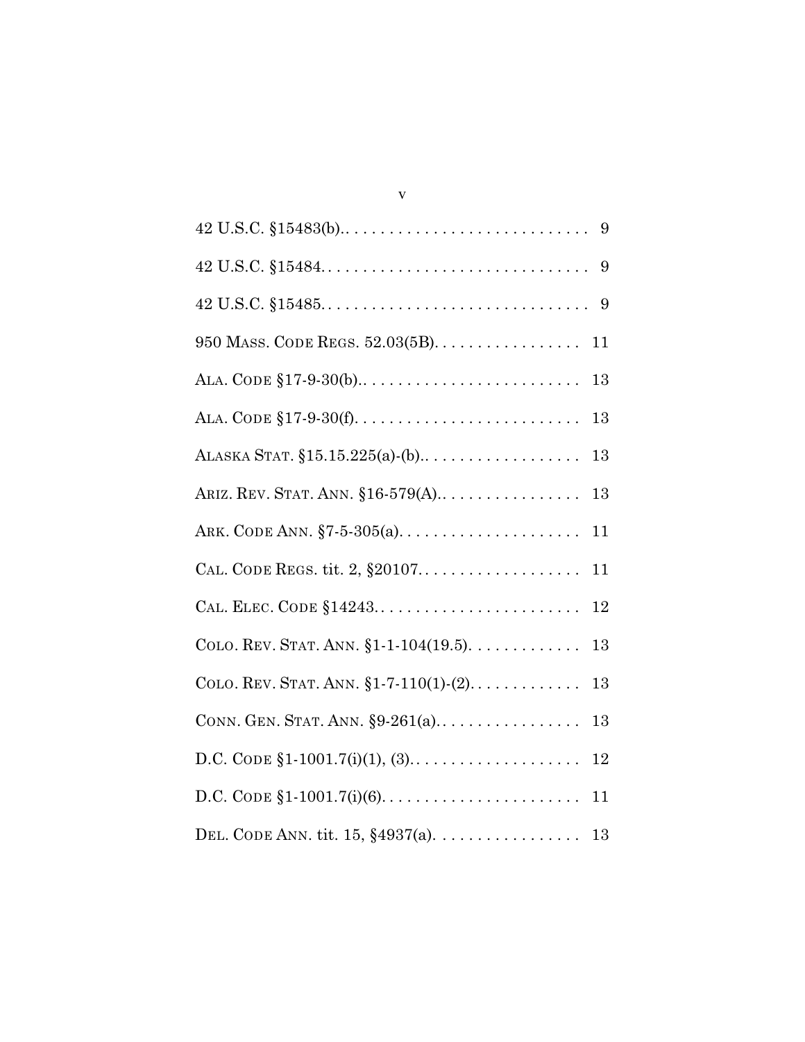42 U.S.C. §15483(b).. . . . . . . . . . . . . . . . . . . . . . . . . . . . 9

42 U.S.C. §15484. . . . . . . . . . . . . . . . . . . . . . . . . . . . . . . 9

42 U.S.C. §15485. . . . . . . . . . . . . . . . . . . . . . . . . . . . . . . 9

950 MASS. CODE REGS. 52.03(5B). . . . . . . . . . . . . . . . . 11

ALA. CODE §17-9-30(b).. . . . . . . . . . . . . . . . . . . . . . . . . 13

ALA. CODE §17-9-30(f). . . . . . . . . . . . . . . . . . . . . . . . . . 13

ALASKA STAT. §15.15.225(a)-(b).. . . . . . . . . . . . . . . . . . 13

ARIZ. REV. STAT. ANN. §16-579(A).. . . . . . . . . . . . . . . . 13

ARK. CODE ANN. §7-5-305(a). . . . . . . . . . . . . . . . . . . . . 11

CAL. CODE REGS. tit. 2, §20107. . . . . . . . . . . . . . . . . . . 11

CAL. ELEC. CODE §14243. . . . . . . . . . . . . . . . . . . . . . . . 12

COLO. REV. STAT. ANN. §1-1-104(19.5). . . . . . . . . . . . . 13

COLO. REV. STAT. ANN. §1-7-110(1)-(2). . . . . . . . . . . . . 13

CONN. GEN. STAT. ANN. §9-261(a). . . . . . . . . . . . . . . . . 13

D.C. CODE §1-1001.7(i)(1), (3). . . . . . . . . . . . . . . . . . . . 12

D.C. CODE §1-1001.7(i)(6). . . . . . . . . . . . . . . . . . . . . . . 11

DEL. CODE ANN. tit. 15, §4937(a). . . . . . . . . . . . . . . . . 13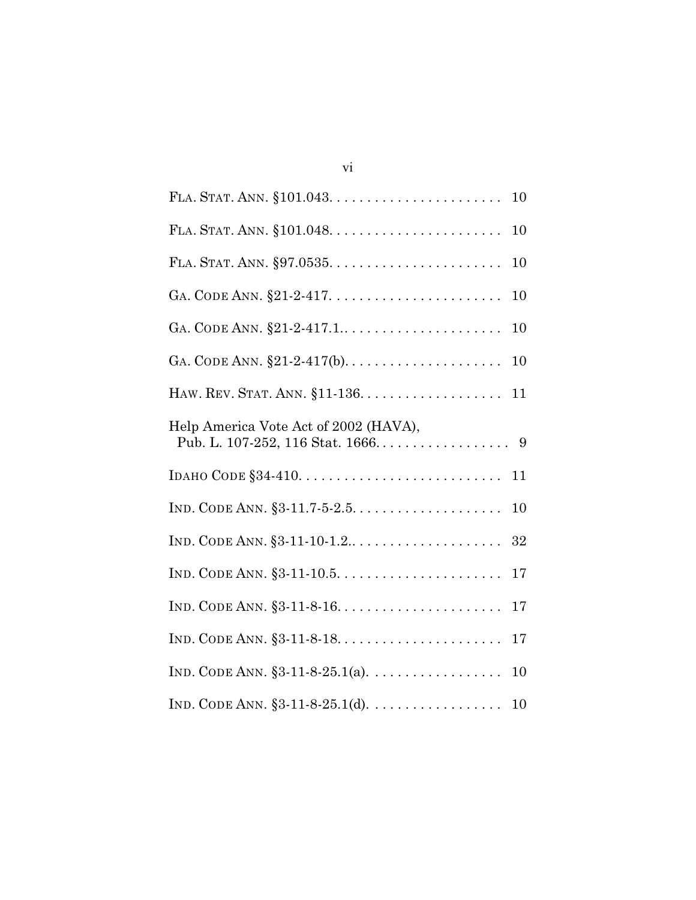FLA. STAT. ANN. §101.043. . . . . . . . . . . . . . . . . . . . . . . 10

FLA. STAT. ANN. §101.048. . . . . . . . . . . . . . . . . . . . . . . 10

FLA. STAT. ANN. §97.0535. . . . . . . . . . . . . . . . . . . . . . . 10

GA. CODE ANN. §21-2-417. . . . . . . . . . . . . . . . . . . . . . . 10

GA. CODE ANN. §21-2-417.1.. . . . . . . . . . . . . . . . . . . . . 10

GA. CODE ANN. §21-2-417(b). . . . . . . . . . . . . . . . . . . . . 10

HAW. REV. STAT. ANN. §11-136. . . . . . . . . . . . . . . . . . . 11

Help America Vote Act of 2002 (HAVA), Pub. L. 107-252, 116 Stat. 1666. . . . . . . . . . . . . . . . . . 9

IDAHO CODE §34-410. . . . . . . . . . . . . . . . . . . . . . . . . . . 11

IND. CODE ANN. §3-11.7-5-2.5. . . . . . . . . . . . . . . . . . . . 10

IND. CODE ANN. §3-11-10-1.2.. . . . . . . . . . . . . . . . . . . . 32

IND. CODE ANN. §3-11-10.5. . . . . . . . . . . . . . . . . . . . . . 17

IND. CODE ANN. §3-11-8-16. . . . . . . . . . . . . . . . . . . . . . 17

IND. CODE ANN. §3-11-8-18. . . . . . . . . . . . . . . . . . . . . . 17

IND. CODE ANN. §3-11-8-25.1(a). . . . . . . . . . . . . . . . . . 10

IND. CODE ANN. §3-11-8-25.1(d). . . . . . . . . . . . . . . . . . 10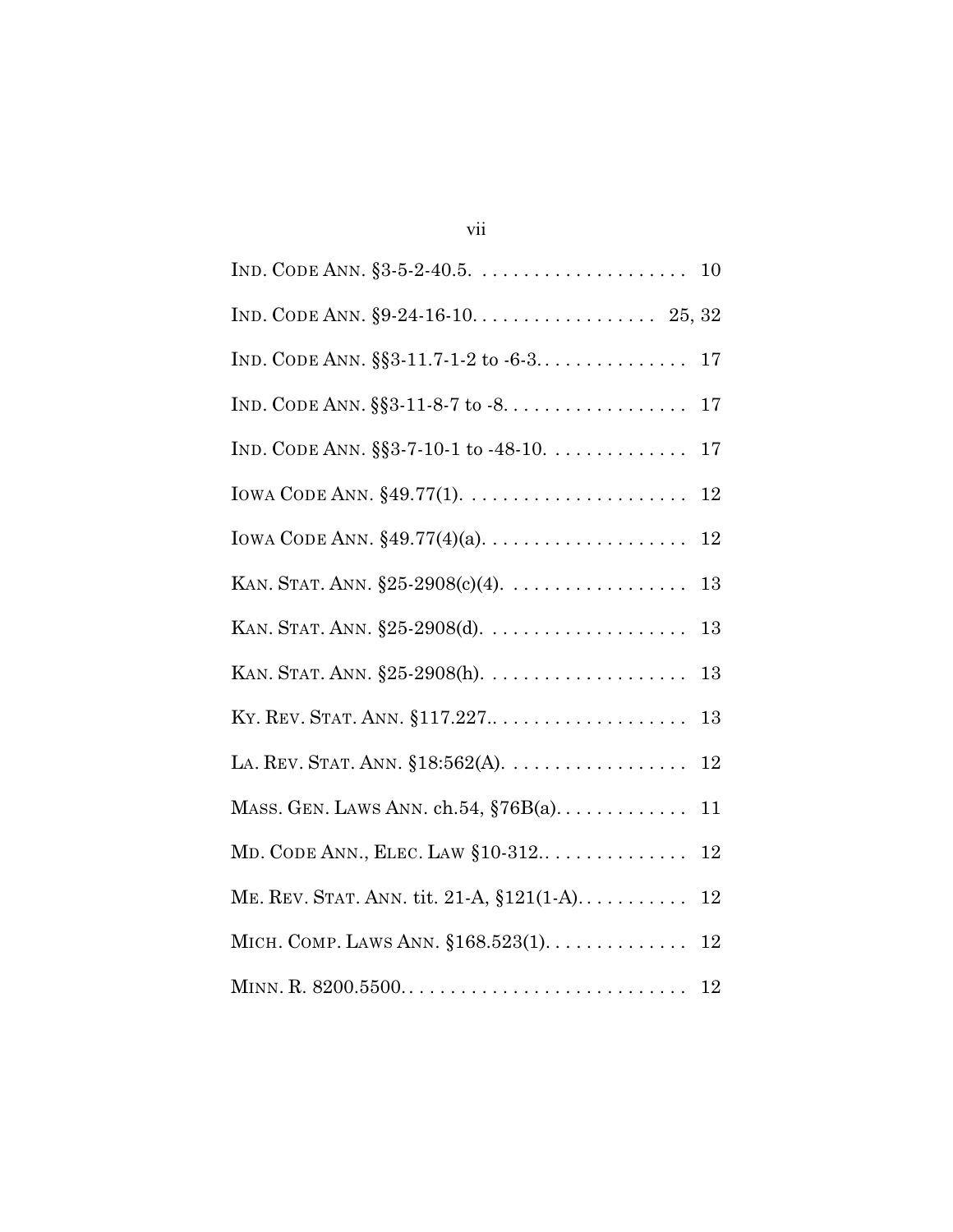IND. CODE ANN. §3-5-2-40.5. . . . . . . . . . . . . . . . . . . . . 10

IND. CODE ANN. §9-24-16-10. . . . . . . . . . . . . . . . . . 25, 32

IND. CODE ANN. §§3-11.7-1-2 to -6-3. . . . . . . . . . . . . . . 17

IND. CODE ANN. §§3-11-8-7 to -8. . . . . . . . . . . . . . . . . . 17

IND. CODE ANN. §§3-7-10-1 to -48-10. . . . . . . . . . . . . 17

IOWA CODE ANN. §49.77(1). . . . . . . . . . . . . . . . . . . . . . 12

IOWA CODE ANN. §49.77(4)(a). . . . . . . . . . . . . . . . . . . . 12

KAN. STAT. ANN. §25-2908(c)(4). . . . . . . . . . . . . . . . . . 13

KAN. STAT. ANN. §25-2908(d). . . . . . . . . . . . . . . . . . . . 13

KAN. STAT. ANN. §25-2908(h). . . . . . . . . . . . . . . . . . . . 13

KY. REV. STAT. ANN. §117.227.. . . . . . . . . . . . . . . . . . . 13

LA. REV. STAT. ANN. §18:562(A). . . . . . . . . . . . . . . . . . 12

MASS. GEN. LAWS ANN. ch.54, §76B(a). . . . . . . . . . . . . 11

MD. CODE ANN., ELEC. LAW §10-312.. . . . . . . . . . . . . . 12

ME. REV. STAT. ANN. tit. 21-A, §121(1-A). . . . . . . . . . . 12

MICH. COMP. LAWS ANN. §168.523(1). . . . . . . . . . . . . . 12

MINN. R. 8200.5500. . . . . . . . . . . . . . . . . . . . . . . . . . . . 12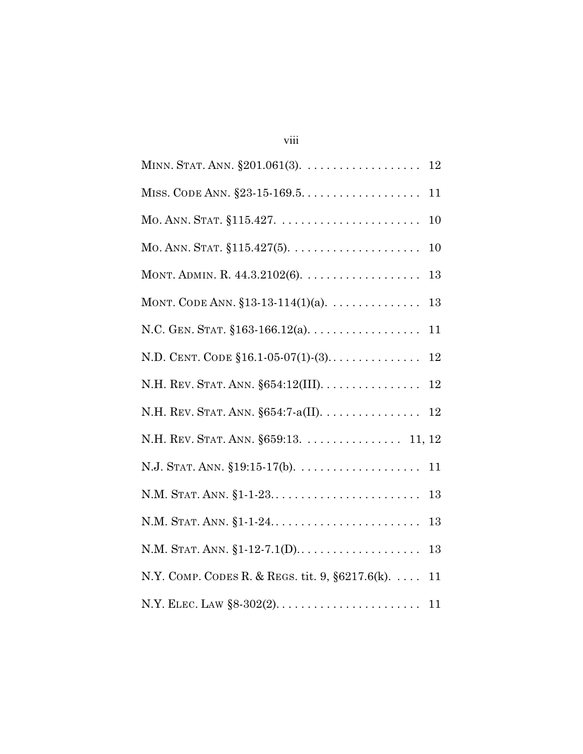MINN. STAT. ANN. §201.061(3). . . . . . . . . . . . . . . . . . . 12

MISS. CODE ANN. §23-15-169.5. . . . . . . . . . . . . . . . . . . 11

MO. ANN. STAT. §115.427. . . . . . . . . . . . . . . . . . . . . . 10

MO. ANN. STAT. §115.427(5). . . . . . . . . . . . . . . . . . . . 10

MONT. ADMIN. R. 44.3.2102(6). . . . . . . . . . . . . . . . . . . 13

MONT. CODE ANN. §13-13-114(1)(a). . . . . . . . . . . . . . 13

N.C. GEN. STAT. §163-166.12(a). . . . . . . . . . . . . . . . . . 11

N.D. CENT. CODE §16.1-05-07(1)-(3). . . . . . . . . . . . . . . 12

N.H. REV. STAT. ANN. §654:12(III). . . . . . . . . . . . . . . . 12

N.H. REV. STAT. ANN. §654:7-a(II). . . . . . . . . . . . . . . . 12

N.H. REV. STAT. ANN. §659:13. . . . . . . . . . . . . . . . 11, 12

N.J. STAT. ANN. §19:15-17(b). . . . . . . . . . . . . . . . . . . 11

N.M. STAT. ANN. §1-1-23. . . . . . . . . . . . . . . . . . . . . . . 13

N.M. STAT. ANN. §1-1-24. . . . . . . . . . . . . . . . . . . . . . . 13

N.M. STAT. ANN. §1-12-7.1(D). . . . . . . . . . . . . . . . . . . 13

N.Y. COMP. CODES R. & REGS. tit. 9, §6217.6(k). . . . . 11

N.Y. ELEC. LAW §8-302(2). . . . . . . . . . . . . . . . . . . . . . 11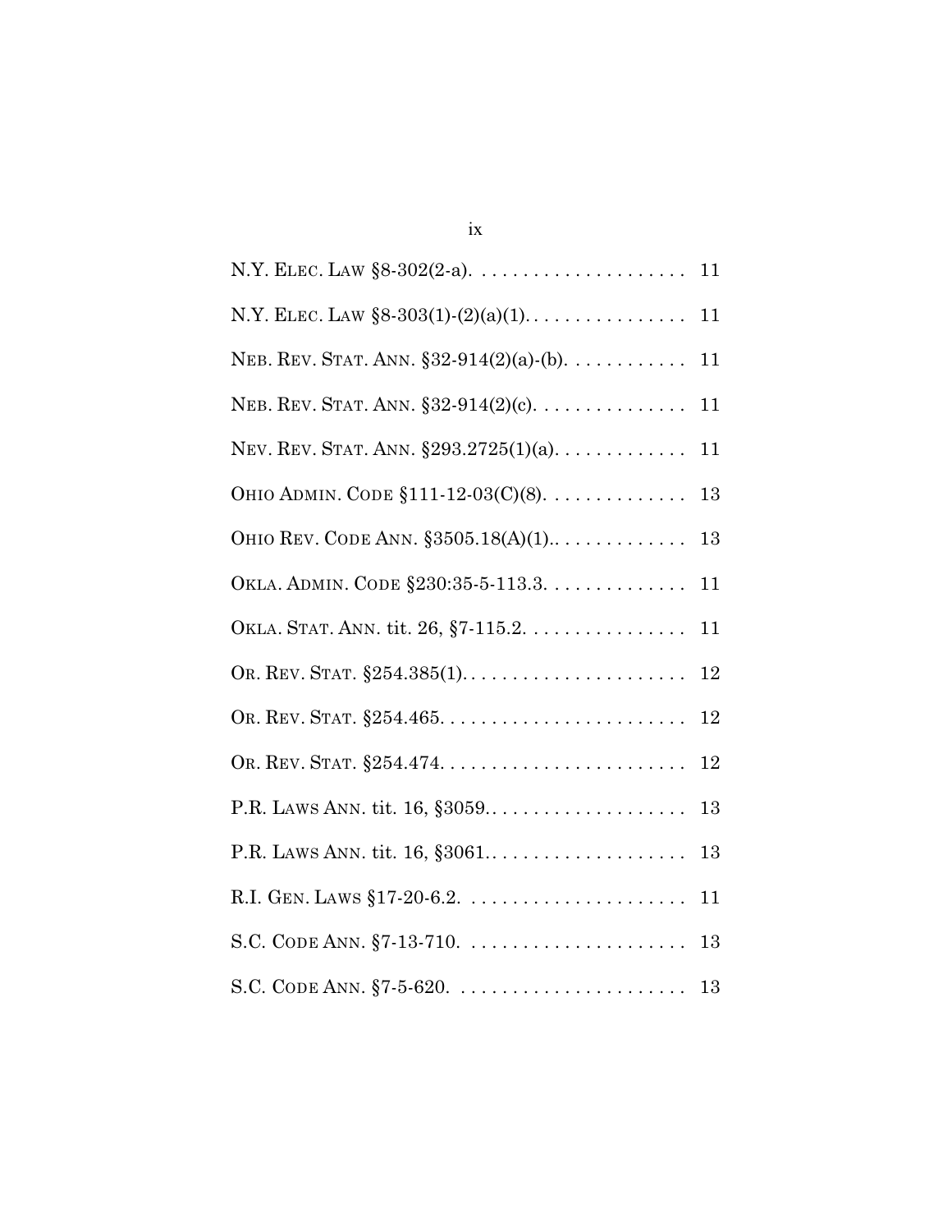N.Y. ELEC. LAW §8-302(2-a). . . . . . . . . . . . . . . . . . . . . 11

N.Y. ELEC. LAW §8-303(1)-(2)(a)(1). . . . . . . . . . . . . . . . 11

NEB. REV. STAT. ANN. §32-914(2)(a)-(b). . . . . . . . . . . . 11

NEB. REV. STAT. ANN. §32-914(2)(c). . . . . . . . . . . . . . . 11

NEV. REV. STAT. ANN. §293.2725(1)(a). . . . . . . . . . . . . 11

OHIO ADMIN. CODE §111-12-03(C)(8). . . . . . . . . . . . . . 13

OHIO REV. CODE ANN. §3505.18(A)(1).. . . . . . . . . . . . . 13

OKLA. ADMIN. CODE §230:35-5-113.3. . . . . . . . . . . . . . 11

OKLA. STAT. ANN. tit. 26, §7-115.2. . . . . . . . . . . . . . . . 11

OR. REV. STAT. §254.385(1). . . . . . . . . . . . . . . . . . . . . . . 12

OR. REV. STAT. §254.465. . . . . . . . . . . . . . . . . . . . . . . . . 12

OR. REV. STAT. §254.474. . . . . . . . . . . . . . . . . . . . . . . . . 12

P.R. LAWS ANN. tit. 16, §3059. . . . . . . . . . . . . . . . . . . . 13

P.R. LAWS ANN. tit. 16, §3061. . . . . . . . . . . . . . . . . . . . 13

R.I. GEN. LAWS §17-20-6.2. . . . . . . . . . . . . . . . . . . . . . 11

S.C. CODE ANN. §7-13-710. . . . . . . . . . . . . . . . . . . . . . 13

S.C. CODE ANN. §7-5-620. . . . . . . . . . . . . . . . . . . . . . . 13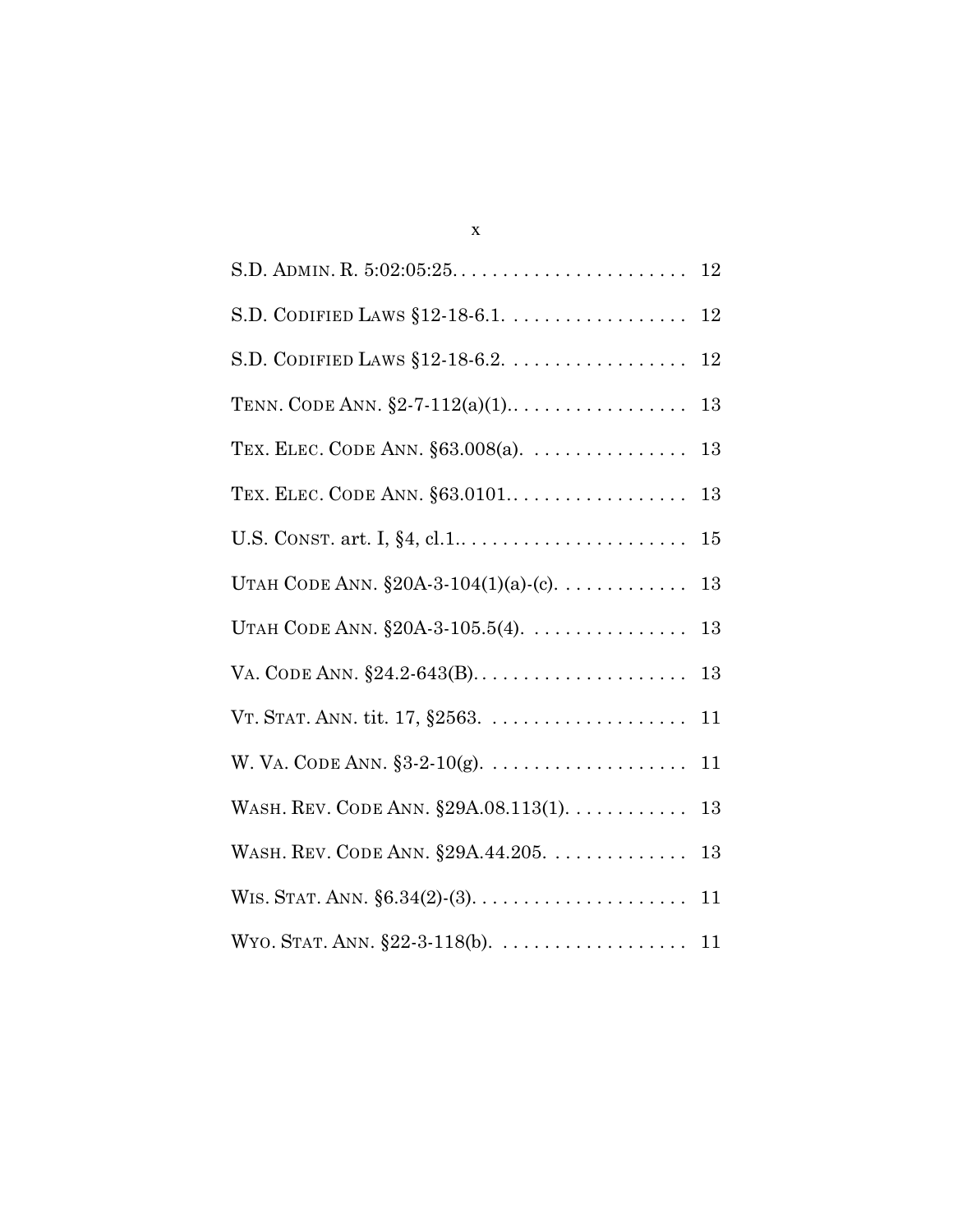| | |
|---|---|
| S.D. ADMIN. R. 5:02:05:25 | 12 |
| S.D. CODIFIED LAWS §12-18-6.1 | 12 |
| S.D. CODIFIED LAWS §12-18-6.2 | 12 |
| TENN. CODE ANN. §2-7-112(a)(1). | 13 |
| TEX. ELEC. CODE ANN. §63.008(a) | 13 |
| TEX. ELEC. CODE ANN. §63.0101. | 13 |
| U.S. CONST. art. I, §4, cl.1. | 15 |
| UTAH CODE ANN. §20A-3-104(1)(a)-(c) | 13 |
| UTAH CODE ANN. §20A-3-105.5(4) | 13 |
| VA. CODE ANN. §24.2-643(B) | 13 |
| VT. STAT. ANN. tit. 17, §2563 | 11 |
| W. VA. CODE ANN. §3-2-10(g) | 11 |
| WASH. REV. CODE ANN. §29A.08.113(1) | 13 |
| WASH. REV. CODE ANN. §29A.44.205 | 13 |
| WIS. STAT. ANN. §6.34(2)-(3) | 11 |
| WYO. STAT. ANN. §22-3-118(b) | 11 |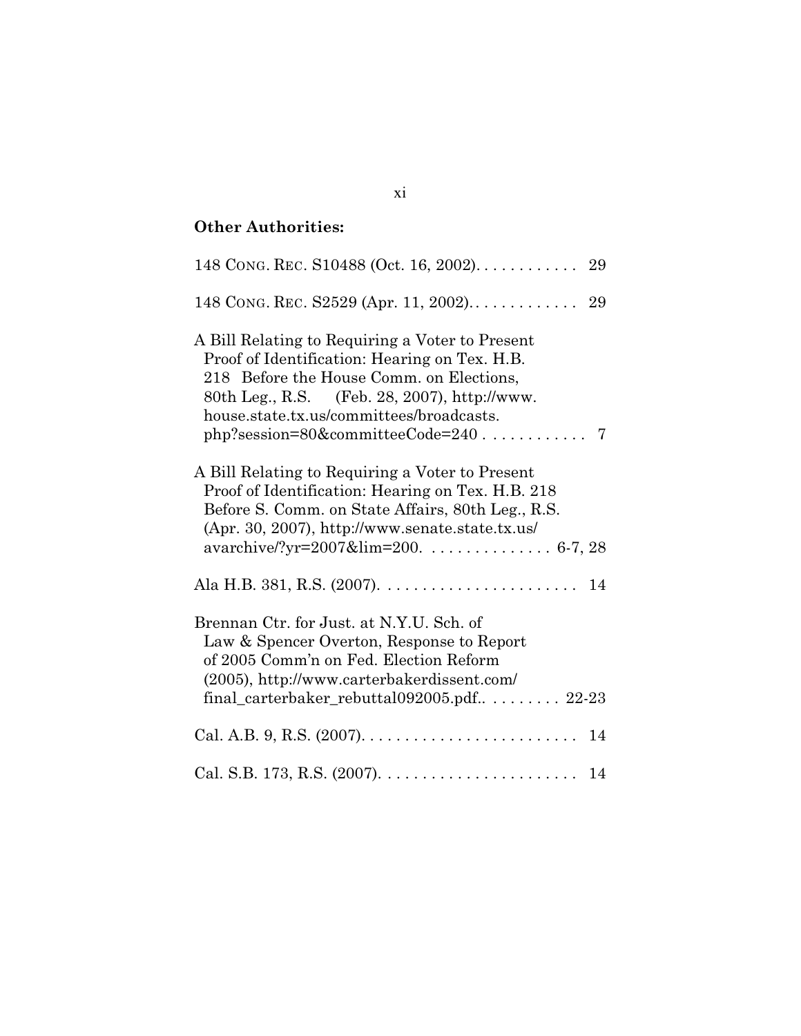**Other Authorities:**

148 Cong. Rec. S10488 (Oct. 16, 2002). . . . . . . . . . . . 29

148 Cong. Rec. S2529 (Apr. 11, 2002). . . . . . . . . . . . . 29

A Bill Relating to Requiring a Voter to Present Proof of Identification: Hearing on Tex. H.B. 218 Before the House Comm. on Elections, 80th Leg., R.S. (Feb. 28, 2007), http://www.house.state.tx.us/committees/broadcasts.php?session=80&committeeCode=240 . . . . . . . . . . . 7

A Bill Relating to Requiring a Voter to Present Proof of Identification: Hearing on Tex. H.B. 218 Before S. Comm. on State Affairs, 80th Leg., R.S. (Apr. 30, 2007), http://www.senate.state.tx.us/avarchive/?yr=2007&lim=200. . . . . . . . . . . . . . . 6-7, 28

Ala H.B. 381, R.S. (2007). . . . . . . . . . . . . . . . . . . . . . . 14

Brennan Ctr. for Just. at N.Y.U. Sch. of Law & Spencer Overton, Response to Report of 2005 Comm'n on Fed. Election Reform (2005), http://www.carterbakerdissent.com/final_carterbaker_rebuttal092005.pdf.. . . . . . . . . 22-23

Cal. A.B. 9, R.S. (2007). . . . . . . . . . . . . . . . . . . . . . . . . 14

Cal. S.B. 173, R.S. (2007). . . . . . . . . . . . . . . . . . . . . . . 14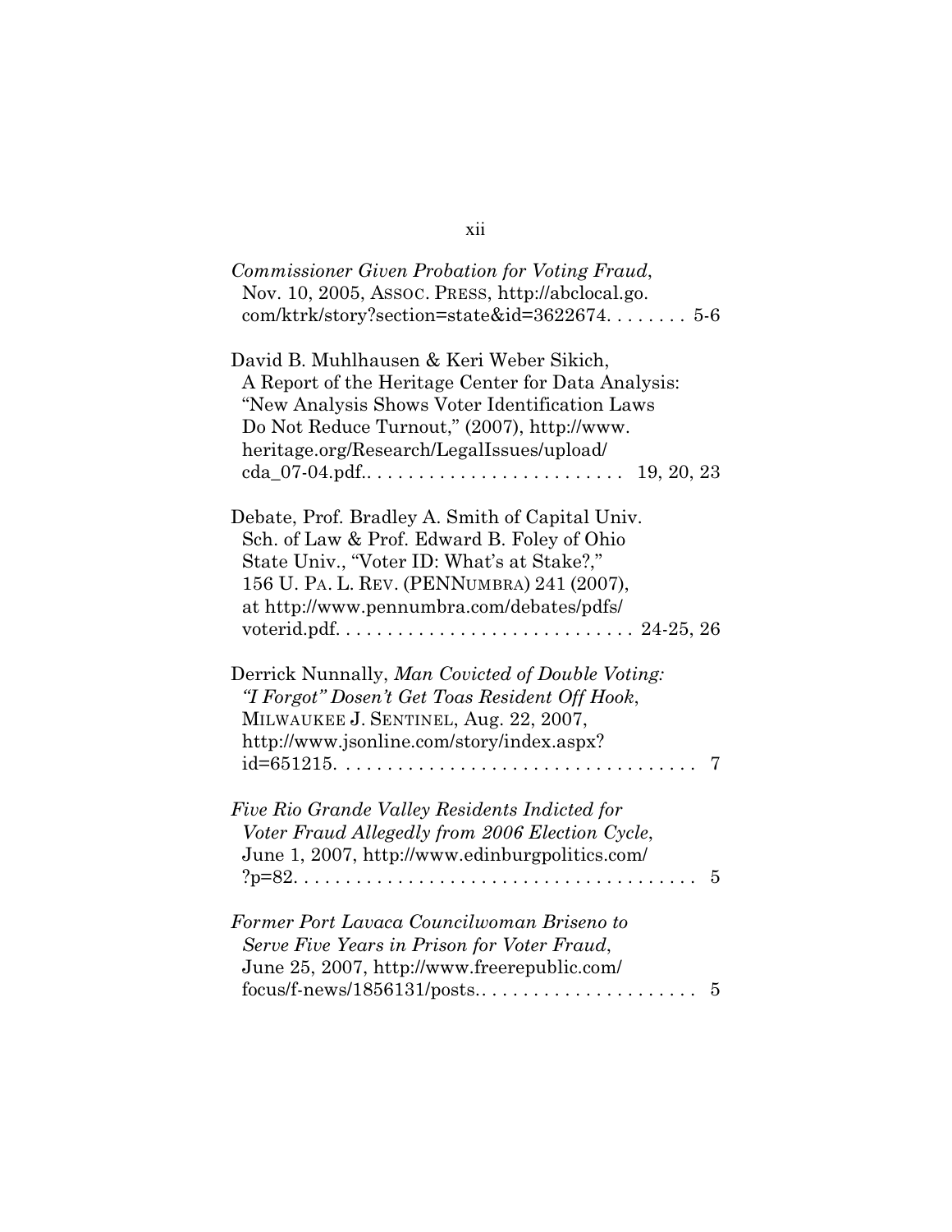*Commissioner Given Probation for Voting Fraud*, Nov. 10, 2005, ASSOC. PRESS, http://abclocal.go.com/ktrk/story?section=state&id=3622674. . . . . . . . 5-6

David B. Muhlhausen & Keri Weber Sikich, A Report of the Heritage Center for Data Analysis: "New Analysis Shows Voter Identification Laws Do Not Reduce Turnout," (2007), http://www.heritage.org/Research/LegalIssues/upload/cda_07-04.pdf.. . . . . . . . . . . . . . . . . . . . . . . . . 19, 20, 23

Debate, Prof. Bradley A. Smith of Capital Univ. Sch. of Law & Prof. Edward B. Foley of Ohio State Univ., "Voter ID: What's at Stake?," 156 U. PA. L. REV. (PENNUMBRA) 241 (2007), at http://www.pennumbra.com/debates/pdfs/voterid.pdf. . . . . . . . . . . . . . . . . . . . . . . . . . . . . 24-25, 26

Derrick Nunnally, *Man Covicted of Double Voting: "I Forgot" Dosen't Get Toas Resident Off Hook*, MILWAUKEE J. SENTINEL, Aug. 22, 2007, http://www.jsonline.com/story/index.aspx?id=651215. . . . . . . . . . . . . . . . . . . . . . . . . . . . . . . . . . 7

*Five Rio Grande Valley Residents Indicted for Voter Fraud Allegedly from 2006 Election Cycle*, June 1, 2007, http://www.edinburgpolitics.com/?p=82. . . . . . . . . . . . . . . . . . . . . . . . . . . . . . . . . . . . . . 5

*Former Port Lavaca Councilwoman Briseno to Serve Five Years in Prison for Voter Fraud*, June 25, 2007, http://www.freerepublic.com/focus/f-news/1856131/posts.. . . . . . . . . . . . . . . . . . . . . 5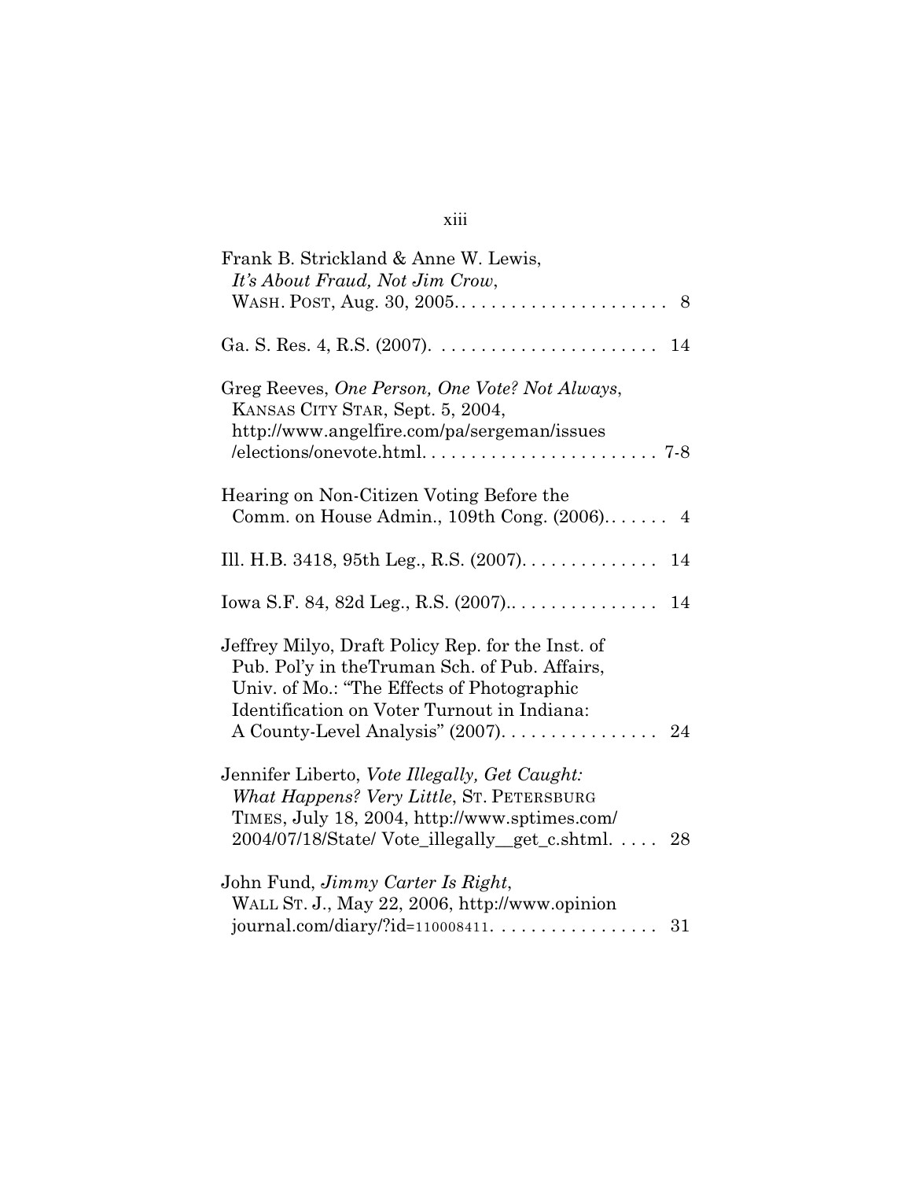Frank B. Strickland & Anne W. Lewis, *It's About Fraud, Not Jim Crow*, WASH. POST, Aug. 30, 2005. . . . . . . . . . . . . . . . . . . . . . 8

Ga. S. Res. 4, R.S. (2007). . . . . . . . . . . . . . . . . . . . . . . 14

Greg Reeves, *One Person, One Vote? Not Always*, KANSAS CITY STAR, Sept. 5, 2004, http://www.angelfire.com/pa/sergeman/issues /elections/onevote.html. . . . . . . . . . . . . . . . . . . . . . . . 7-8

Hearing on Non-Citizen Voting Before the Comm. on House Admin., 109th Cong. (2006). . . . . . . 4

Ill. H.B. 3418, 95th Leg., R.S. (2007). . . . . . . . . . . . . . 14

Iowa S.F. 84, 82d Leg., R.S. (2007).. . . . . . . . . . . . . . . 14

Jeffrey Milyo, Draft Policy Rep. for the Inst. of Pub. Pol'y in theTruman Sch. of Pub. Affairs, Univ. of Mo.: "The Effects of Photographic Identification on Voter Turnout in Indiana: A County-Level Analysis" (2007). . . . . . . . . . . . . . . . 24

Jennifer Liberto, *Vote Illegally, Get Caught: What Happens? Very Little*, ST. PETERSBURG TIMES, July 18, 2004, http://www.sptimes.com/ 2004/07/18/State/ Vote_illegally__get_c.shtml. . . . . 28

John Fund, *Jimmy Carter Is Right*, WALL ST. J., May 22, 2006, http://www.opinion journal.com/diary/?id=110008411. . . . . . . . . . . . . . . . . 31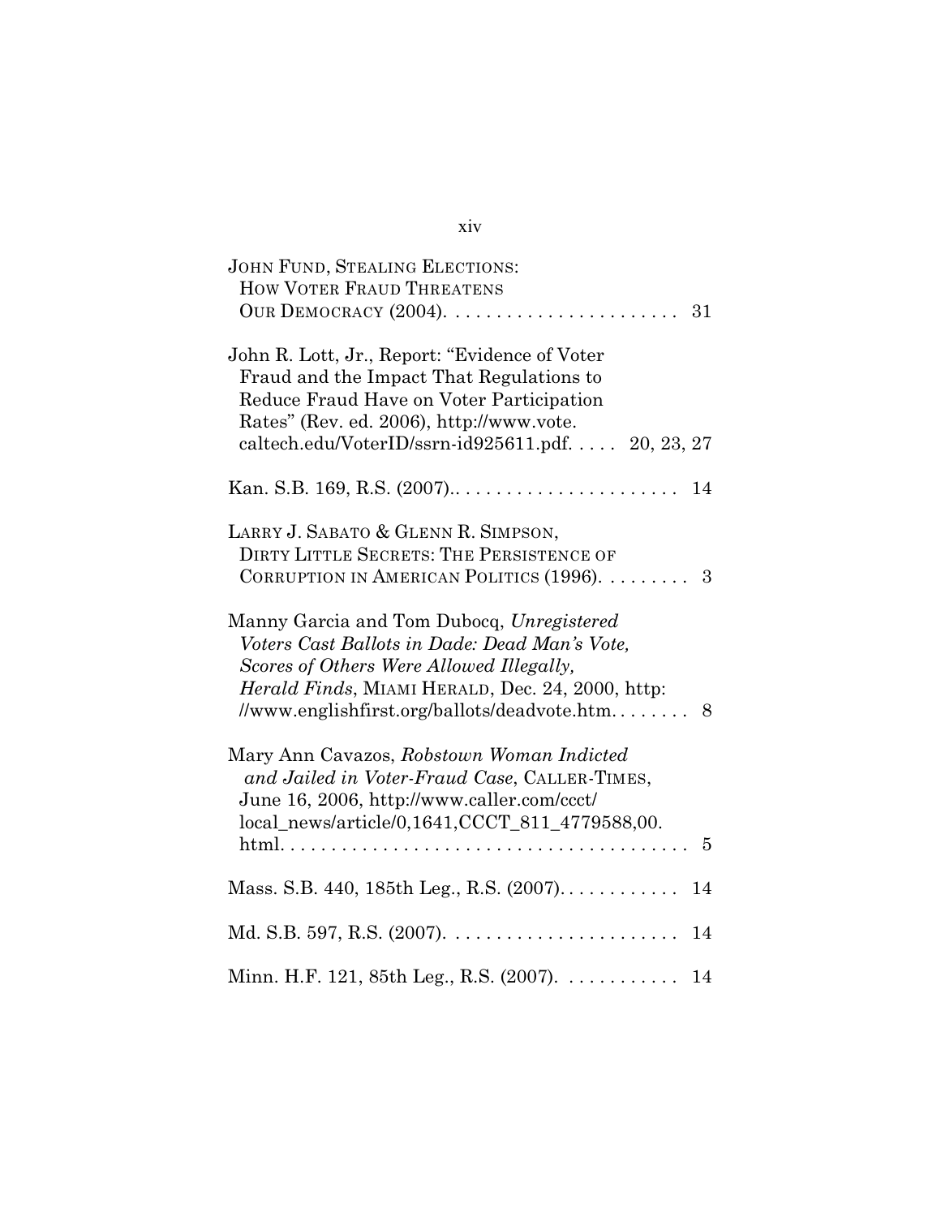JOHN FUND, STEALING ELECTIONS: HOW VOTER FRAUD THREATENS OUR DEMOCRACY (2004). . . . . . . . . . . . . . . . . . . . . . . 31

John R. Lott, Jr., Report: "Evidence of Voter Fraud and the Impact That Regulations to Reduce Fraud Have on Voter Participation Rates" (Rev. ed. 2006), http://www.vote.caltech.edu/VoterID/ssrn-id925611.pdf. . . . . 20, 23, 27

Kan. S.B. 169, R.S. (2007).. . . . . . . . . . . . . . . . . . . . . . 14

LARRY J. SABATO & GLENN R. SIMPSON, DIRTY LITTLE SECRETS: THE PERSISTENCE OF CORRUPTION IN AMERICAN POLITICS (1996). . . . . . . . . 3

Manny Garcia and Tom Dubocq, *Unregistered Voters Cast Ballots in Dade: Dead Man's Vote, Scores of Others Were Allowed Illegally, Herald Finds*, MIAMI HERALD, Dec. 24, 2000, http://www.englishfirst.org/ballots/deadvote.htm. . . . . . . . 8

Mary Ann Cavazos, *Robstown Woman Indicted and Jailed in Voter-Fraud Case*, CALLER-TIMES, June 16, 2006, http://www.caller.com/ccct/local_news/article/0,1641,CCCT_811_4779588,00.html. . . . . . . . . . . . . . . . . . . . . . . . . . . . . . . . . . . . . . . 5

Mass. S.B. 440, 185th Leg., R.S. (2007). . . . . . . . . . . . 14

Md. S.B. 597, R.S. (2007). . . . . . . . . . . . . . . . . . . . . . . 14

Minn. H.F. 121, 85th Leg., R.S. (2007). . . . . . . . . . . . 14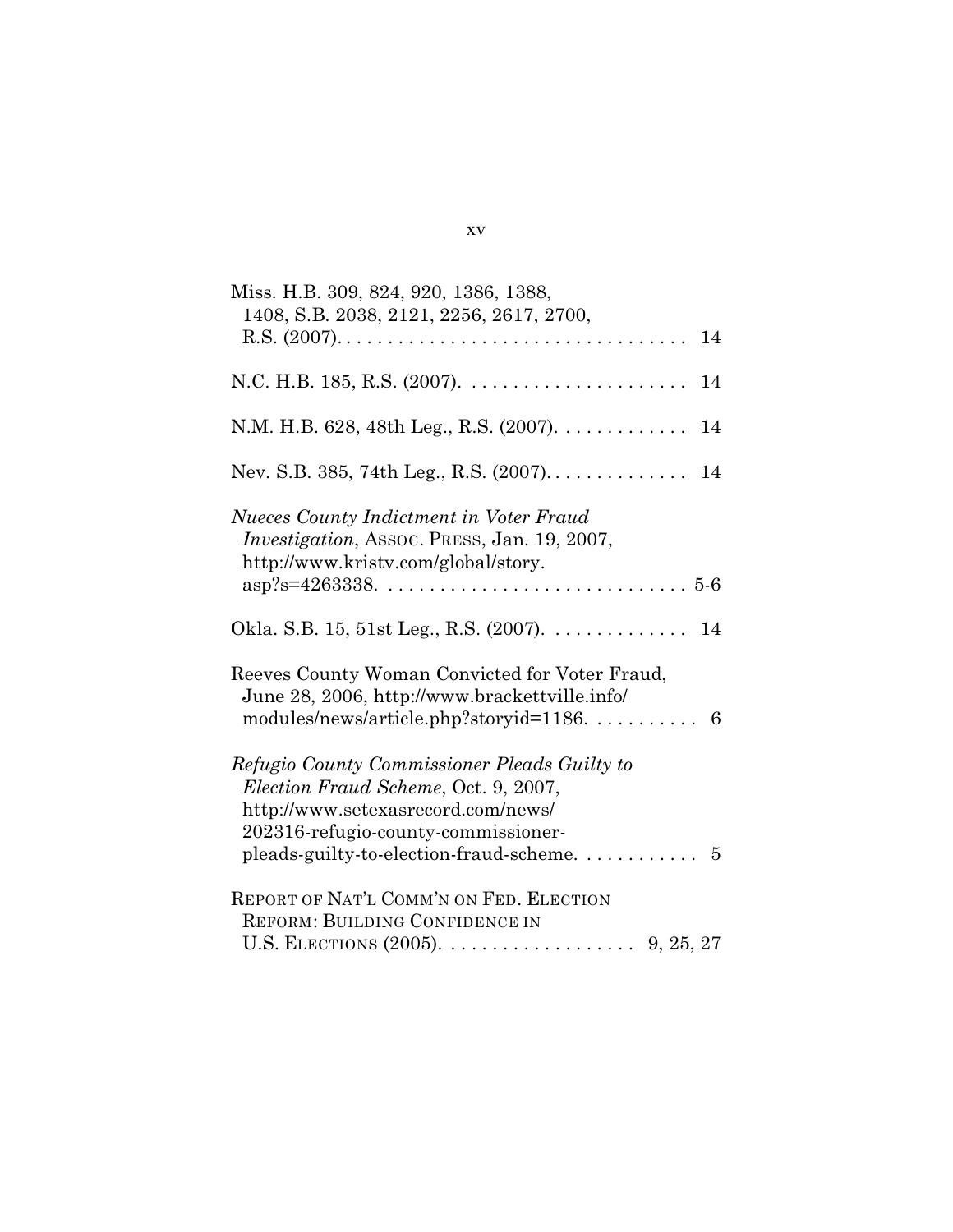Miss. H.B. 309, 824, 920, 1386, 1388, 1408, S.B. 2038, 2121, 2256, 2617, 2700, R.S. (2007). . . . . . . . . . . . . . . . . . . . . . . . . . . . . . . . . 14

N.C. H.B. 185, R.S. (2007). . . . . . . . . . . . . . . . . . . . . . 14

N.M. H.B. 628, 48th Leg., R.S. (2007). . . . . . . . . . . . . 14

Nev. S.B. 385, 74th Leg., R.S. (2007). . . . . . . . . . . . . . 14

*Nueces County Indictment in Voter Fraud Investigation*, ASSOC. PRESS, Jan. 19, 2007, http://www.kristv.com/global/story.asp?s=4263338. . . . . . . . . . . . . . . . . . . . . . . . . . . . . . 5-6

Okla. S.B. 15, 51st Leg., R.S. (2007). . . . . . . . . . . . . . 14

Reeves County Woman Convicted for Voter Fraud, June 28, 2006, http://www.brackettville.info/modules/news/article.php?storyid=1186. . . . . . . . . . . 6

*Refugio County Commissioner Pleads Guilty to Election Fraud Scheme*, Oct. 9, 2007, http://www.setexasrecord.com/news/202316-refugio-county-commissioner-pleads-guilty-to-election-fraud-scheme. . . . . . . . . . . . 5

REPORT OF NAT'L COMM'N ON FED. ELECTION REFORM: BUILDING CONFIDENCE IN U.S. ELECTIONS (2005). . . . . . . . . . . . . . . . . . . 9, 25, 27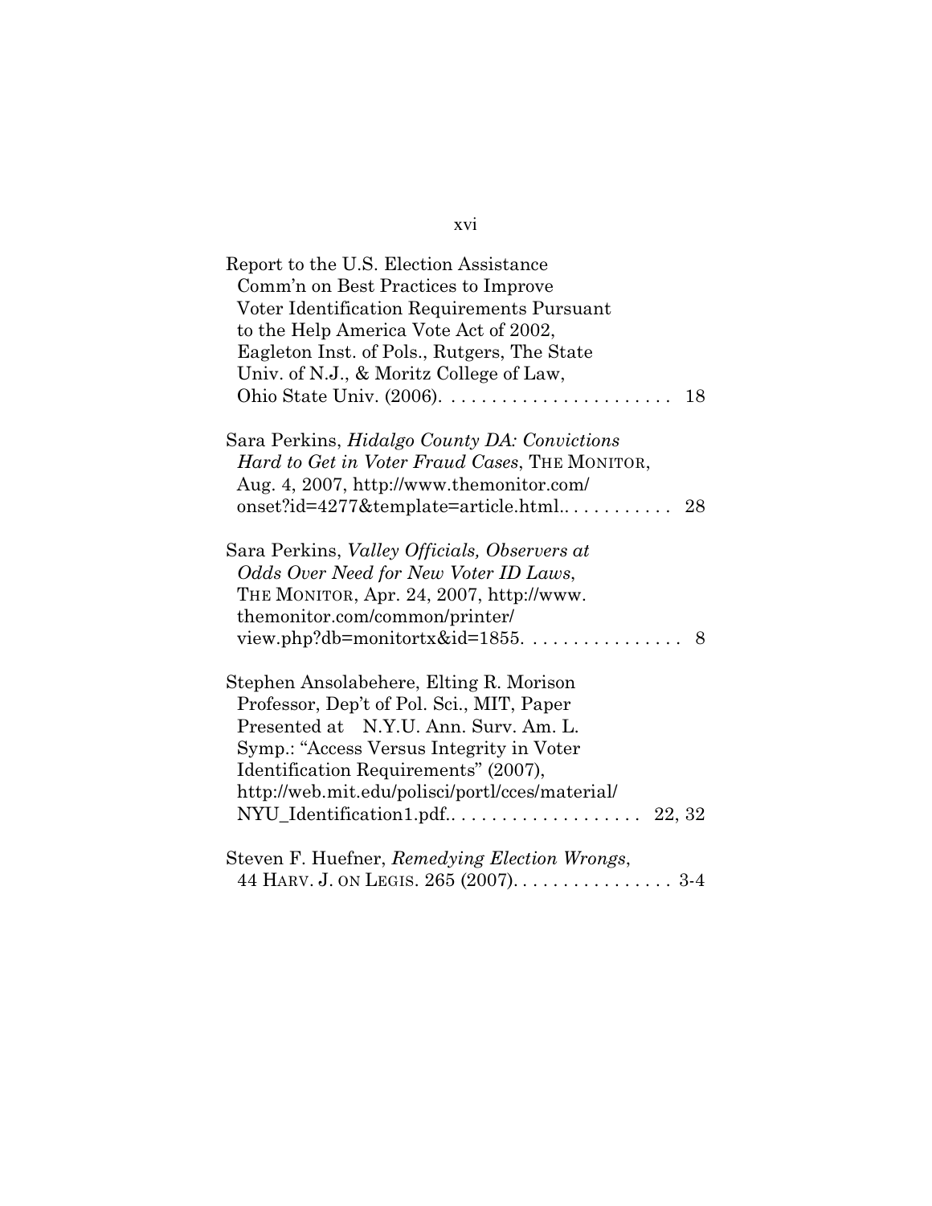Report to the U.S. Election Assistance Comm'n on Best Practices to Improve Voter Identification Requirements Pursuant to the Help America Vote Act of 2002, Eagleton Inst. of Pols., Rutgers, The State Univ. of N.J., & Moritz College of Law, Ohio State Univ. (2006). . . . . . . . . . . . . . . . . . . . . . . 18

Sara Perkins, *Hidalgo County DA: Convictions Hard to Get in Voter Fraud Cases*, THE MONITOR, Aug. 4, 2007, http://www.themonitor.com/onset?id=4277&template=article.html.. . . . . . . . . . . 28

Sara Perkins, *Valley Officials, Observers at Odds Over Need for New Voter ID Laws*, THE MONITOR, Apr. 24, 2007, http://www.themonitor.com/common/printer/view.php?db=monitortx&id=1855. . . . . . . . . . . . . . . . 8

Stephen Ansolabehere, Elting R. Morison Professor, Dep't of Pol. Sci., MIT, Paper Presented at N.Y.U. Ann. Surv. Am. L. Symp.: "Access Versus Integrity in Voter Identification Requirements" (2007), http://web.mit.edu/polisci/portl/cces/material/NYU_Identification1.pdf.. . . . . . . . . . . . . . . . . . . 22, 32

Steven F. Huefner, *Remedying Election Wrongs*, 44 HARV. J. ON LEGIS. 265 (2007). . . . . . . . . . . . . . . . 3-4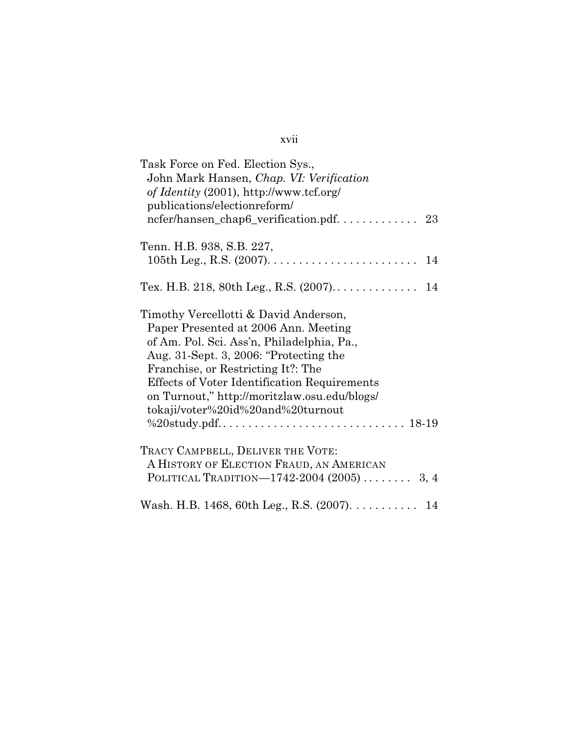Task Force on Fed. Election Sys., John Mark Hansen, *Chap. VI: Verification of Identity* (2001), http://www.tcf.org/publications/electionreform/ncfer/hansen_chap6_verification.pdf. . . . . . . . . . . . . 23

Tenn. H.B. 938, S.B. 227, 105th Leg., R.S. (2007). . . . . . . . . . . . . . . . . . . . . . . . 14

Tex. H.B. 218, 80th Leg., R.S. (2007). . . . . . . . . . . . . . 14

Timothy Vercellotti & David Anderson, Paper Presented at 2006 Ann. Meeting of Am. Pol. Sci. Ass'n, Philadelphia, Pa., Aug. 31-Sept. 3, 2006: "Protecting the Franchise, or Restricting It?: The Effects of Voter Identification Requirements on Turnout," http://moritzlaw.osu.edu/blogs/tokaji/voter%20id%20and%20turnout%20study.pdf. . . . . . . . . . . . . . . . . . . . . . . . . . . . . . 18-19

TRACY CAMPBELL, DELIVER THE VOTE: A HISTORY OF ELECTION FRAUD, AN AMERICAN POLITICAL TRADITION—1742-2004 (2005) . . . . . . . . 3, 4

Wash. H.B. 1468, 60th Leg., R.S. (2007). . . . . . . . . . . 14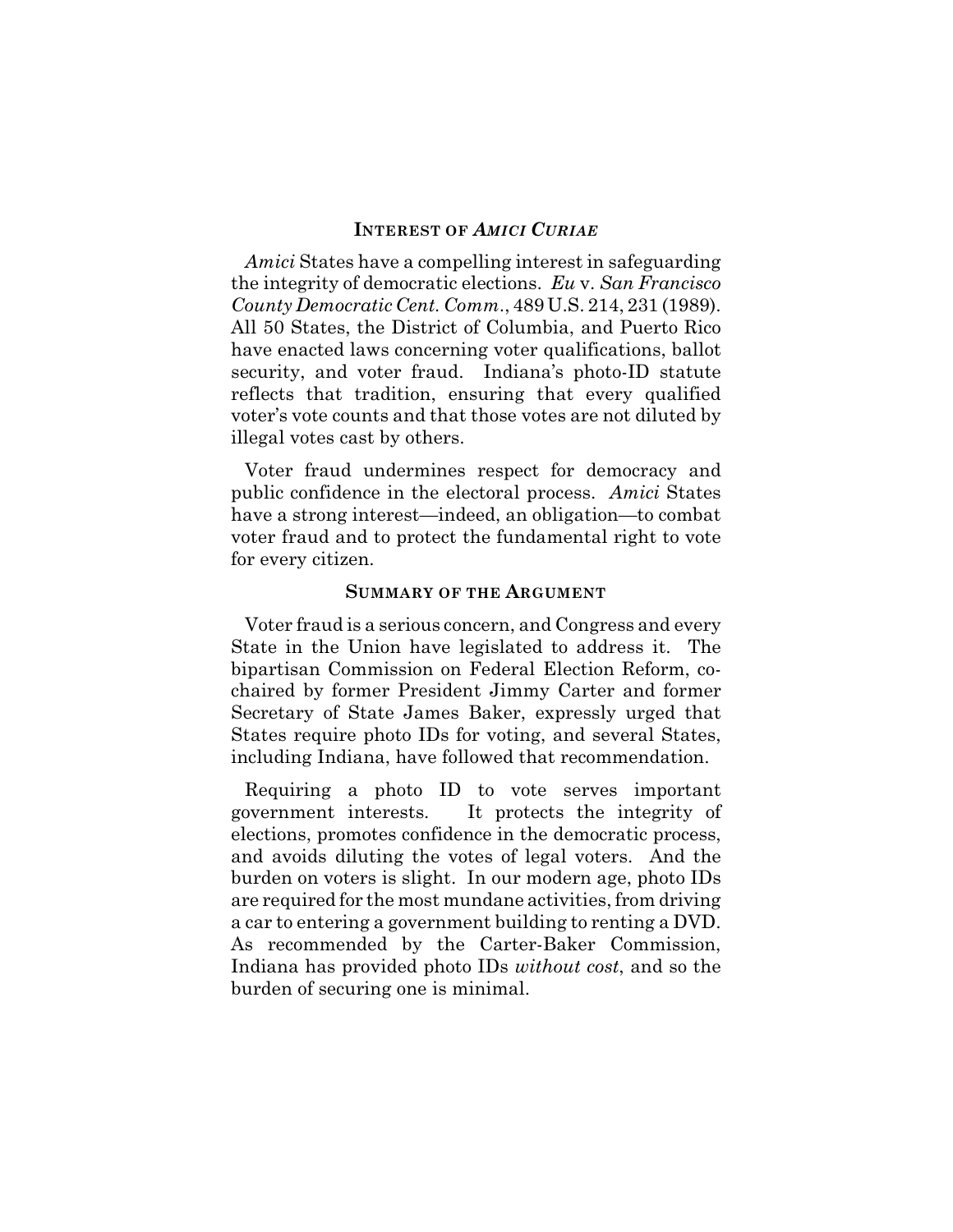## INTEREST OF *AMICI CURIAE*

*Amici* States have a compelling interest in safeguarding the integrity of democratic elections. *Eu* v. *San Francisco County Democratic Cent. Comm.*, 489 U.S. 214, 231 (1989). All 50 States, the District of Columbia, and Puerto Rico have enacted laws concerning voter qualifications, ballot security, and voter fraud. Indiana's photo-ID statute reflects that tradition, ensuring that every qualified voter's vote counts and that those votes are not diluted by illegal votes cast by others.

Voter fraud undermines respect for democracy and public confidence in the electoral process. *Amici* States have a strong interest—indeed, an obligation—to combat voter fraud and to protect the fundamental right to vote for every citizen.

## SUMMARY OF THE ARGUMENT

Voter fraud is a serious concern, and Congress and every State in the Union have legislated to address it. The bipartisan Commission on Federal Election Reform, co-chaired by former President Jimmy Carter and former Secretary of State James Baker, expressly urged that States require photo IDs for voting, and several States, including Indiana, have followed that recommendation.

Requiring a photo ID to vote serves important government interests. It protects the integrity of elections, promotes confidence in the democratic process, and avoids diluting the votes of legal voters. And the burden on voters is slight. In our modern age, photo IDs are required for the most mundane activities, from driving a car to entering a government building to renting a DVD. As recommended by the Carter-Baker Commission, Indiana has provided photo IDs *without cost*, and so the burden of securing one is minimal.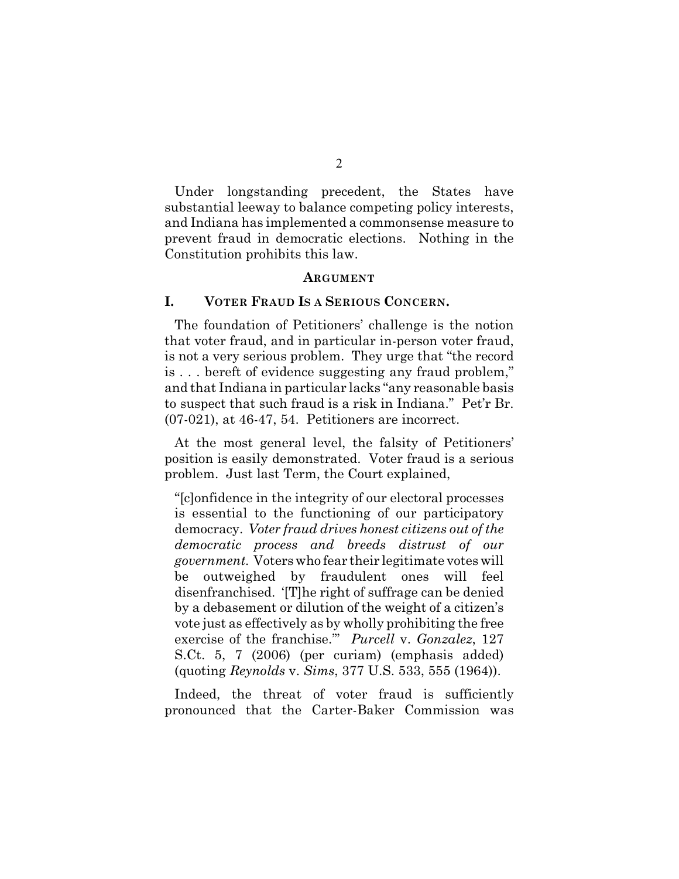Under longstanding precedent, the States have substantial leeway to balance competing policy interests, and Indiana has implemented a commonsense measure to prevent fraud in democratic elections. Nothing in the Constitution prohibits this law.

## ARGUMENT

### I. VOTER FRAUD IS A SERIOUS CONCERN.

The foundation of Petitioners' challenge is the notion that voter fraud, and in particular in-person voter fraud, is not a very serious problem. They urge that "the record is . . . bereft of evidence suggesting any fraud problem," and that Indiana in particular lacks "any reasonable basis to suspect that such fraud is a risk in Indiana." Pet'r Br. (07-021), at 46-47, 54. Petitioners are incorrect.

At the most general level, the falsity of Petitioners' position is easily demonstrated. Voter fraud is a serious problem. Just last Term, the Court explained,

> "[c]onfidence in the integrity of our electoral processes is essential to the functioning of our participatory democracy. *Voter fraud drives honest citizens out of the democratic process and breeds distrust of our government.* Voters who fear their legitimate votes will be outweighed by fraudulent ones will feel disenfranchised. '[T]he right of suffrage can be denied by a debasement or dilution of the weight of a citizen's vote just as effectively as by wholly prohibiting the free exercise of the franchise.'" *Purcell* v. *Gonzalez*, 127 S.Ct. 5, 7 (2006) (per curiam) (emphasis added) (quoting *Reynolds* v. *Sims*, 377 U.S. 533, 555 (1964)).

Indeed, the threat of voter fraud is sufficiently pronounced that the Carter-Baker Commission was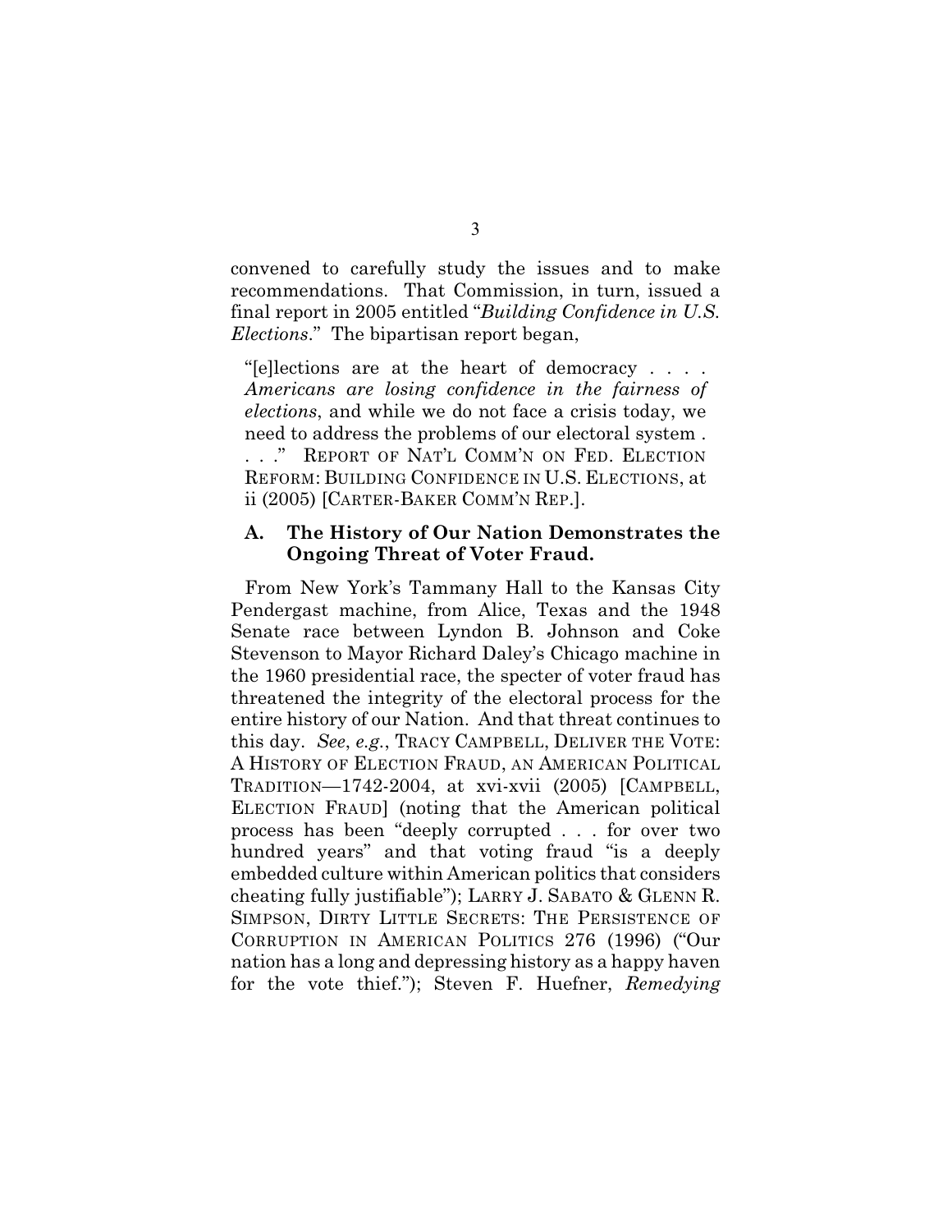convened to carefully study the issues and to make recommendations. That Commission, in turn, issued a final report in 2005 entitled "*Building Confidence in U.S. Elections*." The bipartisan report began,

> "[e]lections are at the heart of democracy . . . . *Americans are losing confidence in the fairness of elections*, and while we do not face a crisis today, we need to address the problems of our electoral system . . . ." REPORT OF NAT'L COMM'N ON FED. ELECTION REFORM: BUILDING CONFIDENCE IN U.S. ELECTIONS, at ii (2005) [CARTER-BAKER COMM'N REP.].

### A. The History of Our Nation Demonstrates the Ongoing Threat of Voter Fraud.

From New York's Tammany Hall to the Kansas City Pendergast machine, from Alice, Texas and the 1948 Senate race between Lyndon B. Johnson and Coke Stevenson to Mayor Richard Daley's Chicago machine in the 1960 presidential race, the specter of voter fraud has threatened the integrity of the electoral process for the entire history of our Nation. And that threat continues to this day. *See*, *e.g.*, TRACY CAMPBELL, DELIVER THE VOTE: A HISTORY OF ELECTION FRAUD, AN AMERICAN POLITICAL TRADITION—1742-2004, at xvi-xvii (2005) [CAMPBELL, ELECTION FRAUD] (noting that the American political process has been "deeply corrupted . . . for over two hundred years" and that voting fraud "is a deeply embedded culture within American politics that considers cheating fully justifiable"); LARRY J. SABATO & GLENN R. SIMPSON, DIRTY LITTLE SECRETS: THE PERSISTENCE OF CORRUPTION IN AMERICAN POLITICS 276 (1996) ("Our nation has a long and depressing history as a happy haven for the vote thief."); Steven F. Huefner, *Remedying*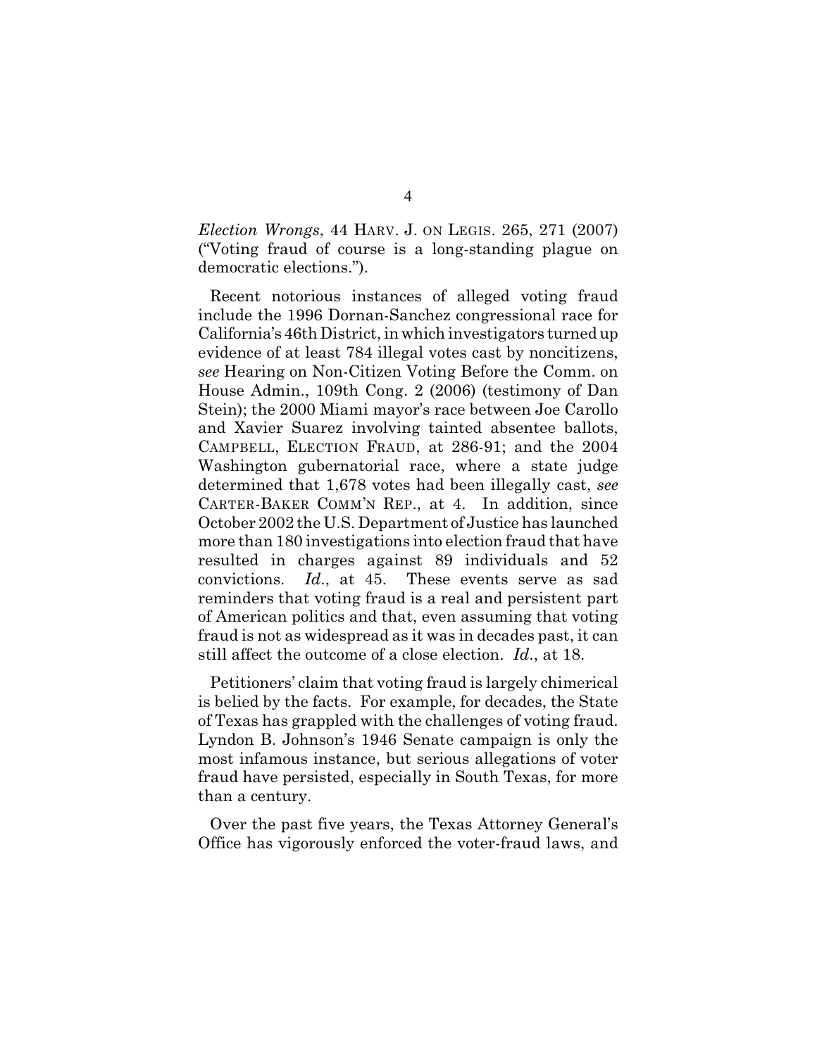*Election Wrongs*, 44 HARV. J. ON LEGIS. 265, 271 (2007) ("Voting fraud of course is a long-standing plague on democratic elections.").

Recent notorious instances of alleged voting fraud include the 1996 Dornan-Sanchez congressional race for California's 46th District, in which investigators turned up evidence of at least 784 illegal votes cast by noncitizens, *see* Hearing on Non-Citizen Voting Before the Comm. on House Admin., 109th Cong. 2 (2006) (testimony of Dan Stein); the 2000 Miami mayor's race between Joe Carollo and Xavier Suarez involving tainted absentee ballots, CAMPBELL, ELECTION FRAUD, at 286-91; and the 2004 Washington gubernatorial race, where a state judge determined that 1,678 votes had been illegally cast, *see* CARTER-BAKER COMM'N REP., at 4. In addition, since October 2002 the U.S. Department of Justice has launched more than 180 investigations into election fraud that have resulted in charges against 89 individuals and 52 convictions. *Id*., at 45. These events serve as sad reminders that voting fraud is a real and persistent part of American politics and that, even assuming that voting fraud is not as widespread as it was in decades past, it can still affect the outcome of a close election. *Id*., at 18.

Petitioners' claim that voting fraud is largely chimerical is belied by the facts. For example, for decades, the State of Texas has grappled with the challenges of voting fraud. Lyndon B. Johnson's 1946 Senate campaign is only the most infamous instance, but serious allegations of voter fraud have persisted, especially in South Texas, for more than a century.

Over the past five years, the Texas Attorney General's Office has vigorously enforced the voter-fraud laws, and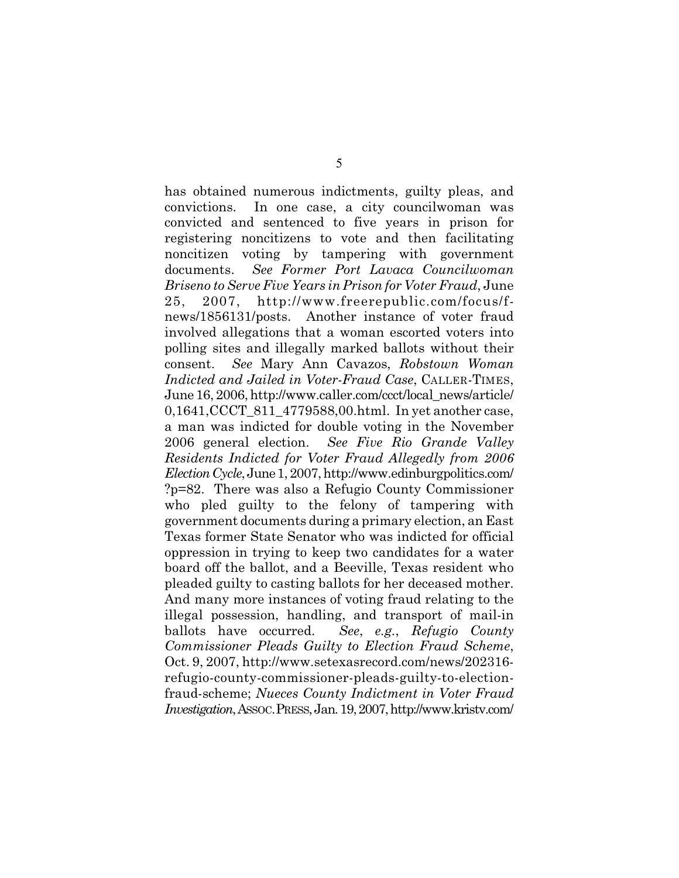has obtained numerous indictments, guilty pleas, and convictions. In one case, a city councilwoman was convicted and sentenced to five years in prison for registering noncitizens to vote and then facilitating noncitizen voting by tampering with government documents. *See Former Port Lavaca Councilwoman Briseno to Serve Five Years in Prison for Voter Fraud*, June 25, 2007, http://www.freerepublic.com/focus/f-news/1856131/posts. Another instance of voter fraud involved allegations that a woman escorted voters into polling sites and illegally marked ballots without their consent. *See* Mary Ann Cavazos, *Robstown Woman Indicted and Jailed in Voter-Fraud Case*, CALLER-TIMES, June 16, 2006, http://www.caller.com/ccct/local_news/article/0,1641,CCCT_811_4779588,00.html. In yet another case, a man was indicted for double voting in the November 2006 general election. *See Five Rio Grande Valley Residents Indicted for Voter Fraud Allegedly from 2006 Election Cycle*, June 1, 2007, http://www.edinburgpolitics.com/?p=82. There was also a Refugio County Commissioner who pled guilty to the felony of tampering with government documents during a primary election, an East Texas former State Senator who was indicted for official oppression in trying to keep two candidates for a water board off the ballot, and a Beeville, Texas resident who pleaded guilty to casting ballots for her deceased mother. And many more instances of voting fraud relating to the illegal possession, handling, and transport of mail-in ballots have occurred. *See*, *e.g.*, *Refugio County Commissioner Pleads Guilty to Election Fraud Scheme*, Oct. 9, 2007, http://www.setexasrecord.com/news/202316-refugio-county-commissioner-pleads-guilty-to-election-fraud-scheme; *Nueces County Indictment in Voter Fraud Investigation*, ASSOC. PRESS, Jan. 19, 2007, http://www.kristv.com/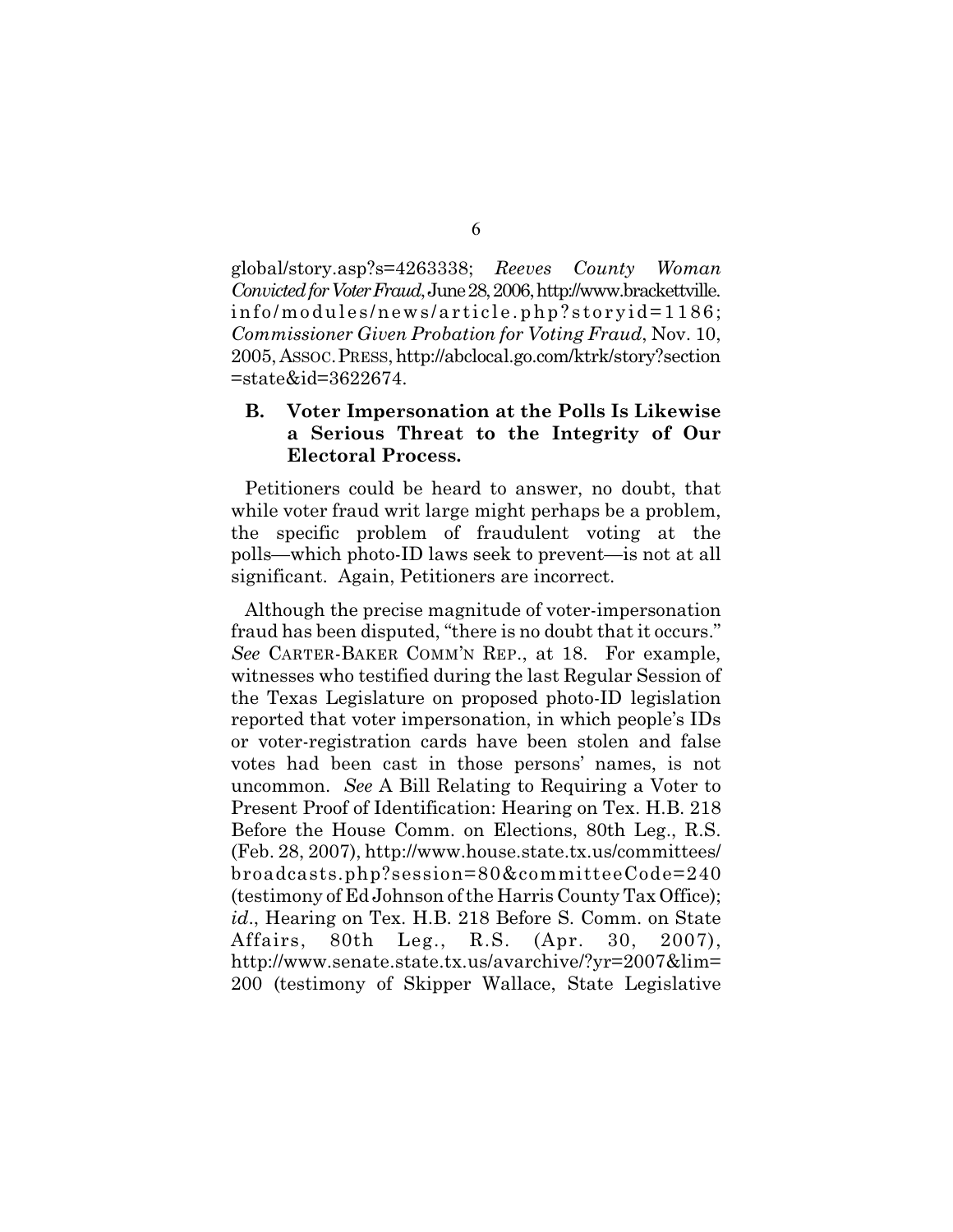global/story.asp?s=4263338; *Reeves County Woman Convicted for Voter Fraud*, June 28, 2006, http://www.brackettville.info/modules/news/article.php?storyid=1186; *Commissioner Given Probation for Voting Fraud*, Nov. 10, 2005, ASSOC. PRESS, http://abclocal.go.com/ktrk/story?section=state&id=3622674.

### B. Voter Impersonation at the Polls Is Likewise a Serious Threat to the Integrity of Our Electoral Process.

Petitioners could be heard to answer, no doubt, that while voter fraud writ large might perhaps be a problem, the specific problem of fraudulent voting at the polls—which photo-ID laws seek to prevent—is not at all significant. Again, Petitioners are incorrect.

Although the precise magnitude of voter-impersonation fraud has been disputed, "there is no doubt that it occurs." *See* CARTER-BAKER COMM'N REP., at 18. For example, witnesses who testified during the last Regular Session of the Texas Legislature on proposed photo-ID legislation reported that voter impersonation, in which people's IDs or voter-registration cards have been stolen and false votes had been cast in those persons' names, is not uncommon. *See* A Bill Relating to Requiring a Voter to Present Proof of Identification: Hearing on Tex. H.B. 218 Before the House Comm. on Elections, 80th Leg., R.S. (Feb. 28, 2007), http://www.house.state.tx.us/committees/broadcasts.php?session=80&committeeCode=240 (testimony of Ed Johnson of the Harris County Tax Office); *id*., Hearing on Tex. H.B. 218 Before S. Comm. on State Affairs, 80th Leg., R.S. (Apr. 30, 2007), http://www.senate.state.tx.us/avarchive/?yr=2007&lim=200 (testimony of Skipper Wallace, State Legislative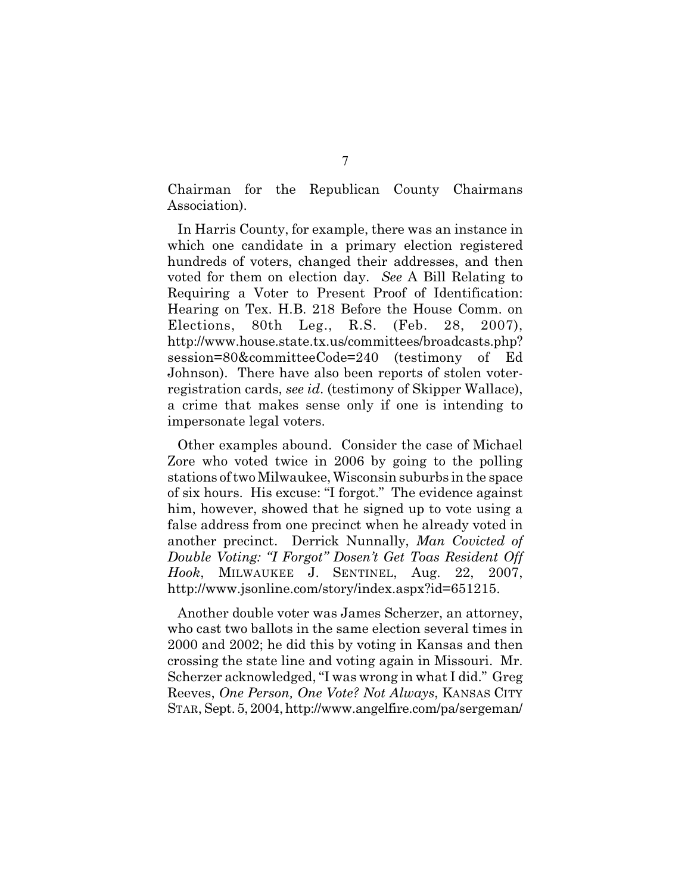Chairman for the Republican County Chairmans Association).

In Harris County, for example, there was an instance in which one candidate in a primary election registered hundreds of voters, changed their addresses, and then voted for them on election day. *See* A Bill Relating to Requiring a Voter to Present Proof of Identification: Hearing on Tex. H.B. 218 Before the House Comm. on Elections, 80th Leg., R.S. (Feb. 28, 2007), http://www.house.state.tx.us/committees/broadcasts.php?session=80&committeeCode=240 (testimony of Ed Johnson). There have also been reports of stolen voter-registration cards, *see id.* (testimony of Skipper Wallace), a crime that makes sense only if one is intending to impersonate legal voters.

Other examples abound. Consider the case of Michael Zore who voted twice in 2006 by going to the polling stations of two Milwaukee, Wisconsin suburbs in the space of six hours. His excuse: "I forgot." The evidence against him, however, showed that he signed up to vote using a false address from one precinct when he already voted in another precinct. Derrick Nunnally, *Man Covicted of Double Voting: "I Forgot" Dosen't Get Toas Resident Off Hook*, MILWAUKEE J. SENTINEL, Aug. 22, 2007, http://www.jsonline.com/story/index.aspx?id=651215.

Another double voter was James Scherzer, an attorney, who cast two ballots in the same election several times in 2000 and 2002; he did this by voting in Kansas and then crossing the state line and voting again in Missouri. Mr. Scherzer acknowledged, "I was wrong in what I did." Greg Reeves, *One Person, One Vote? Not Always*, KANSAS CITY STAR, Sept. 5, 2004, http://www.angelfire.com/pa/sergeman/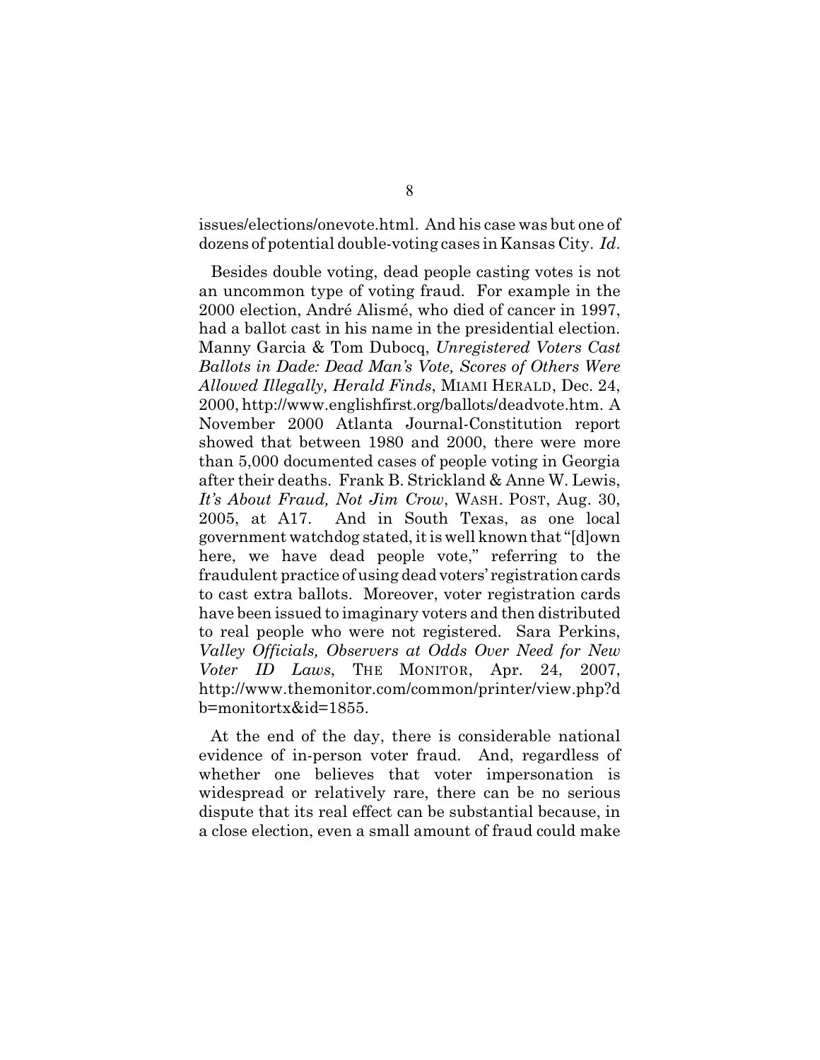issues/elections/onevote.html. And his case was but one of dozens of potential double-voting cases in Kansas City. *Id*.

Besides double voting, dead people casting votes is not an uncommon type of voting fraud. For example in the 2000 election, André Alismé, who died of cancer in 1997, had a ballot cast in his name in the presidential election. Manny Garcia & Tom Dubocq, *Unregistered Voters Cast Ballots in Dade: Dead Man's Vote, Scores of Others Were Allowed Illegally, Herald Finds*, MIAMI HERALD, Dec. 24, 2000, http://www.englishfirst.org/ballots/deadvote.htm. A November 2000 Atlanta Journal-Constitution report showed that between 1980 and 2000, there were more than 5,000 documented cases of people voting in Georgia after their deaths. Frank B. Strickland & Anne W. Lewis, *It's About Fraud, Not Jim Crow*, WASH. POST, Aug. 30, 2005, at A17. And in South Texas, as one local government watchdog stated, it is well known that "[d]own here, we have dead people vote," referring to the fraudulent practice of using dead voters' registration cards to cast extra ballots. Moreover, voter registration cards have been issued to imaginary voters and then distributed to real people who were not registered. Sara Perkins, *Valley Officials, Observers at Odds Over Need for New Voter ID Laws*, THE MONITOR, Apr. 24, 2007, http://www.themonitor.com/common/printer/view.php?db=monitortx&id=1855.

At the end of the day, there is considerable national evidence of in-person voter fraud. And, regardless of whether one believes that voter impersonation is widespread or relatively rare, there can be no serious dispute that its real effect can be substantial because, in a close election, even a small amount of fraud could make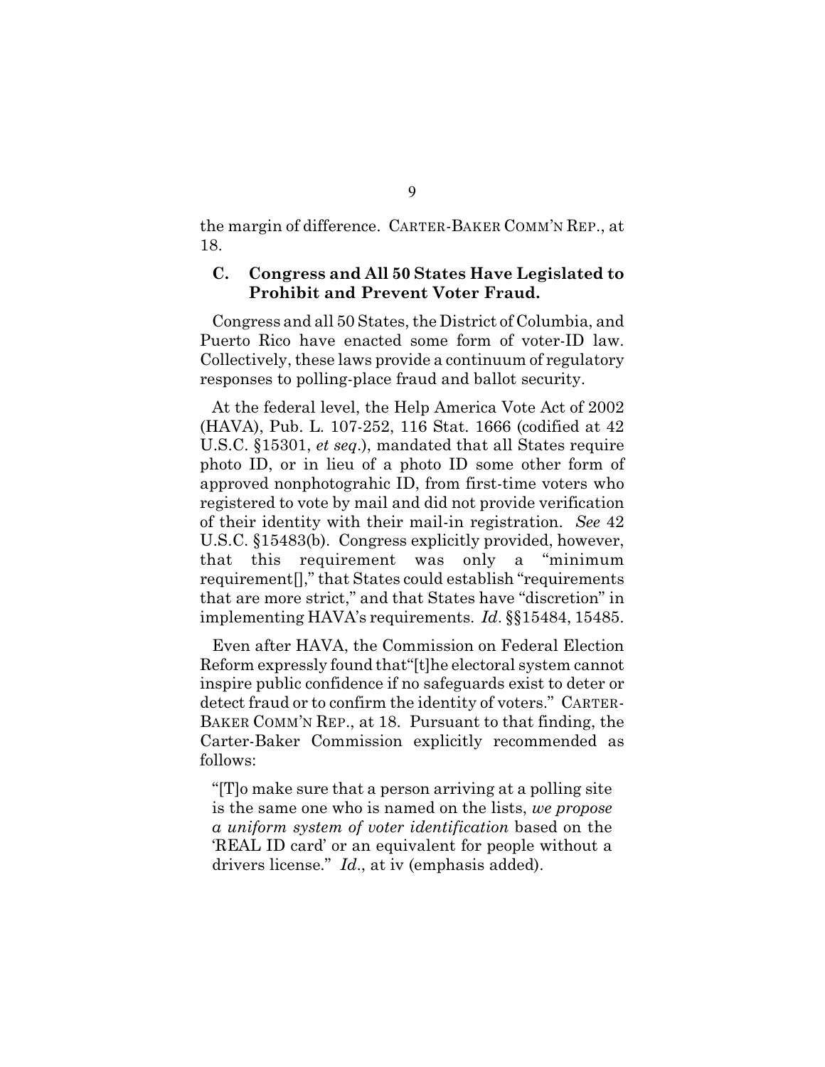the margin of difference. CARTER-BAKER COMM'N REP., at 18.

### C. Congress and All 50 States Have Legislated to Prohibit and Prevent Voter Fraud.

Congress and all 50 States, the District of Columbia, and Puerto Rico have enacted some form of voter-ID law. Collectively, these laws provide a continuum of regulatory responses to polling-place fraud and ballot security.

At the federal level, the Help America Vote Act of 2002 (HAVA), Pub. L. 107-252, 116 Stat. 1666 (codified at 42 U.S.C. §15301, *et seq*.), mandated that all States require photo ID, or in lieu of a photo ID some other form of approved nonphotograhic ID, from first-time voters who registered to vote by mail and did not provide verification of their identity with their mail-in registration. *See* 42 U.S.C. §15483(b). Congress explicitly provided, however, that this requirement was only a "minimum requirement[]," that States could establish "requirements that are more strict," and that States have "discretion" in implementing HAVA's requirements. *Id*. §§15484, 15485.

Even after HAVA, the Commission on Federal Election Reform expressly found that"[t]he electoral system cannot inspire public confidence if no safeguards exist to deter or detect fraud or to confirm the identity of voters." CARTER-BAKER COMM'N REP., at 18. Pursuant to that finding, the Carter-Baker Commission explicitly recommended as follows:

> "[T]o make sure that a person arriving at a polling site is the same one who is named on the lists, *we propose a uniform system of voter identification* based on the 'REAL ID card' or an equivalent for people without a drivers license." *Id*., at iv (emphasis added).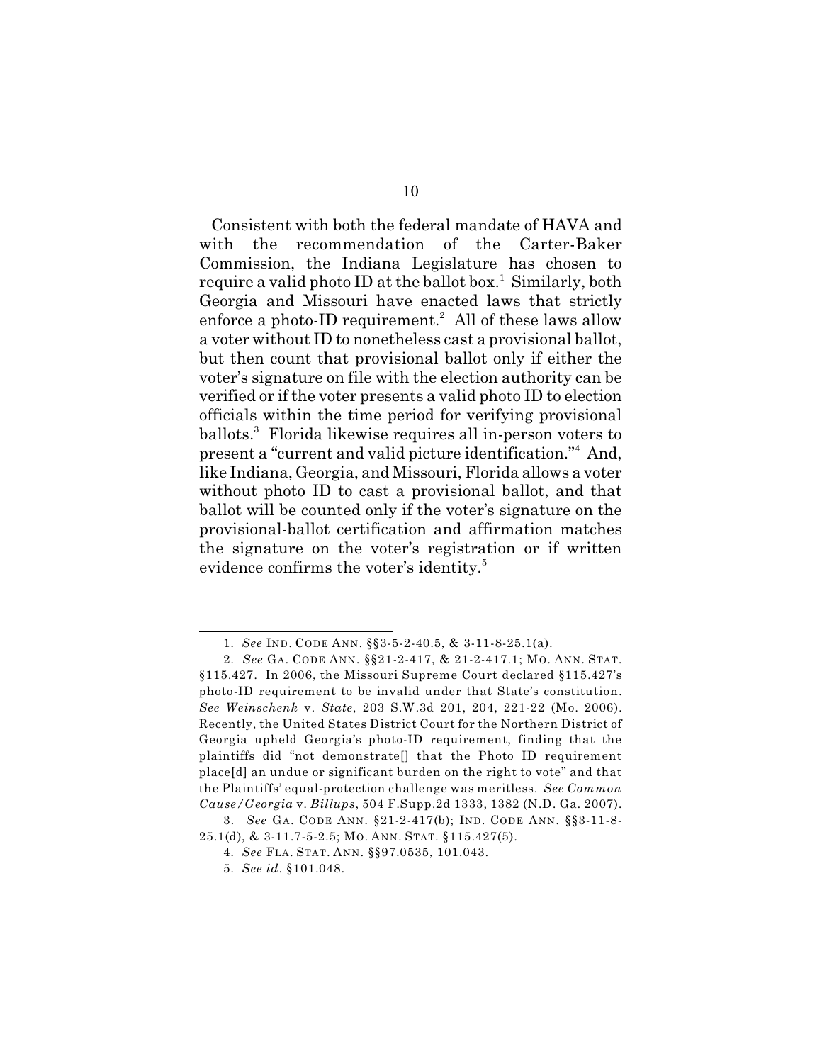Consistent with both the federal mandate of HAVA and with the recommendation of the Carter-Baker Commission, the Indiana Legislature has chosen to require a valid photo ID at the ballot box.[1] Similarly, both Georgia and Missouri have enacted laws that strictly enforce a photo-ID requirement.[2] All of these laws allow a voter without ID to nonetheless cast a provisional ballot, but then count that provisional ballot only if either the voter's signature on file with the election authority can be verified or if the voter presents a valid photo ID to election officials within the time period for verifying provisional ballots.[3] Florida likewise requires all in-person voters to present a "current and valid picture identification."[4] And, like Indiana, Georgia, and Missouri, Florida allows a voter without photo ID to cast a provisional ballot, and that ballot will be counted only if the voter's signature on the provisional-ballot certification and affirmation matches the signature on the voter's registration or if written evidence confirms the voter's identity.[5]

---

1. *See* IND. CODE ANN. §§3-5-2-40.5, & 3-11-8-25.1(a).

2. *See* GA. CODE ANN. §§21-2-417, & 21-2-417.1; MO. ANN. STAT. §115.427. In 2006, the Missouri Supreme Court declared §115.427's photo-ID requirement to be invalid under that State's constitution. *See Weinschenk* v. *State*, 203 S.W.3d 201, 204, 221-22 (Mo. 2006). Recently, the United States District Court for the Northern District of Georgia upheld Georgia's photo-ID requirement, finding that the plaintiffs did "not demonstrate[] that the Photo ID requirement place[d] an undue or significant burden on the right to vote" and that the Plaintiffs' equal-protection challenge was meritless. *See Common Cause/Georgia* v. *Billups*, 504 F.Supp.2d 1333, 1382 (N.D. Ga. 2007).

3. *See* GA. CODE ANN. §21-2-417(b); IND. CODE ANN. §§3-11-8-25.1(d), & 3-11.7-5-2.5; MO. ANN. STAT. §115.427(5).

4. *See* FLA. STAT. ANN. §§97.0535, 101.043.

5. *See id*. §101.048.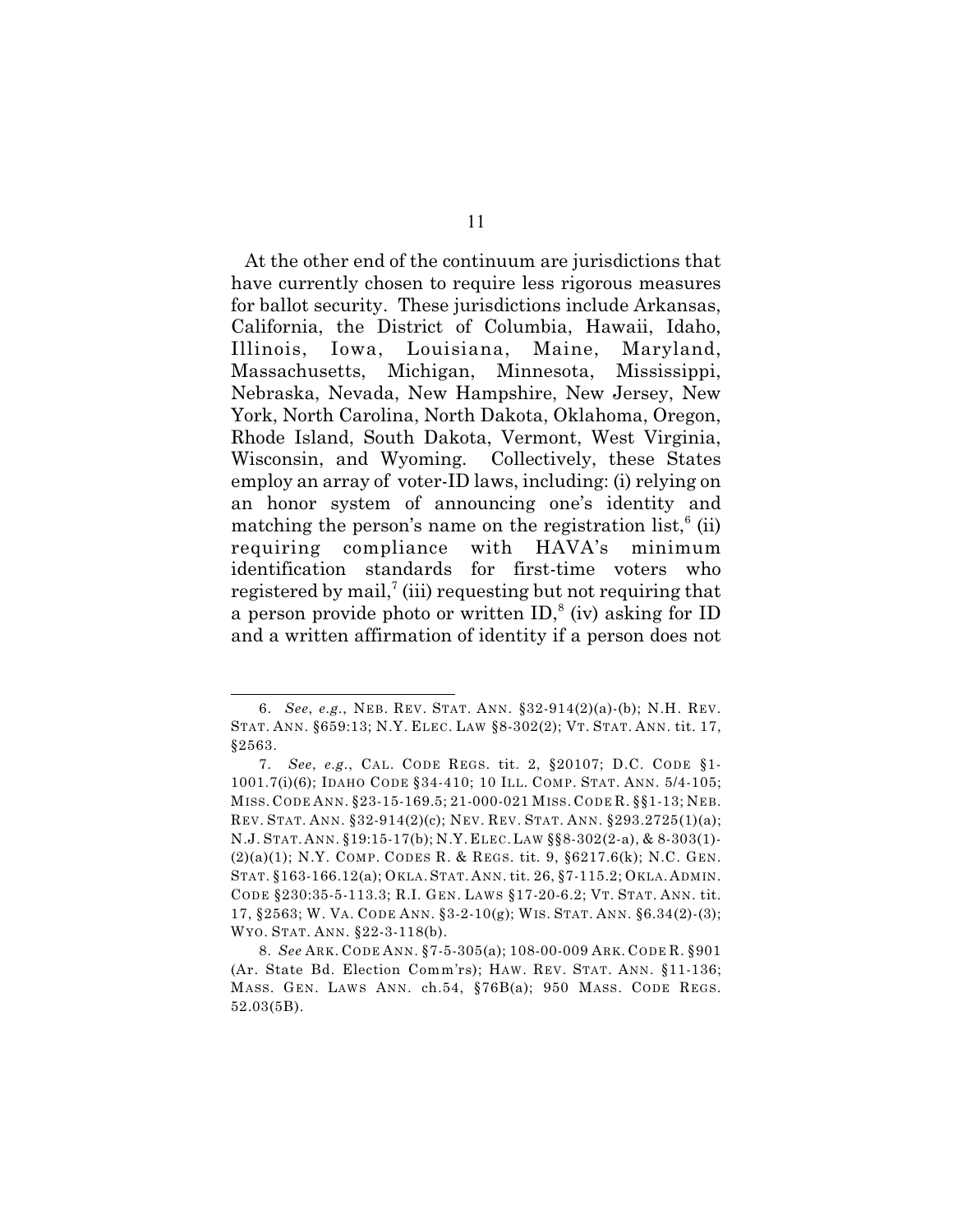At the other end of the continuum are jurisdictions that have currently chosen to require less rigorous measures for ballot security. These jurisdictions include Arkansas, California, the District of Columbia, Hawaii, Idaho, Illinois, Iowa, Louisiana, Maine, Maryland, Massachusetts, Michigan, Minnesota, Mississippi, Nebraska, Nevada, New Hampshire, New Jersey, New York, North Carolina, North Dakota, Oklahoma, Oregon, Rhode Island, South Dakota, Vermont, West Virginia, Wisconsin, and Wyoming. Collectively, these States employ an array of voter-ID laws, including: (i) relying on an honor system of announcing one's identity and matching the person's name on the registration list,[6] (ii) requiring compliance with HAVA's minimum identification standards for first-time voters who registered by mail,[7] (iii) requesting but not requiring that a person provide photo or written ID,[8] (iv) asking for ID and a written affirmation of identity if a person does not

---

6. *See*, *e.g.*, NEB. REV. STAT. ANN. §32-914(2)(a)-(b); N.H. REV. STAT. ANN. §659:13; N.Y. ELEC. LAW §8-302(2); VT. STAT. ANN. tit. 17, §2563.

7. *See*, *e.g.*, CAL. CODE REGS. tit. 2, §20107; D.C. CODE §1-1001.7(i)(6); IDAHO CODE §34-410; 10 ILL. COMP. STAT. ANN. 5/4-105; MISS. CODE ANN. §23-15-169.5; 21-000-021 MISS. CODE R. §§1-13; NEB. REV. STAT. ANN. §32-914(2)(c); NEV. REV. STAT. ANN. §293.2725(1)(a); N.J. STAT. ANN. §19:15-17(b); N.Y. ELEC. LAW §§8-302(2-a), & 8-303(1)-(2)(a)(1); N.Y. COMP. CODES R. & REGS. tit. 9, §6217.6(k); N.C. GEN. STAT. §163-166.12(a); OKLA. STAT. ANN. tit. 26, §7-115.2; OKLA. ADMIN. CODE §230:35-5-113.3; R.I. GEN. LAWS §17-20-6.2; VT. STAT. ANN. tit. 17, §2563; W. VA. CODE ANN. §3-2-10(g); WIS. STAT. ANN. §6.34(2)-(3); WYO. STAT. ANN. §22-3-118(b).

8. *See* ARK. CODE ANN. §7-5-305(a); 108-00-009 ARK. CODE R. §901 (Ar. State Bd. Election Comm'rs); HAW. REV. STAT. ANN. §11-136; MASS. GEN. LAWS ANN. ch.54, §76B(a); 950 MASS. CODE REGS. 52.03(5B).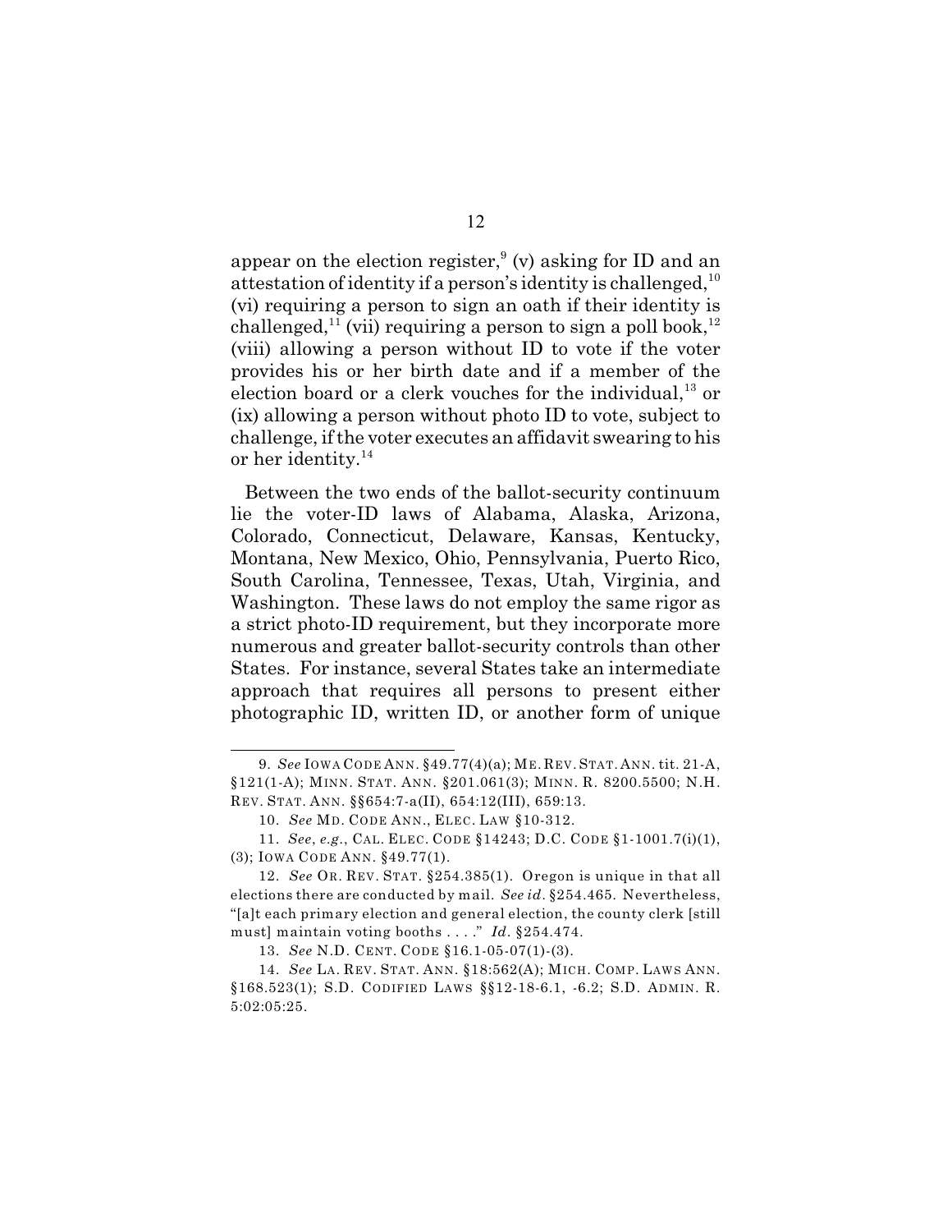appear on the election register,[9] (v) asking for ID and an attestation of identity if a person's identity is challenged,[10] (vi) requiring a person to sign an oath if their identity is challenged,[11] (vii) requiring a person to sign a poll book,[12] (viii) allowing a person without ID to vote if the voter provides his or her birth date and if a member of the election board or a clerk vouches for the individual,[13] or (ix) allowing a person without photo ID to vote, subject to challenge, if the voter executes an affidavit swearing to his or her identity.[14]

Between the two ends of the ballot-security continuum lie the voter-ID laws of Alabama, Alaska, Arizona, Colorado, Connecticut, Delaware, Kansas, Kentucky, Montana, New Mexico, Ohio, Pennsylvania, Puerto Rico, South Carolina, Tennessee, Texas, Utah, Virginia, and Washington. These laws do not employ the same rigor as a strict photo-ID requirement, but they incorporate more numerous and greater ballot-security controls than other States. For instance, several States take an intermediate approach that requires all persons to present either photographic ID, written ID, or another form of unique

---

9. *See* IOWA CODE ANN. §49.77(4)(a); ME. REV. STAT. ANN. tit. 21-A, §121(1-A); MINN. STAT. ANN. §201.061(3); MINN. R. 8200.5500; N.H. REV. STAT. ANN. §§654:7-a(II), 654:12(III), 659:13.

10. *See* MD. CODE ANN., ELEC. LAW §10-312.

11. *See*, *e.g.*, CAL. ELEC. CODE §14243; D.C. CODE §1-1001.7(i)(1), (3); IOWA CODE ANN. §49.77(1).

12. *See* OR. REV. STAT. §254.385(1). Oregon is unique in that all elections there are conducted by mail. *See id.* §254.465. Nevertheless, "[a]t each primary election and general election, the county clerk [still must] maintain voting booths . . . ." *Id.* §254.474.

13. *See* N.D. CENT. CODE §16.1-05-07(1)-(3).

14. *See* LA. REV. STAT. ANN. §18:562(A); MICH. COMP. LAWS ANN. §168.523(1); S.D. CODIFIED LAWS §§12-18-6.1, -6.2; S.D. ADMIN. R. 5:02:05:25.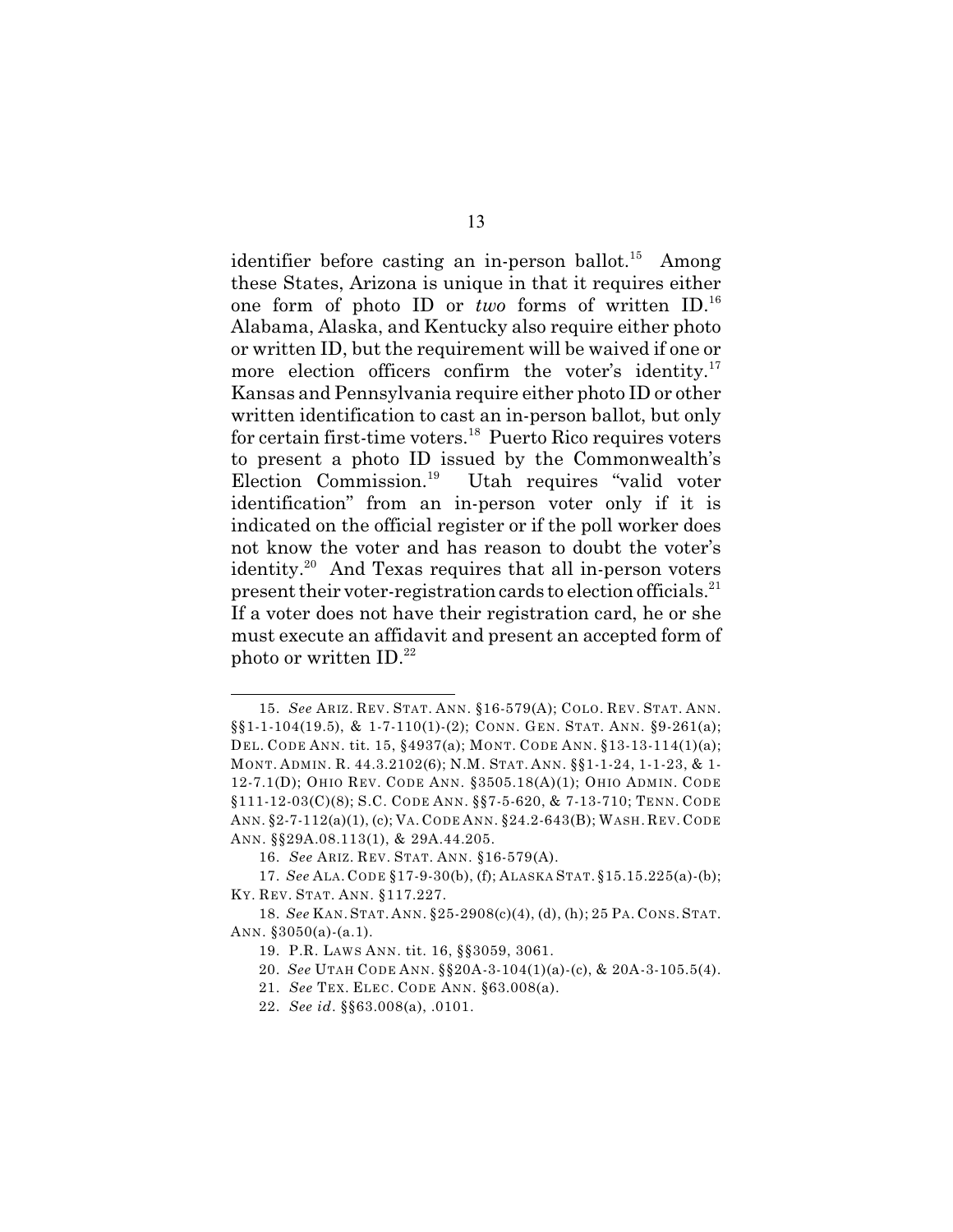identifier before casting an in-person ballot.[15] Among these States, Arizona is unique in that it requires either one form of photo ID or *two* forms of written ID.[16] Alabama, Alaska, and Kentucky also require either photo or written ID, but the requirement will be waived if one or more election officers confirm the voter's identity.[17] Kansas and Pennsylvania require either photo ID or other written identification to cast an in-person ballot, but only for certain first-time voters.[18] Puerto Rico requires voters to present a photo ID issued by the Commonwealth's Election Commission.[19] Utah requires "valid voter identification" from an in-person voter only if it is indicated on the official register or if the poll worker does not know the voter and has reason to doubt the voter's identity.[20] And Texas requires that all in-person voters present their voter-registration cards to election officials.[21] If a voter does not have their registration card, he or she must execute an affidavit and present an accepted form of photo or written ID.[22]

---

15. *See* ARIZ. REV. STAT. ANN. §16-579(A); COLO. REV. STAT. ANN. §§1-1-104(19.5), & 1-7-110(1)-(2); CONN. GEN. STAT. ANN. §9-261(a); DEL. CODE ANN. tit. 15, §4937(a); MONT. CODE ANN. §13-13-114(1)(a); MONT. ADMIN. R. 44.3.2102(6); N.M. STAT. ANN. §§1-1-24, 1-1-23, & 1-12-7.1(D); OHIO REV. CODE ANN. §3505.18(A)(1); OHIO ADMIN. CODE §111-12-03(C)(8); S.C. CODE ANN. §§7-5-620, & 7-13-710; TENN. CODE ANN. §2-7-112(a)(1), (c); VA. CODE ANN. §24.2-643(B); WASH. REV. CODE ANN. §§29A.08.113(1), & 29A.44.205.

16. *See* ARIZ. REV. STAT. ANN. §16-579(A).

17. *See* ALA. CODE §17-9-30(b), (f); ALASKA STAT. §15.15.225(a)-(b); KY. REV. STAT. ANN. §117.227.

18. *See* KAN. STAT. ANN. §25-2908(c)(4), (d), (h); 25 PA. CONS. STAT. ANN. §3050(a)-(a.1).

19. P.R. LAWS ANN. tit. 16, §§3059, 3061.

20. *See* UTAH CODE ANN. §§20A-3-104(1)(a)-(c), & 20A-3-105.5(4).

21. *See* TEX. ELEC. CODE ANN. §63.008(a).

22. *See id*. §§63.008(a), .0101.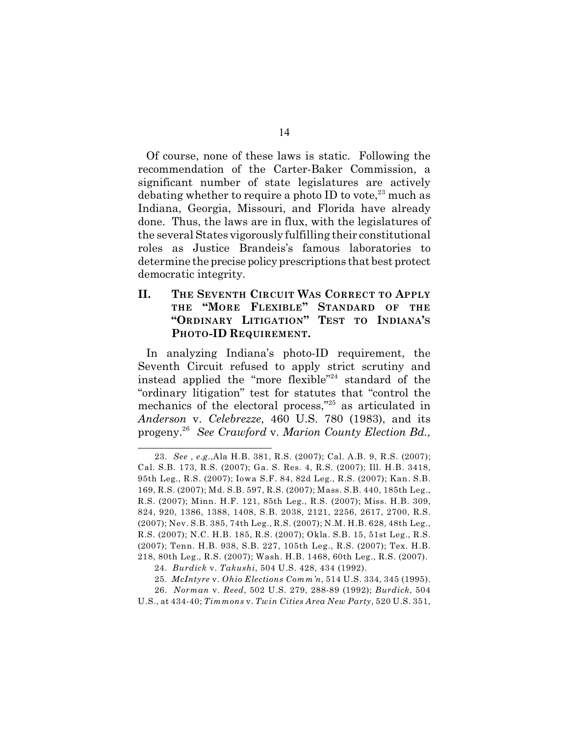Of course, none of these laws is static. Following the recommendation of the Carter-Baker Commission, a significant number of state legislatures are actively debating whether to require a photo ID to vote,[23] much as Indiana, Georgia, Missouri, and Florida have already done. Thus, the laws are in flux, with the legislatures of the several States vigorously fulfilling their constitutional roles as Justice Brandeis's famous laboratories to determine the precise policy prescriptions that best protect democratic integrity.

## II. THE SEVENTH CIRCUIT WAS CORRECT TO APPLY THE "MORE FLEXIBLE" STANDARD OF THE "ORDINARY LITIGATION" TEST TO INDIANA'S PHOTO-ID REQUIREMENT.

In analyzing Indiana's photo-ID requirement, the Seventh Circuit refused to apply strict scrutiny and instead applied the "more flexible"[24] standard of the "ordinary litigation" test for statutes that "control the mechanics of the electoral process,"[25] as articulated in *Anderson* v. *Celebrezze*, 460 U.S. 780 (1983), and its progeny.[26] *See Crawford* v. *Marion County Election Bd.*,

---

23. *See* , *e.g.*,Ala H.B. 381, R.S. (2007); Cal. A.B. 9, R.S. (2007); Cal. S.B. 173, R.S. (2007); Ga. S. Res. 4, R.S. (2007); Ill. H.B. 3418, 95th Leg., R.S. (2007); Iowa S.F. 84, 82d Leg., R.S. (2007); Kan. S.B. 169, R.S. (2007); Md. S.B. 597, R.S. (2007); Mass. S.B. 440, 185th Leg., R.S. (2007); Minn. H.F. 121, 85th Leg., R.S. (2007); Miss. H.B. 309, 824, 920, 1386, 1388, 1408, S.B. 2038, 2121, 2256, 2617, 2700, R.S. (2007); Nev. S.B. 385, 74th Leg., R.S. (2007); N.M. H.B. 628, 48th Leg., R.S. (2007); N.C. H.B. 185, R.S. (2007); Okla. S.B. 15, 51st Leg., R.S. (2007); Tenn. H.B. 938, S.B. 227, 105th Leg., R.S. (2007); Tex. H.B. 218, 80th Leg., R.S. (2007); Wash. H.B. 1468, 60th Leg., R.S. (2007).

24. *Burdick* v. *Takushi*, 504 U.S. 428, 434 (1992).

25. *McIntyre* v. *Ohio Elections Comm'n*, 514 U.S. 334, 345 (1995).

26. *Norman* v. *Reed*, 502 U.S. 279, 288-89 (1992); *Burdick*, 504 U.S., at 434-40; *Timmons* v. *Twin Cities Area New Party*, 520 U.S. 351,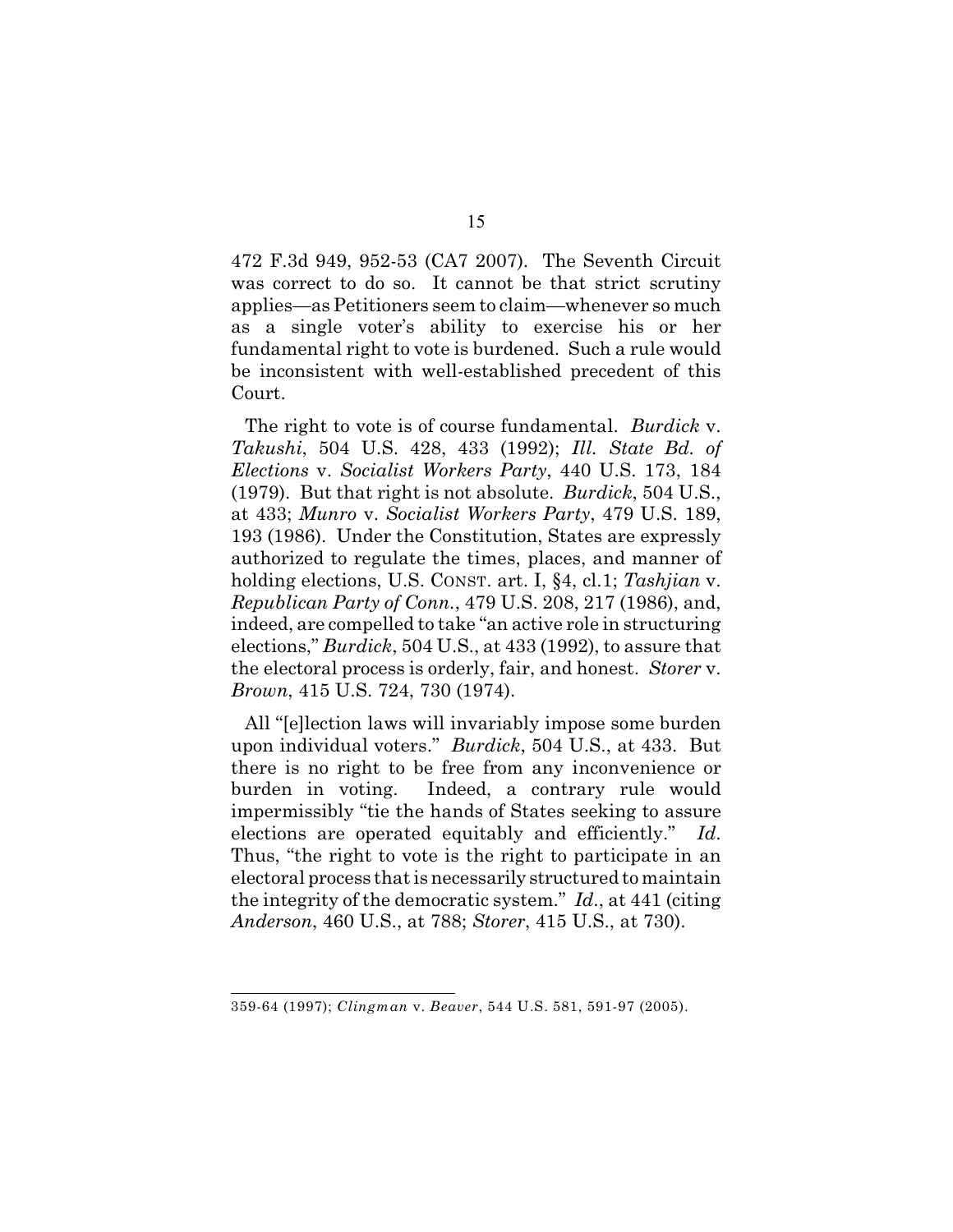472 F.3d 949, 952-53 (CA7 2007). The Seventh Circuit was correct to do so. It cannot be that strict scrutiny applies—as Petitioners seem to claim—whenever so much as a single voter's ability to exercise his or her fundamental right to vote is burdened. Such a rule would be inconsistent with well-established precedent of this Court.

The right to vote is of course fundamental. *Burdick* v. *Takushi*, 504 U.S. 428, 433 (1992); *Ill. State Bd. of Elections* v. *Socialist Workers Party*, 440 U.S. 173, 184 (1979). But that right is not absolute. *Burdick*, 504 U.S., at 433; *Munro* v. *Socialist Workers Party*, 479 U.S. 189, 193 (1986). Under the Constitution, States are expressly authorized to regulate the times, places, and manner of holding elections, U.S. CONST. art. I, §4, cl.1; *Tashjian* v. *Republican Party of Conn.*, 479 U.S. 208, 217 (1986), and, indeed, are compelled to take "an active role in structuring elections," *Burdick*, 504 U.S., at 433 (1992), to assure that the electoral process is orderly, fair, and honest. *Storer* v. *Brown*, 415 U.S. 724, 730 (1974).

All "[e]lection laws will invariably impose some burden upon individual voters." *Burdick*, 504 U.S., at 433. But there is no right to be free from any inconvenience or burden in voting. Indeed, a contrary rule would impermissibly "tie the hands of States seeking to assure elections are operated equitably and efficiently." *Id*. Thus, "the right to vote is the right to participate in an electoral process that is necessarily structured to maintain the integrity of the democratic system." *Id*., at 441 (citing *Anderson*, 460 U.S., at 788; *Storer*, 415 U.S., at 730).

---

359-64 (1997); *Clingman* v. *Beaver*, 544 U.S. 581, 591-97 (2005).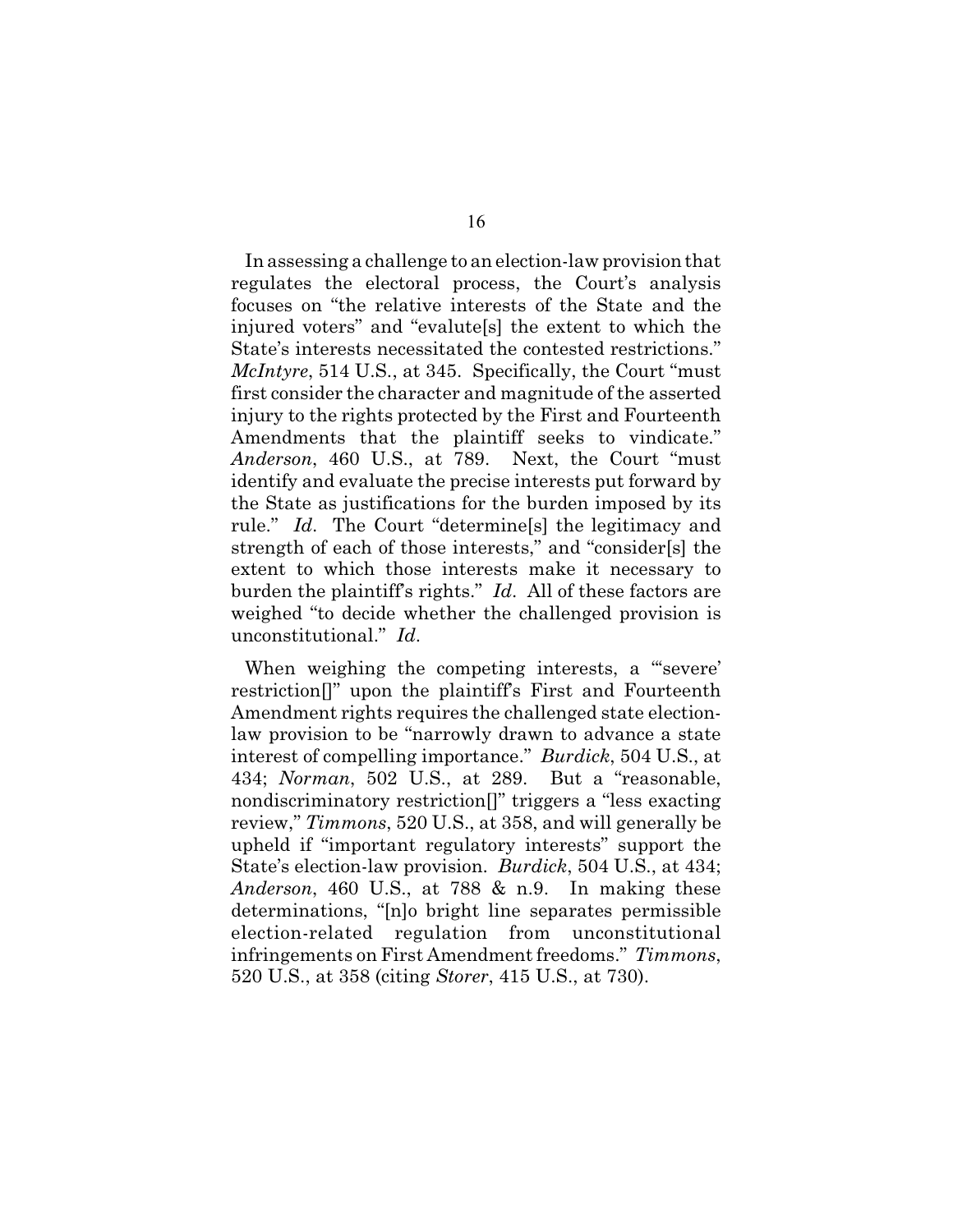In assessing a challenge to an election-law provision that regulates the electoral process, the Court's analysis focuses on "the relative interests of the State and the injured voters" and "evalute[s] the extent to which the State's interests necessitated the contested restrictions." *McIntyre*, 514 U.S., at 345. Specifically, the Court "must first consider the character and magnitude of the asserted injury to the rights protected by the First and Fourteenth Amendments that the plaintiff seeks to vindicate." *Anderson*, 460 U.S., at 789. Next, the Court "must identify and evaluate the precise interests put forward by the State as justifications for the burden imposed by its rule." *Id*. The Court "determine[s] the legitimacy and strength of each of those interests," and "consider[s] the extent to which those interests make it necessary to burden the plaintiff's rights." *Id*. All of these factors are weighed "to decide whether the challenged provision is unconstitutional." *Id*.

When weighing the competing interests, a "'severe' restriction[]" upon the plaintiff's First and Fourteenth Amendment rights requires the challenged state election-law provision to be "narrowly drawn to advance a state interest of compelling importance." *Burdick*, 504 U.S., at 434; *Norman*, 502 U.S., at 289. But a "reasonable, nondiscriminatory restriction[]" triggers a "less exacting review," *Timmons*, 520 U.S., at 358, and will generally be upheld if "important regulatory interests" support the State's election-law provision. *Burdick*, 504 U.S., at 434; *Anderson*, 460 U.S., at 788 & n.9. In making these determinations, "[n]o bright line separates permissible election-related regulation from unconstitutional infringements on First Amendment freedoms." *Timmons*, 520 U.S., at 358 (citing *Storer*, 415 U.S., at 730).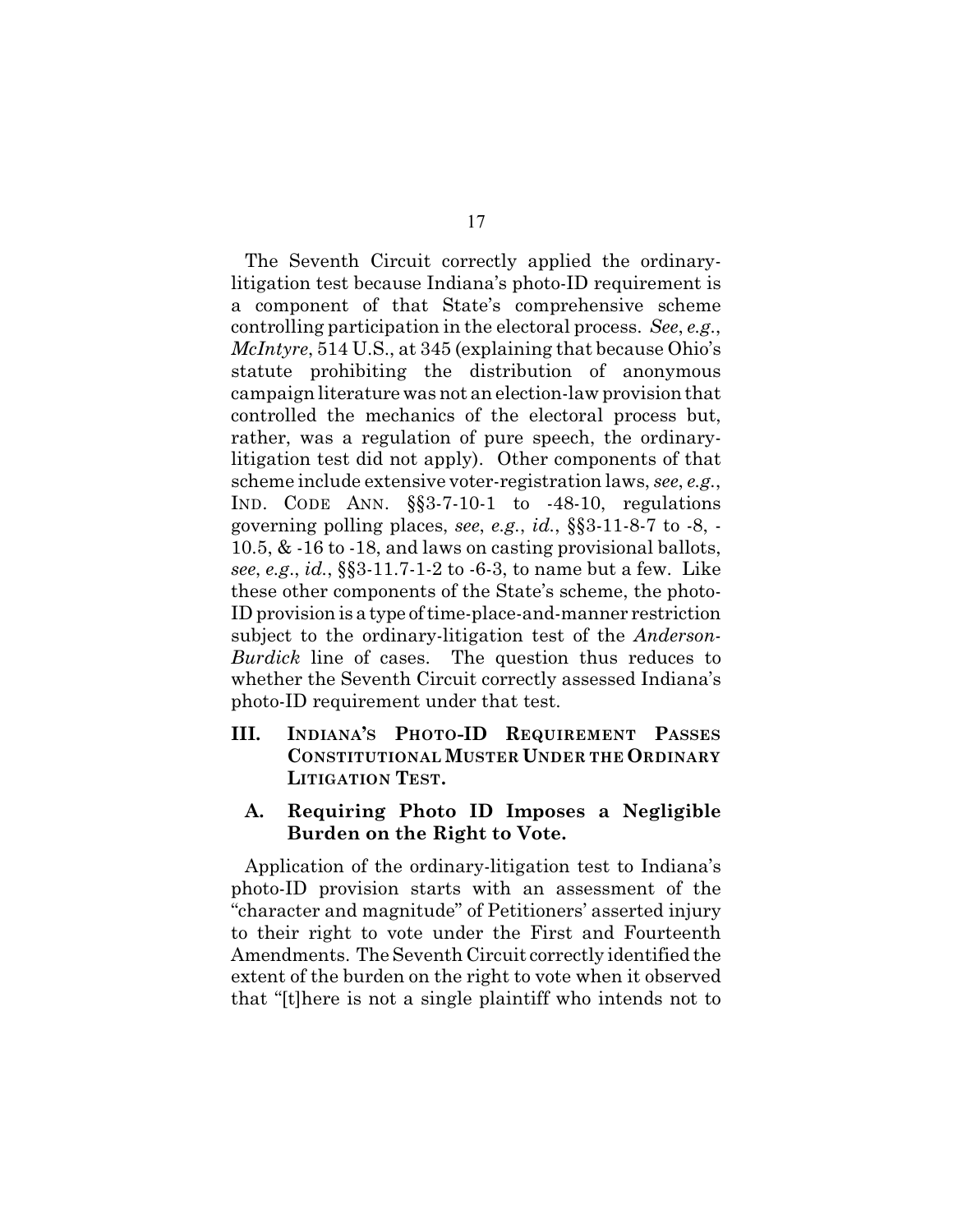The Seventh Circuit correctly applied the ordinary-litigation test because Indiana's photo-ID requirement is a component of that State's comprehensive scheme controlling participation in the electoral process. *See*, *e.g.*, *McIntyre*, 514 U.S., at 345 (explaining that because Ohio's statute prohibiting the distribution of anonymous campaign literature was not an election-law provision that controlled the mechanics of the electoral process but, rather, was a regulation of pure speech, the ordinary-litigation test did not apply). Other components of that scheme include extensive voter-registration laws, *see*, *e.g.*, IND. CODE ANN. §§3-7-10-1 to -48-10, regulations governing polling places, *see*, *e.g.*, *id.*, §§3-11-8-7 to -8, -10.5, & -16 to -18, and laws on casting provisional ballots, *see*, *e.g*., *id.*, §§3-11.7-1-2 to -6-3, to name but a few. Like these other components of the State's scheme, the photo-ID provision is a type of time-place-and-manner restriction subject to the ordinary-litigation test of the *Anderson-Burdick* line of cases. The question thus reduces to whether the Seventh Circuit correctly assessed Indiana's photo-ID requirement under that test.

## III. INDIANA'S PHOTO-ID REQUIREMENT PASSES CONSTITUTIONAL MUSTER UNDER THE ORDINARY LITIGATION TEST.

### A. Requiring Photo ID Imposes a Negligible Burden on the Right to Vote.

Application of the ordinary-litigation test to Indiana's photo-ID provision starts with an assessment of the "character and magnitude" of Petitioners' asserted injury to their right to vote under the First and Fourteenth Amendments. The Seventh Circuit correctly identified the extent of the burden on the right to vote when it observed that "[t]here is not a single plaintiff who intends not to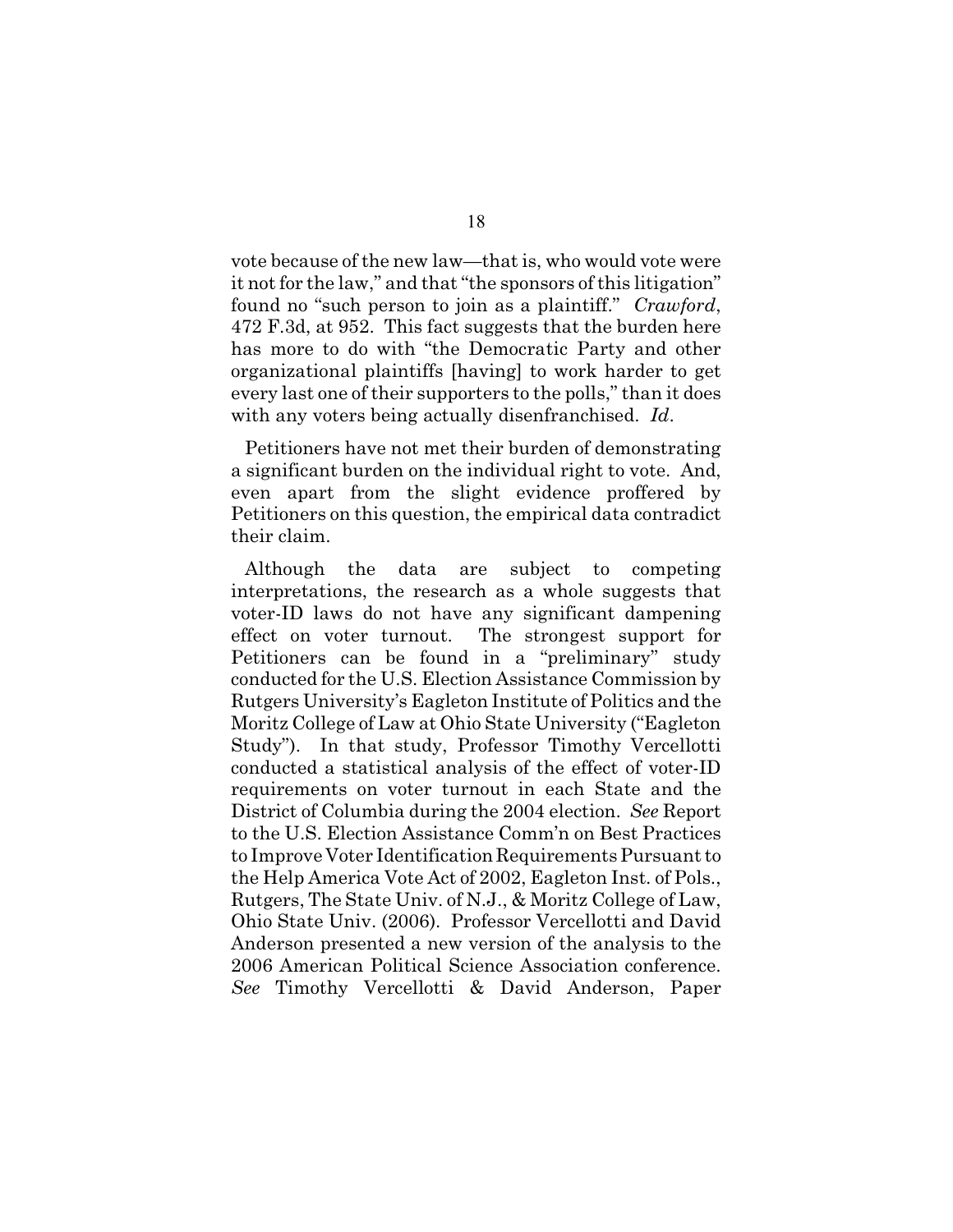vote because of the new law—that is, who would vote were it not for the law," and that "the sponsors of this litigation" found no "such person to join as a plaintiff." *Crawford*, 472 F.3d, at 952. This fact suggests that the burden here has more to do with "the Democratic Party and other organizational plaintiffs [having] to work harder to get every last one of their supporters to the polls," than it does with any voters being actually disenfranchised. *Id*.

Petitioners have not met their burden of demonstrating a significant burden on the individual right to vote. And, even apart from the slight evidence proffered by Petitioners on this question, the empirical data contradict their claim.

Although the data are subject to competing interpretations, the research as a whole suggests that voter-ID laws do not have any significant dampening effect on voter turnout. The strongest support for Petitioners can be found in a "preliminary" study conducted for the U.S. Election Assistance Commission by Rutgers University's Eagleton Institute of Politics and the Moritz College of Law at Ohio State University ("Eagleton Study"). In that study, Professor Timothy Vercellotti conducted a statistical analysis of the effect of voter-ID requirements on voter turnout in each State and the District of Columbia during the 2004 election. *See* Report to the U.S. Election Assistance Comm'n on Best Practices to Improve Voter Identification Requirements Pursuant to the Help America Vote Act of 2002, Eagleton Inst. of Pols., Rutgers, The State Univ. of N.J., & Moritz College of Law, Ohio State Univ. (2006). Professor Vercellotti and David Anderson presented a new version of the analysis to the 2006 American Political Science Association conference. *See* Timothy Vercellotti & David Anderson, Paper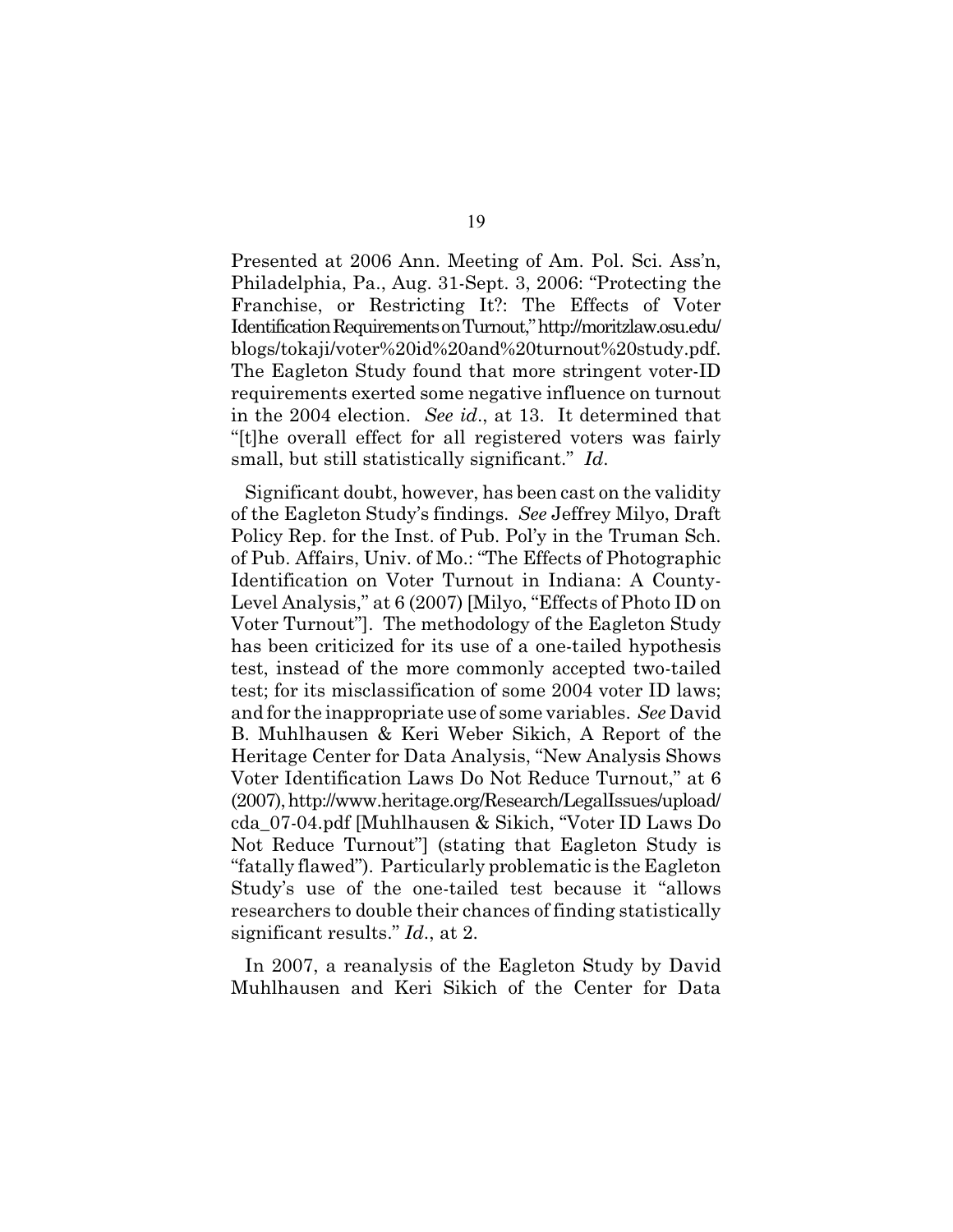Presented at 2006 Ann. Meeting of Am. Pol. Sci. Ass'n, Philadelphia, Pa., Aug. 31-Sept. 3, 2006: "Protecting the Franchise, or Restricting It?: The Effects of Voter Identification Requirements on Turnout," http://moritzlaw.osu.edu/blogs/tokaji/voter%20id%20and%20turnout%20study.pdf. The Eagleton Study found that more stringent voter-ID requirements exerted some negative influence on turnout in the 2004 election. *See id*., at 13. It determined that "[t]he overall effect for all registered voters was fairly small, but still statistically significant." *Id*.

Significant doubt, however, has been cast on the validity of the Eagleton Study's findings. *See* Jeffrey Milyo, Draft Policy Rep. for the Inst. of Pub. Pol'y in the Truman Sch. of Pub. Affairs, Univ. of Mo.: "The Effects of Photographic Identification on Voter Turnout in Indiana: A County-Level Analysis," at 6 (2007) [Milyo, "Effects of Photo ID on Voter Turnout"]. The methodology of the Eagleton Study has been criticized for its use of a one-tailed hypothesis test, instead of the more commonly accepted two-tailed test; for its misclassification of some 2004 voter ID laws; and for the inappropriate use of some variables. *See* David B. Muhlhausen & Keri Weber Sikich, A Report of the Heritage Center for Data Analysis, "New Analysis Shows Voter Identification Laws Do Not Reduce Turnout," at 6 (2007), http://www.heritage.org/Research/LegalIssues/upload/cda_07-04.pdf [Muhlhausen & Sikich, "Voter ID Laws Do Not Reduce Turnout"] (stating that Eagleton Study is "fatally flawed"). Particularly problematic is the Eagleton Study's use of the one-tailed test because it "allows researchers to double their chances of finding statistically significant results." *Id*., at 2.

In 2007, a reanalysis of the Eagleton Study by David Muhlhausen and Keri Sikich of the Center for Data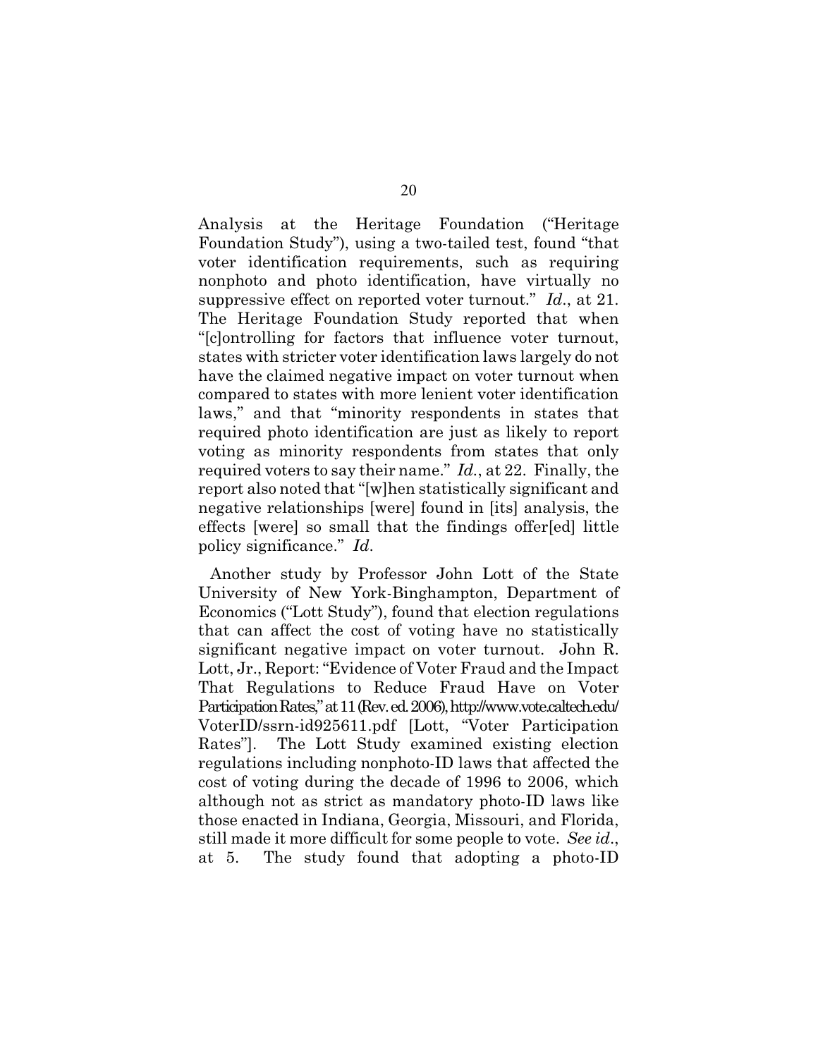Analysis at the Heritage Foundation ("Heritage Foundation Study"), using a two-tailed test, found "that voter identification requirements, such as requiring nonphoto and photo identification, have virtually no suppressive effect on reported voter turnout." *Id*., at 21. The Heritage Foundation Study reported that when "[c]ontrolling for factors that influence voter turnout, states with stricter voter identification laws largely do not have the claimed negative impact on voter turnout when compared to states with more lenient voter identification laws," and that "minority respondents in states that required photo identification are just as likely to report voting as minority respondents from states that only required voters to say their name." *Id*., at 22. Finally, the report also noted that "[w]hen statistically significant and negative relationships [were] found in [its] analysis, the effects [were] so small that the findings offer[ed] little policy significance." *Id*.

Another study by Professor John Lott of the State University of New York-Binghampton, Department of Economics ("Lott Study"), found that election regulations that can affect the cost of voting have no statistically significant negative impact on voter turnout. John R. Lott, Jr., Report: "Evidence of Voter Fraud and the Impact That Regulations to Reduce Fraud Have on Voter Participation Rates," at 11 (Rev. ed. 2006), http://www.vote.caltech.edu/VoterID/ssrn-id925611.pdf [Lott, "Voter Participation Rates"]. The Lott Study examined existing election regulations including nonphoto-ID laws that affected the cost of voting during the decade of 1996 to 2006, which although not as strict as mandatory photo-ID laws like those enacted in Indiana, Georgia, Missouri, and Florida, still made it more difficult for some people to vote. *See id*., at 5. The study found that adopting a photo-ID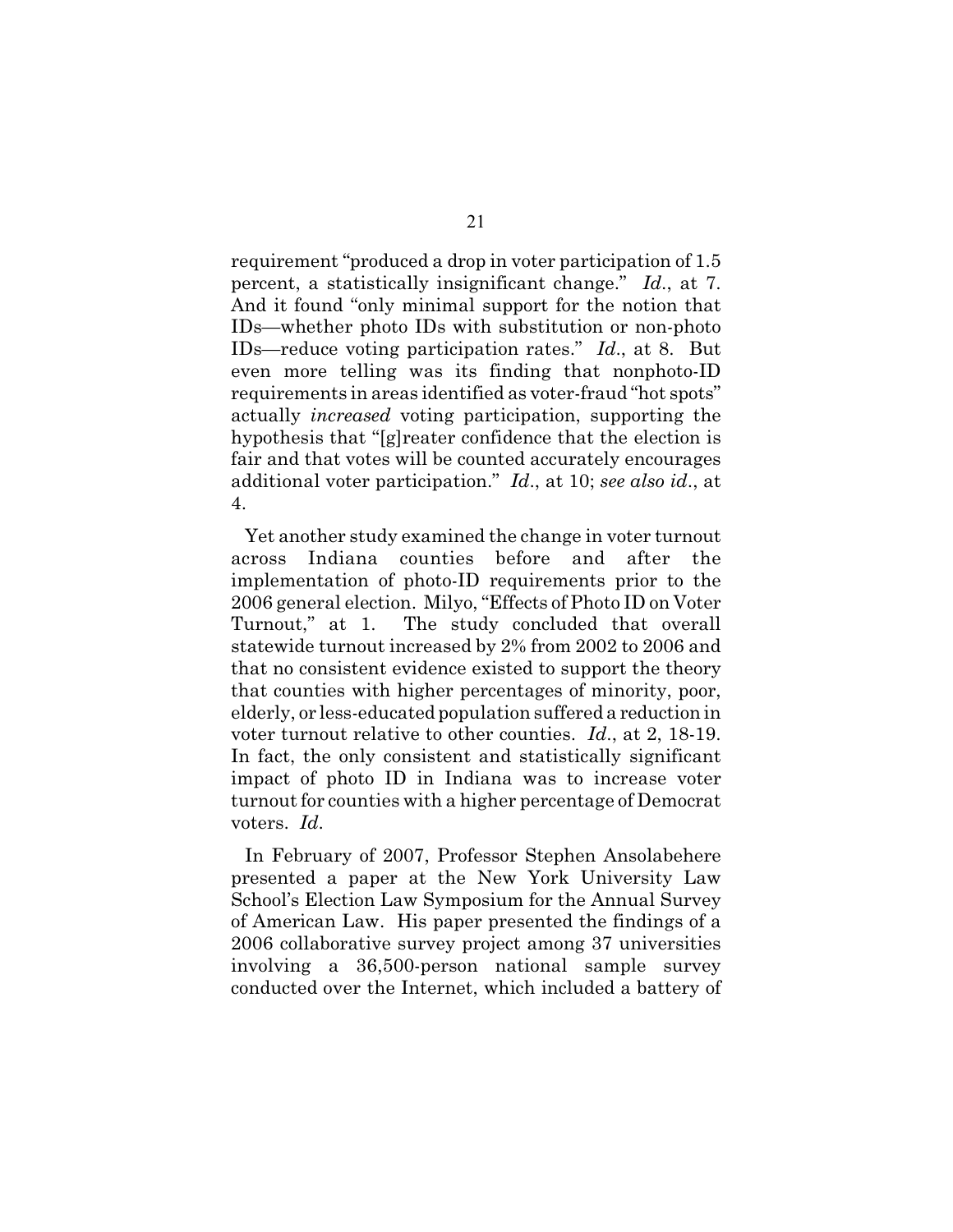requirement "produced a drop in voter participation of 1.5 percent, a statistically insignificant change." *Id*., at 7. And it found "only minimal support for the notion that IDs—whether photo IDs with substitution or non-photo IDs—reduce voting participation rates." *Id*., at 8. But even more telling was its finding that nonphoto-ID requirements in areas identified as voter-fraud "hot spots" actually *increased* voting participation, supporting the hypothesis that "[g]reater confidence that the election is fair and that votes will be counted accurately encourages additional voter participation." *Id*., at 10; *see also id*., at 4.

Yet another study examined the change in voter turnout across Indiana counties before and after the implementation of photo-ID requirements prior to the 2006 general election. Milyo, "Effects of Photo ID on Voter Turnout," at 1. The study concluded that overall statewide turnout increased by 2% from 2002 to 2006 and that no consistent evidence existed to support the theory that counties with higher percentages of minority, poor, elderly, or less-educated population suffered a reduction in voter turnout relative to other counties. *Id*., at 2, 18-19. In fact, the only consistent and statistically significant impact of photo ID in Indiana was to increase voter turnout for counties with a higher percentage of Democrat voters. *Id*.

In February of 2007, Professor Stephen Ansolabehere presented a paper at the New York University Law School's Election Law Symposium for the Annual Survey of American Law. His paper presented the findings of a 2006 collaborative survey project among 37 universities involving a 36,500-person national sample survey conducted over the Internet, which included a battery of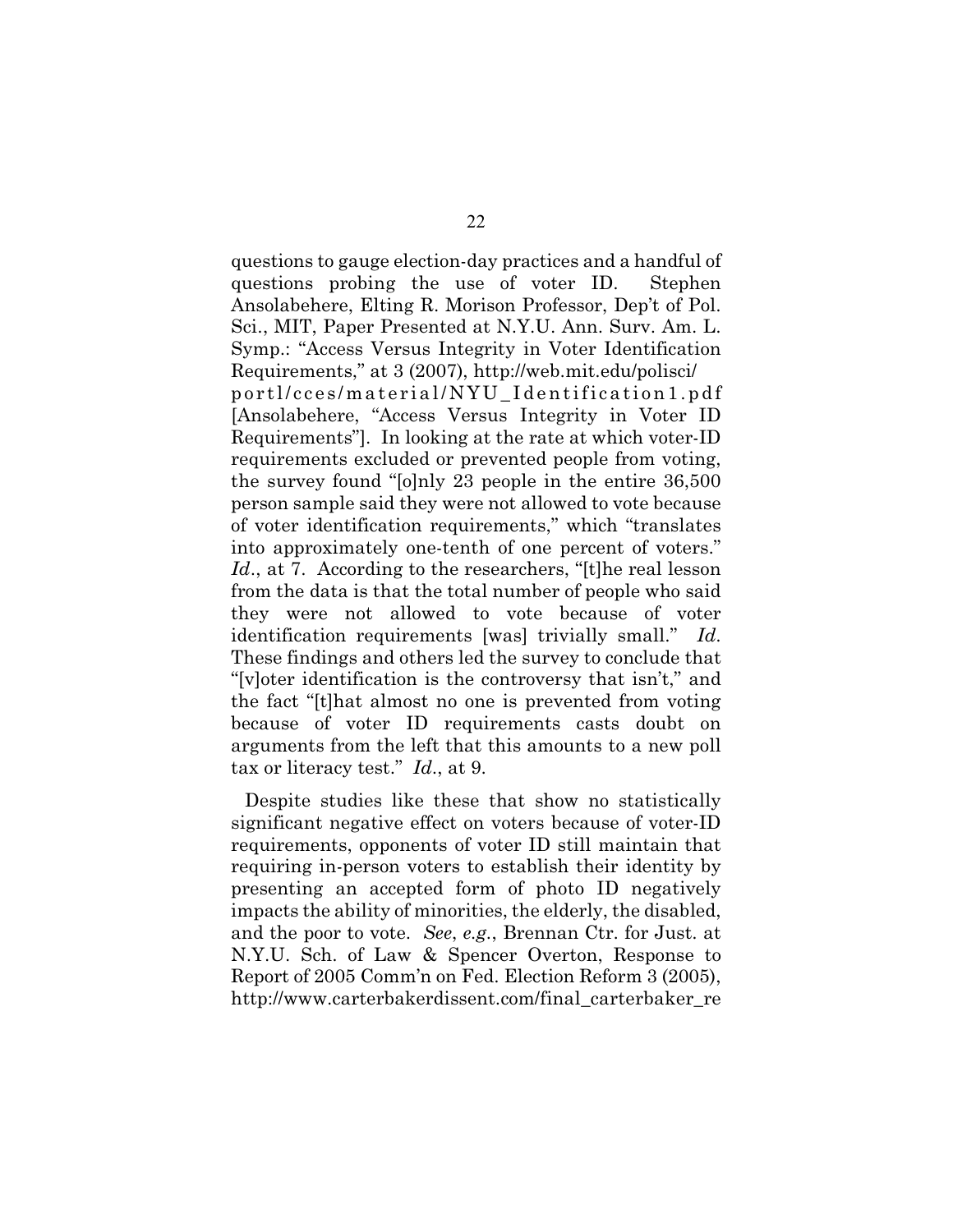questions to gauge election-day practices and a handful of questions probing the use of voter ID. Stephen Ansolabehere, Elting R. Morison Professor, Dep't of Pol. Sci., MIT, Paper Presented at N.Y.U. Ann. Surv. Am. L. Symp.: "Access Versus Integrity in Voter Identification Requirements," at 3 (2007), http://web.mit.edu/polisci/portl/cces/material/NYU_Identification1.pdf [Ansolabehere, "Access Versus Integrity in Voter ID Requirements"]. In looking at the rate at which voter-ID requirements excluded or prevented people from voting, the survey found "[o]nly 23 people in the entire 36,500 person sample said they were not allowed to vote because of voter identification requirements," which "translates into approximately one-tenth of one percent of voters." *Id*., at 7. According to the researchers, "[t]he real lesson from the data is that the total number of people who said they were not allowed to vote because of voter identification requirements [was] trivially small." *Id*. These findings and others led the survey to conclude that "[v]oter identification is the controversy that isn't," and the fact "[t]hat almost no one is prevented from voting because of voter ID requirements casts doubt on arguments from the left that this amounts to a new poll tax or literacy test." *Id*., at 9.

Despite studies like these that show no statistically significant negative effect on voters because of voter-ID requirements, opponents of voter ID still maintain that requiring in-person voters to establish their identity by presenting an accepted form of photo ID negatively impacts the ability of minorities, the elderly, the disabled, and the poor to vote. *See*, *e.g*., Brennan Ctr. for Just. at N.Y.U. Sch. of Law & Spencer Overton, Response to Report of 2005 Comm'n on Fed. Election Reform 3 (2005), http://www.carterbakerdissent.com/final_carterbaker_re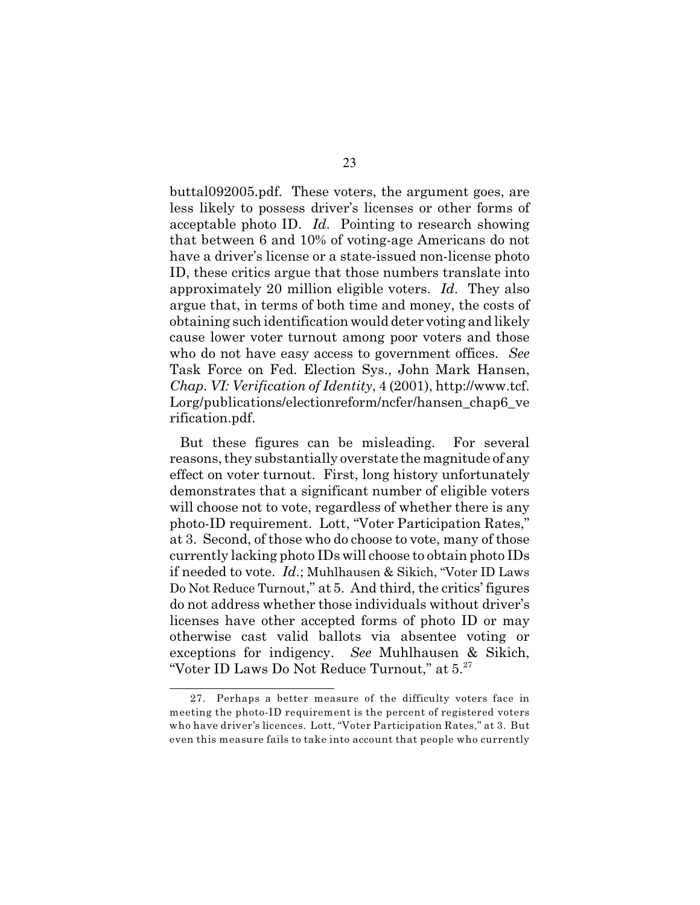buttal092005.pdf. These voters, the argument goes, are less likely to possess driver's licenses or other forms of acceptable photo ID. *Id*. Pointing to research showing that between 6 and 10% of voting-age Americans do not have a driver's license or a state-issued non-license photo ID, these critics argue that those numbers translate into approximately 20 million eligible voters. *Id*. They also argue that, in terms of both time and money, the costs of obtaining such identification would deter voting and likely cause lower voter turnout among poor voters and those who do not have easy access to government offices. *See* Task Force on Fed. Election Sys., John Mark Hansen, *Chap. VI: Verification of Identity*, 4 (2001), http://www.tcf. Lorg/publications/electionreform/ncfer/hansen_chap6_verification.pdf.

But these figures can be misleading. For several reasons, they substantially overstate the magnitude of any effect on voter turnout. First, long history unfortunately demonstrates that a significant number of eligible voters will choose not to vote, regardless of whether there is any photo-ID requirement. Lott, "Voter Participation Rates," at 3. Second, of those who do choose to vote, many of those currently lacking photo IDs will choose to obtain photo IDs if needed to vote. *Id*.; Muhlhausen & Sikich, "Voter ID Laws Do Not Reduce Turnout," at 5. And third, the critics' figures do not address whether those individuals without driver's licenses have other accepted forms of photo ID or may otherwise cast valid ballots via absentee voting or exceptions for indigency. *See* Muhlhausen & Sikich, "Voter ID Laws Do Not Reduce Turnout," at 5.[27]

27. Perhaps a better measure of the difficulty voters face in meeting the photo-ID requirement is the percent of registered voters who have driver's licences. Lott, "Voter Participation Rates," at 3. But even this measure fails to take into account that people who currently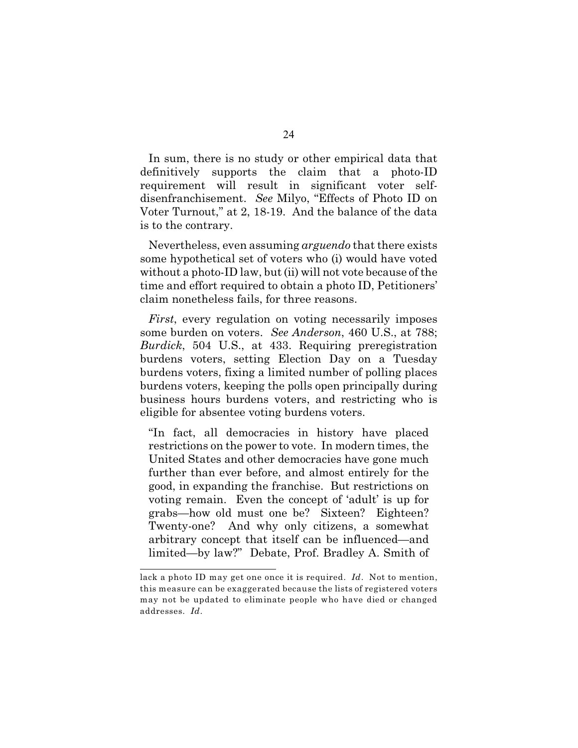In sum, there is no study or other empirical data that definitively supports the claim that a photo-ID requirement will result in significant voter self-disenfranchisement. *See* Milyo, "Effects of Photo ID on Voter Turnout," at 2, 18-19. And the balance of the data is to the contrary.

Nevertheless, even assuming *arguendo* that there exists some hypothetical set of voters who (i) would have voted without a photo-ID law, but (ii) will not vote because of the time and effort required to obtain a photo ID, Petitioners' claim nonetheless fails, for three reasons.

*First*, every regulation on voting necessarily imposes some burden on voters. *See Anderson*, 460 U.S., at 788; *Burdick*, 504 U.S., at 433. Requiring preregistration burdens voters, setting Election Day on a Tuesday burdens voters, fixing a limited number of polling places burdens voters, keeping the polls open principally during business hours burdens voters, and restricting who is eligible for absentee voting burdens voters.

> "In fact, all democracies in history have placed restrictions on the power to vote. In modern times, the United States and other democracies have gone much further than ever before, and almost entirely for the good, in expanding the franchise. But restrictions on voting remain. Even the concept of 'adult' is up for grabs—how old must one be? Sixteen? Eighteen? Twenty-one? And why only citizens, a somewhat arbitrary concept that itself can be influenced—and limited—by law?" Debate, Prof. Bradley A. Smith of

---

lack a photo ID may get one once it is required. *Id*. Not to mention, this measure can be exaggerated because the lists of registered voters may not be updated to eliminate people who have died or changed addresses. *Id*.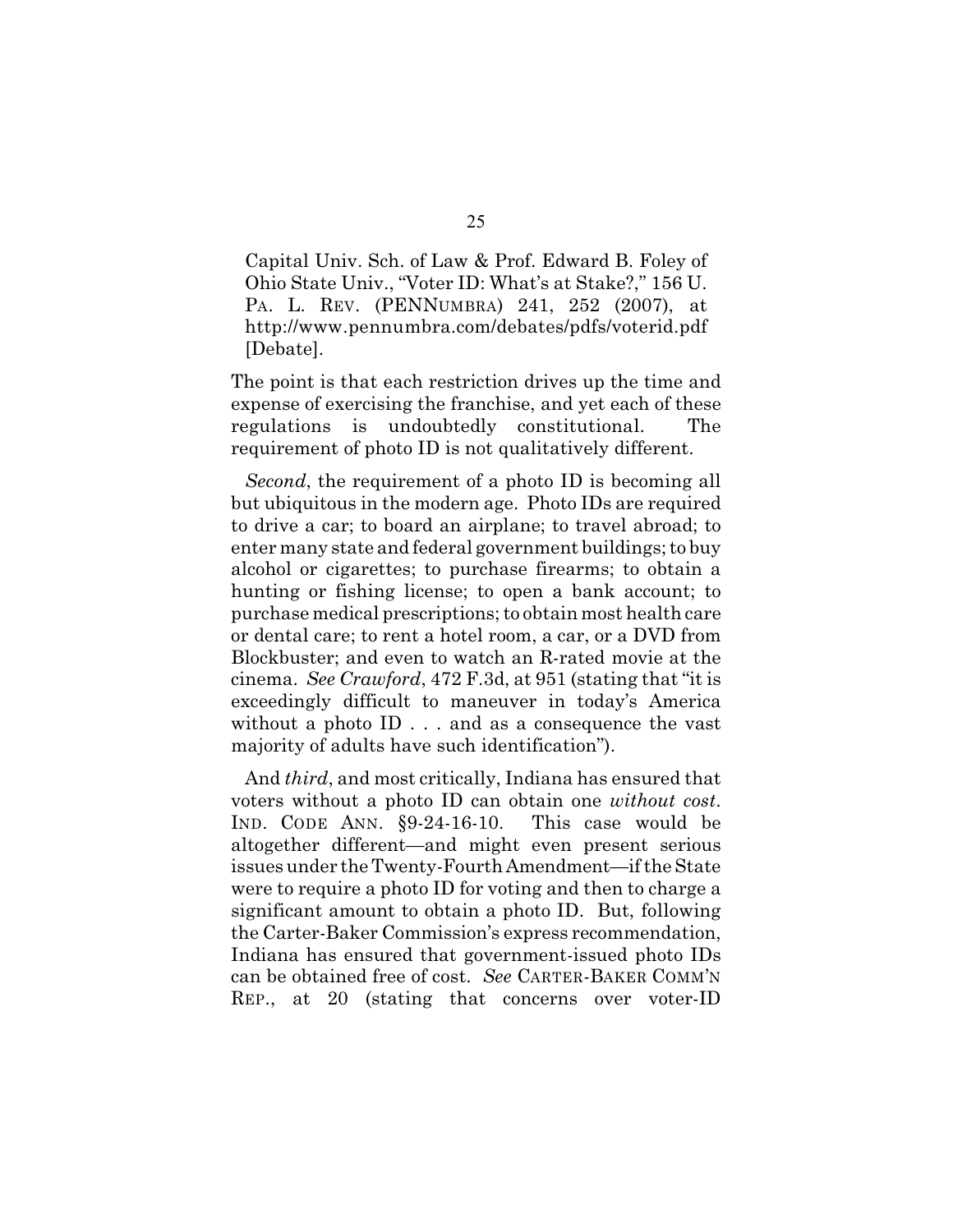Capital Univ. Sch. of Law & Prof. Edward B. Foley of Ohio State Univ., "Voter ID: What's at Stake?," 156 U. PA. L. REV. (PENNUMBRA) 241, 252 (2007), at http://www.pennumbra.com/debates/pdfs/voterid.pdf [Debate].

The point is that each restriction drives up the time and expense of exercising the franchise, and yet each of these regulations is undoubtedly constitutional. The requirement of photo ID is not qualitatively different.

*Second*, the requirement of a photo ID is becoming all but ubiquitous in the modern age. Photo IDs are required to drive a car; to board an airplane; to travel abroad; to enter many state and federal government buildings; to buy alcohol or cigarettes; to purchase firearms; to obtain a hunting or fishing license; to open a bank account; to purchase medical prescriptions; to obtain most health care or dental care; to rent a hotel room, a car, or a DVD from Blockbuster; and even to watch an R-rated movie at the cinema. *See Crawford*, 472 F.3d, at 951 (stating that "it is exceedingly difficult to maneuver in today's America without a photo ID . . . and as a consequence the vast majority of adults have such identification").

And *third*, and most critically, Indiana has ensured that voters without a photo ID can obtain one *without cost*. IND. CODE ANN. §9-24-16-10. This case would be altogether different—and might even present serious issues under the Twenty-Fourth Amendment—if the State were to require a photo ID for voting and then to charge a significant amount to obtain a photo ID. But, following the Carter-Baker Commission's express recommendation, Indiana has ensured that government-issued photo IDs can be obtained free of cost. *See* CARTER-BAKER COMM'N REP., at 20 (stating that concerns over voter-ID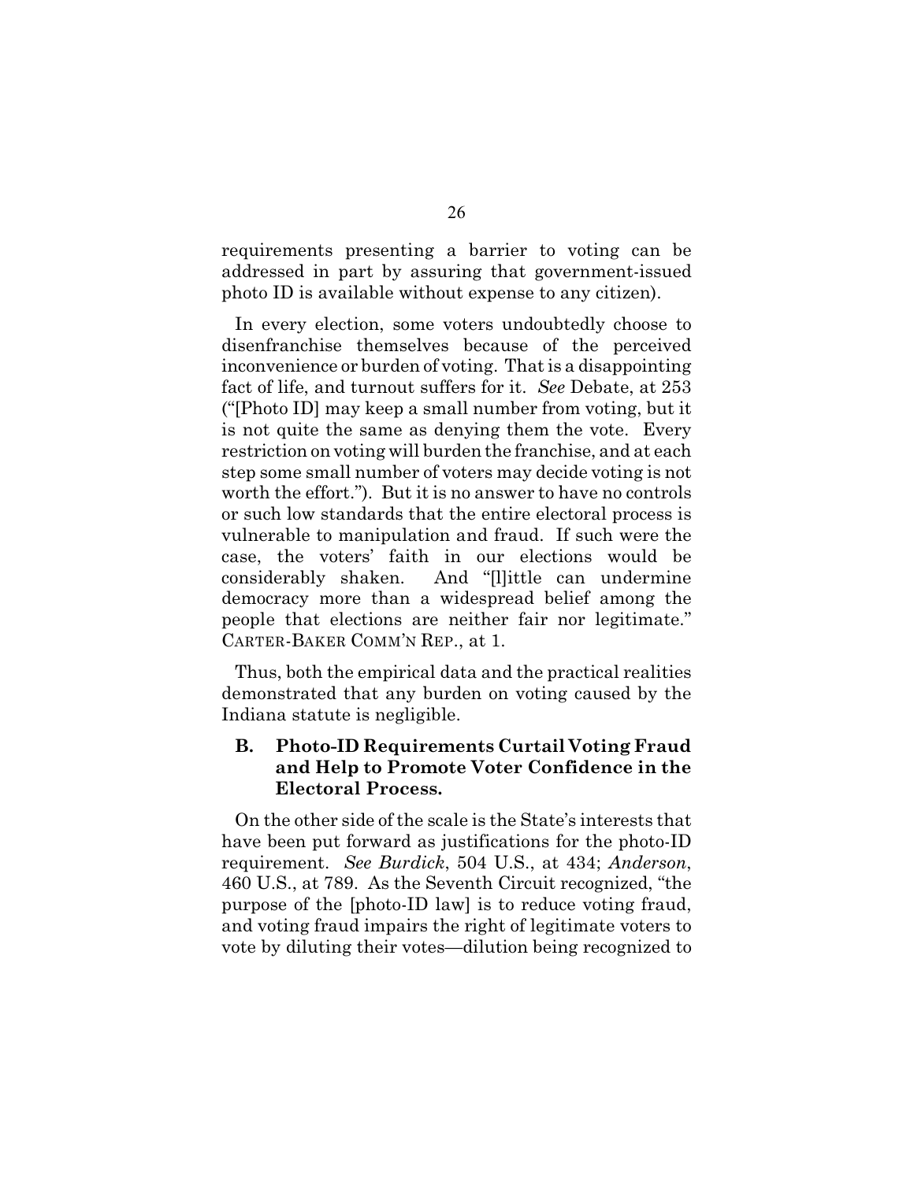requirements presenting a barrier to voting can be addressed in part by assuring that government-issued photo ID is available without expense to any citizen).

In every election, some voters undoubtedly choose to disenfranchise themselves because of the perceived inconvenience or burden of voting. That is a disappointing fact of life, and turnout suffers for it. *See* Debate, at 253 ("[Photo ID] may keep a small number from voting, but it is not quite the same as denying them the vote. Every restriction on voting will burden the franchise, and at each step some small number of voters may decide voting is not worth the effort."). But it is no answer to have no controls or such low standards that the entire electoral process is vulnerable to manipulation and fraud. If such were the case, the voters' faith in our elections would be considerably shaken. And "[l]ittle can undermine democracy more than a widespread belief among the people that elections are neither fair nor legitimate." CARTER-BAKER COMM'N REP., at 1.

Thus, both the empirical data and the practical realities demonstrated that any burden on voting caused by the Indiana statute is negligible.

### B. Photo-ID Requirements Curtail Voting Fraud and Help to Promote Voter Confidence in the Electoral Process.

On the other side of the scale is the State's interests that have been put forward as justifications for the photo-ID requirement. *See Burdick*, 504 U.S., at 434; *Anderson*, 460 U.S., at 789. As the Seventh Circuit recognized, "the purpose of the [photo-ID law] is to reduce voting fraud, and voting fraud impairs the right of legitimate voters to vote by diluting their votes—dilution being recognized to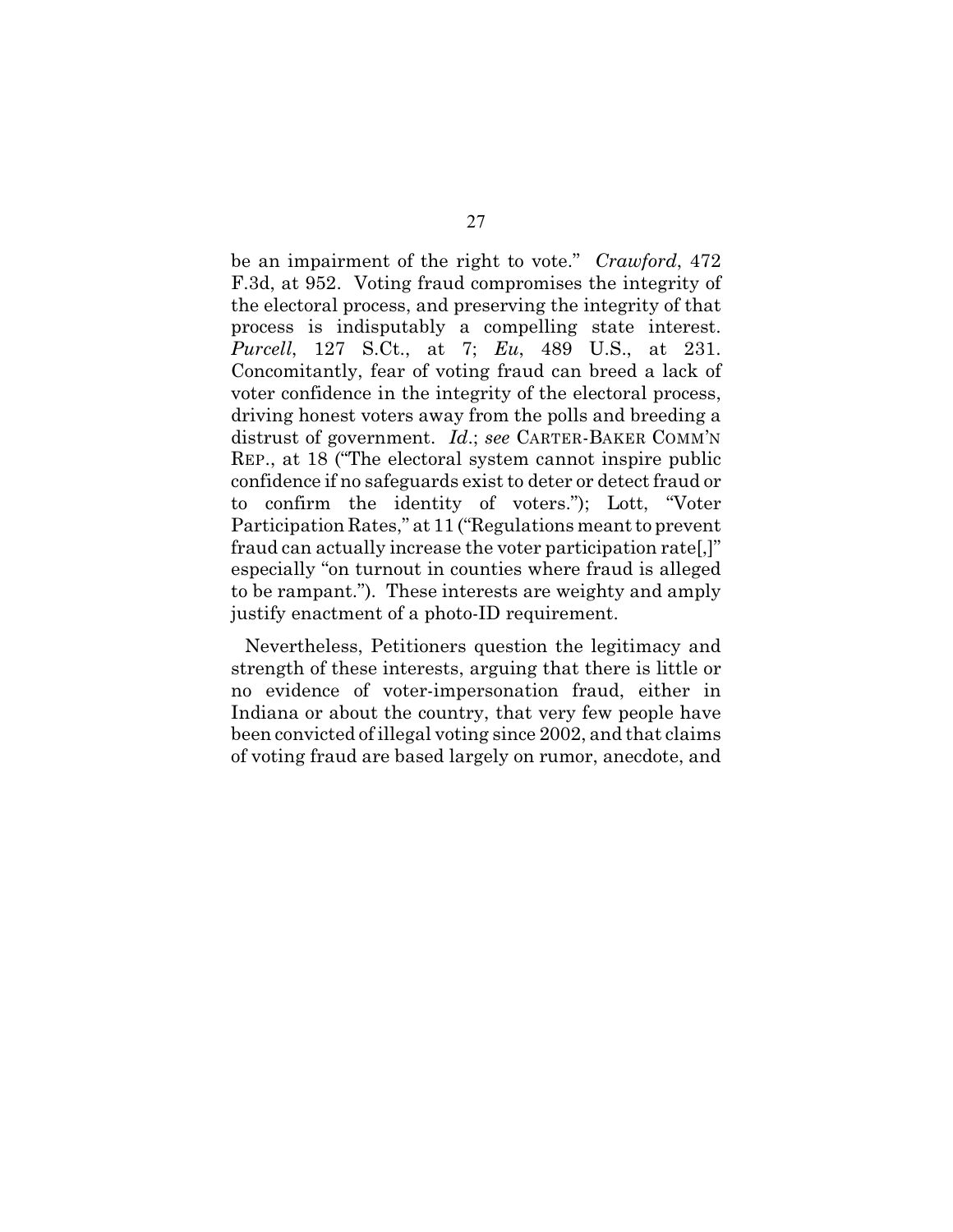be an impairment of the right to vote." *Crawford*, 472 F.3d, at 952. Voting fraud compromises the integrity of the electoral process, and preserving the integrity of that process is indisputably a compelling state interest. *Purcell*, 127 S.Ct., at 7; *Eu*, 489 U.S., at 231. Concomitantly, fear of voting fraud can breed a lack of voter confidence in the integrity of the electoral process, driving honest voters away from the polls and breeding a distrust of government. *Id*.; *see* CARTER-BAKER COMM'N REP., at 18 ("The electoral system cannot inspire public confidence if no safeguards exist to deter or detect fraud or to confirm the identity of voters."); Lott, "Voter Participation Rates," at 11 ("Regulations meant to prevent fraud can actually increase the voter participation rate[,]" especially "on turnout in counties where fraud is alleged to be rampant."). These interests are weighty and amply justify enactment of a photo-ID requirement.

Nevertheless, Petitioners question the legitimacy and strength of these interests, arguing that there is little or no evidence of voter-impersonation fraud, either in Indiana or about the country, that very few people have been convicted of illegal voting since 2002, and that claims of voting fraud are based largely on rumor, anecdote, and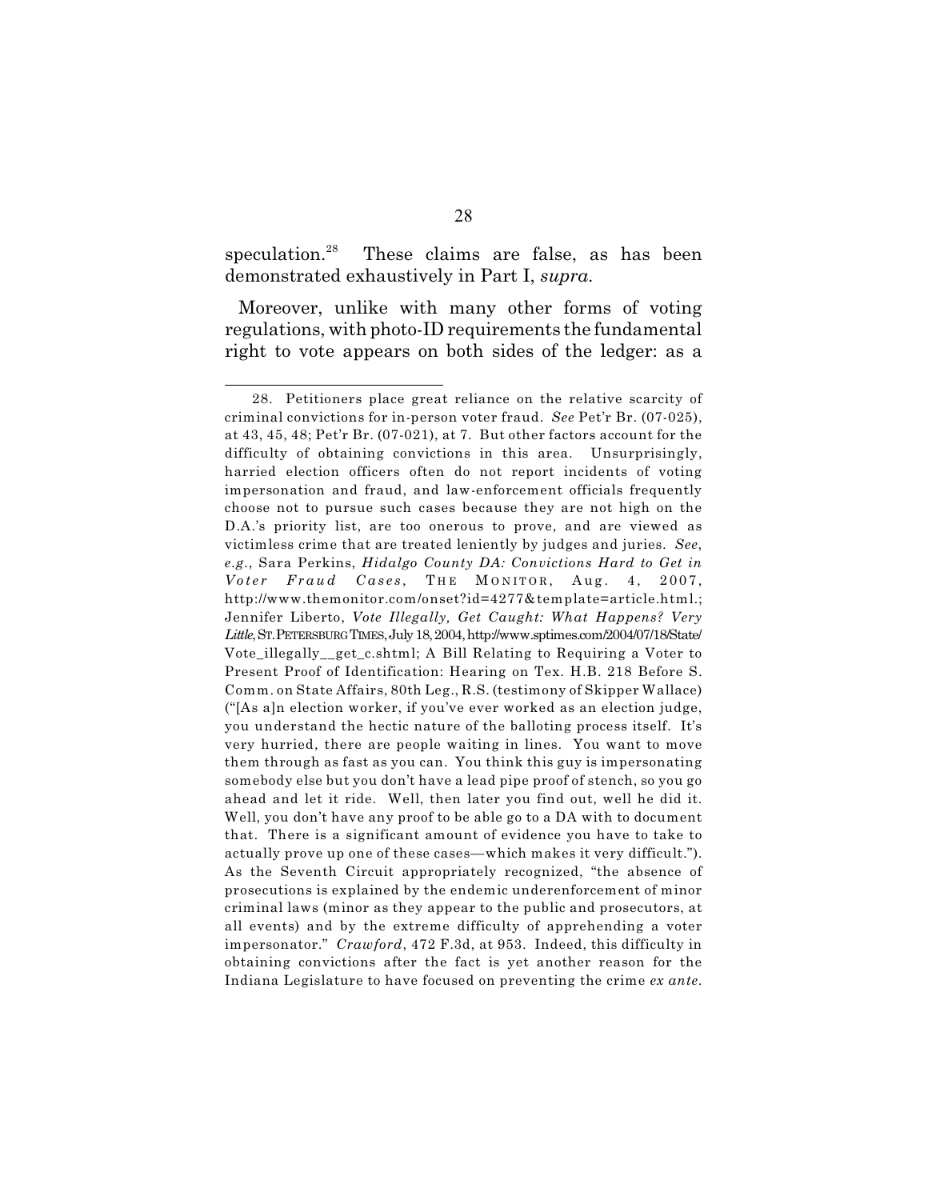speculation.[28] These claims are false, as has been demonstrated exhaustively in Part I, *supra*.

Moreover, unlike with many other forms of voting regulations, with photo-ID requirements the fundamental right to vote appears on both sides of the ledger: as a

---

28. Petitioners place great reliance on the relative scarcity of criminal convictions for in-person voter fraud. *See* Pet'r Br. (07-025), at 43, 45, 48; Pet'r Br. (07-021), at 7. But other factors account for the difficulty of obtaining convictions in this area. Unsurprisingly, harried election officers often do not report incidents of voting impersonation and fraud, and law-enforcement officials frequently choose not to pursue such cases because they are not high on the D.A.'s priority list, are too onerous to prove, and are viewed as victimless crime that are treated leniently by judges and juries. *See*, *e.g.*, Sara Perkins, *Hidalgo County DA: Convictions Hard to Get in Voter Fraud Cases*, THE MONITOR, Aug. 4, 2007, http://www.themonitor.com/onset?id=4277&template=article.html.; Jennifer Liberto, *Vote Illegally, Get Caught: What Happens? Very Little*, ST. PETERSBURG TIMES, July 18, 2004, http://www.sptimes.com/2004/07/18/State/Vote_illegally__get_c.shtml; A Bill Relating to Requiring a Voter to Present Proof of Identification: Hearing on Tex. H.B. 218 Before S. Comm. on State Affairs, 80th Leg., R.S. (testimony of Skipper Wallace) ("[As a]n election worker, if you've ever worked as an election judge, you understand the hectic nature of the balloting process itself. It's very hurried, there are people waiting in lines. You want to move them through as fast as you can. You think this guy is impersonating somebody else but you don't have a lead pipe proof of stench, so you go ahead and let it ride. Well, then later you find out, well he did it. Well, you don't have any proof to be able go to a DA with to document that. There is a significant amount of evidence you have to take to actually prove up one of these cases—which makes it very difficult."). As the Seventh Circuit appropriately recognized, "the absence of prosecutions is explained by the endemic underenforcement of minor criminal laws (minor as they appear to the public and prosecutors, at all events) and by the extreme difficulty of apprehending a voter impersonator." *Crawford*, 472 F.3d, at 953. Indeed, this difficulty in obtaining convictions after the fact is yet another reason for the Indiana Legislature to have focused on preventing the crime *ex ante*.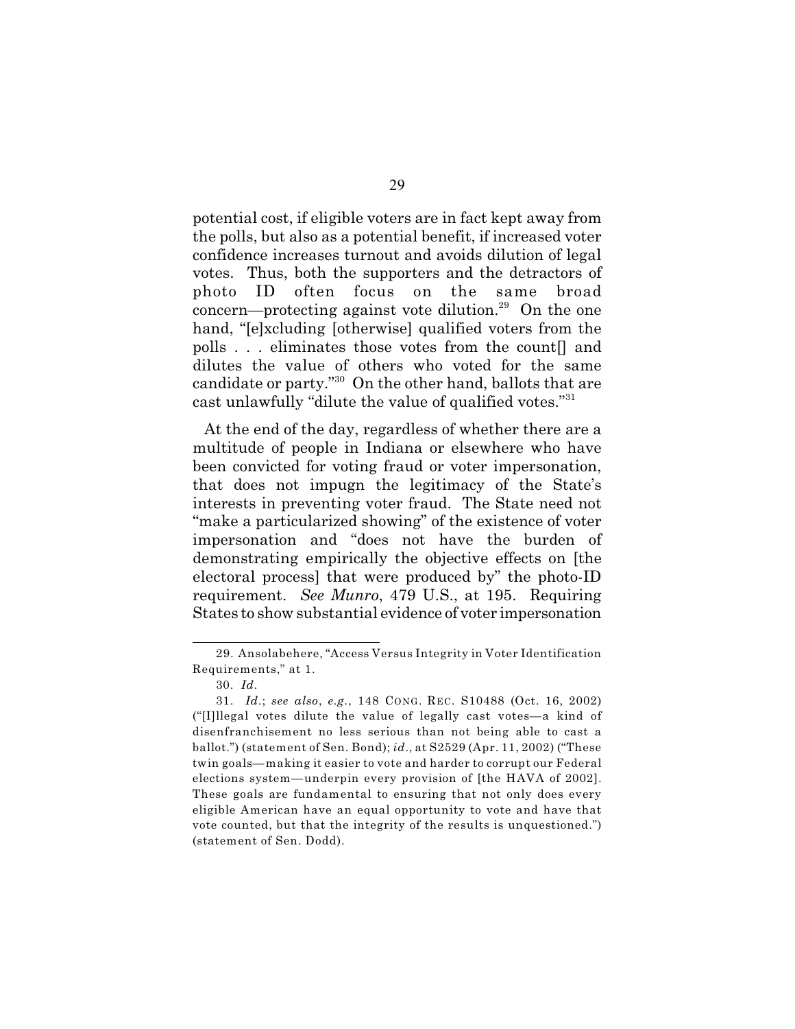potential cost, if eligible voters are in fact kept away from the polls, but also as a potential benefit, if increased voter confidence increases turnout and avoids dilution of legal votes. Thus, both the supporters and the detractors of photo ID often focus on the same broad concern—protecting against vote dilution.[29] On the one hand, "[e]xcluding [otherwise] qualified voters from the polls . . . eliminates those votes from the count[] and dilutes the value of others who voted for the same candidate or party."[30] On the other hand, ballots that are cast unlawfully "dilute the value of qualified votes."[31]

At the end of the day, regardless of whether there are a multitude of people in Indiana or elsewhere who have been convicted for voting fraud or voter impersonation, that does not impugn the legitimacy of the State's interests in preventing voter fraud. The State need not "make a particularized showing" of the existence of voter impersonation and "does not have the burden of demonstrating empirically the objective effects on [the electoral process] that were produced by" the photo-ID requirement. *See Munro*, 479 U.S., at 195. Requiring States to show substantial evidence of voter impersonation

---

29. Ansolabehere, "Access Versus Integrity in Voter Identification Requirements," at 1.

30. *Id*.

31. *Id*.; *see also*, *e.g*., 148 CONG. REC. S10488 (Oct. 16, 2002) ("[I]llegal votes dilute the value of legally cast votes—a kind of disenfranchisement no less serious than not being able to cast a ballot.") (statement of Sen. Bond); *id*., at S2529 (Apr. 11, 2002) ("These twin goals—making it easier to vote and harder to corrupt our Federal elections system—underpin every provision of [the HAVA of 2002]. These goals are fundamental to ensuring that not only does every eligible American have an equal opportunity to vote and have that vote counted, but that the integrity of the results is unquestioned.") (statement of Sen. Dodd).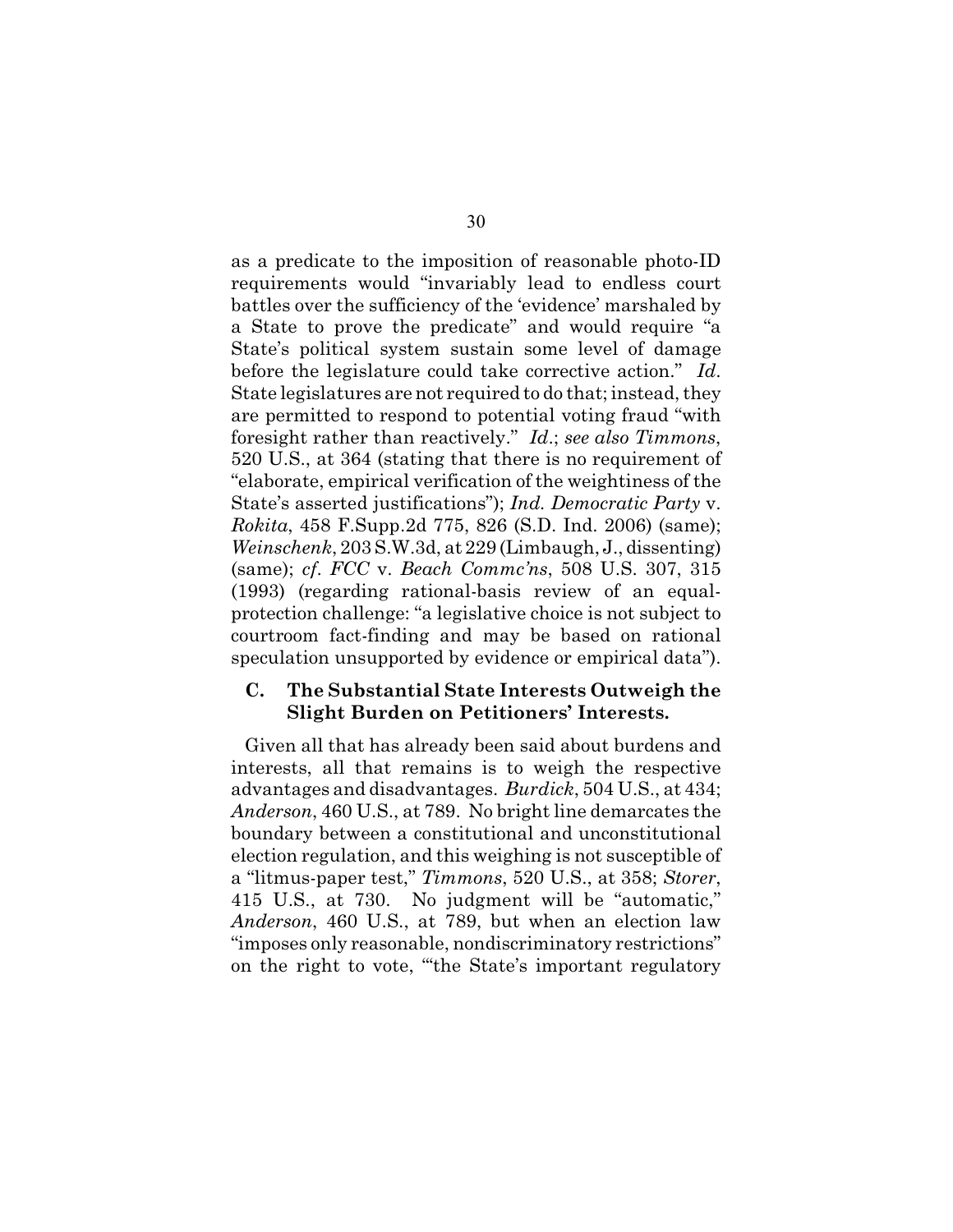as a predicate to the imposition of reasonable photo-ID requirements would "invariably lead to endless court battles over the sufficiency of the 'evidence' marshaled by a State to prove the predicate" and would require "a State's political system sustain some level of damage before the legislature could take corrective action." *Id*. State legislatures are not required to do that; instead, they are permitted to respond to potential voting fraud "with foresight rather than reactively." *Id*.; *see also Timmons*, 520 U.S., at 364 (stating that there is no requirement of "elaborate, empirical verification of the weightiness of the State's asserted justifications"); *Ind. Democratic Party* v. *Rokita*, 458 F.Supp.2d 775, 826 (S.D. Ind. 2006) (same); *Weinschenk*, 203 S.W.3d, at 229 (Limbaugh, J., dissenting) (same); *cf*. *FCC* v. *Beach Commc'ns*, 508 U.S. 307, 315 (1993) (regarding rational-basis review of an equal-protection challenge: "a legislative choice is not subject to courtroom fact-finding and may be based on rational speculation unsupported by evidence or empirical data").

### C. The Substantial State Interests Outweigh the Slight Burden on Petitioners' Interests.

Given all that has already been said about burdens and interests, all that remains is to weigh the respective advantages and disadvantages. *Burdick*, 504 U.S., at 434; *Anderson*, 460 U.S., at 789. No bright line demarcates the boundary between a constitutional and unconstitutional election regulation, and this weighing is not susceptible of a "litmus-paper test," *Timmons*, 520 U.S., at 358; *Storer*, 415 U.S., at 730. No judgment will be "automatic," *Anderson*, 460 U.S., at 789, but when an election law "imposes only reasonable, nondiscriminatory restrictions" on the right to vote, "'the State's important regulatory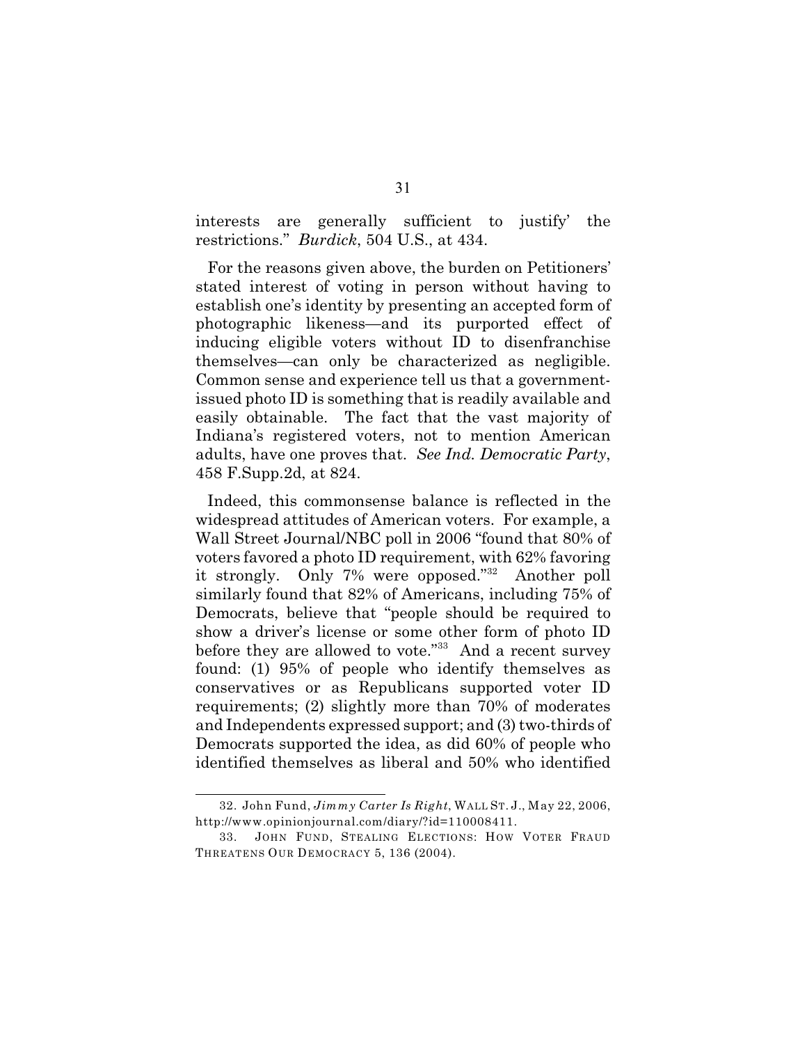interests are generally sufficient to justify' the restrictions." *Burdick*, 504 U.S., at 434.

For the reasons given above, the burden on Petitioners' stated interest of voting in person without having to establish one's identity by presenting an accepted form of photographic likeness—and its purported effect of inducing eligible voters without ID to disenfranchise themselves—can only be characterized as negligible. Common sense and experience tell us that a government-issued photo ID is something that is readily available and easily obtainable. The fact that the vast majority of Indiana's registered voters, not to mention American adults, have one proves that. *See Ind. Democratic Party*, 458 F.Supp.2d, at 824.

Indeed, this commonsense balance is reflected in the widespread attitudes of American voters. For example, a Wall Street Journal/NBC poll in 2006 "found that 80% of voters favored a photo ID requirement, with 62% favoring it strongly. Only 7% were opposed."[32] Another poll similarly found that 82% of Americans, including 75% of Democrats, believe that "people should be required to show a driver's license or some other form of photo ID before they are allowed to vote."[33] And a recent survey found: (1) 95% of people who identify themselves as conservatives or as Republicans supported voter ID requirements; (2) slightly more than 70% of moderates and Independents expressed support; and (3) two-thirds of Democrats supported the idea, as did 60% of people who identified themselves as liberal and 50% who identified

---

32. John Fund, *Jimmy Carter Is Right*, WALL ST. J., May 22, 2006, http://www.opinionjournal.com/diary/?id=110008411.

33. JOHN FUND, STEALING ELECTIONS: HOW VOTER FRAUD THREATENS OUR DEMOCRACY 5, 136 (2004).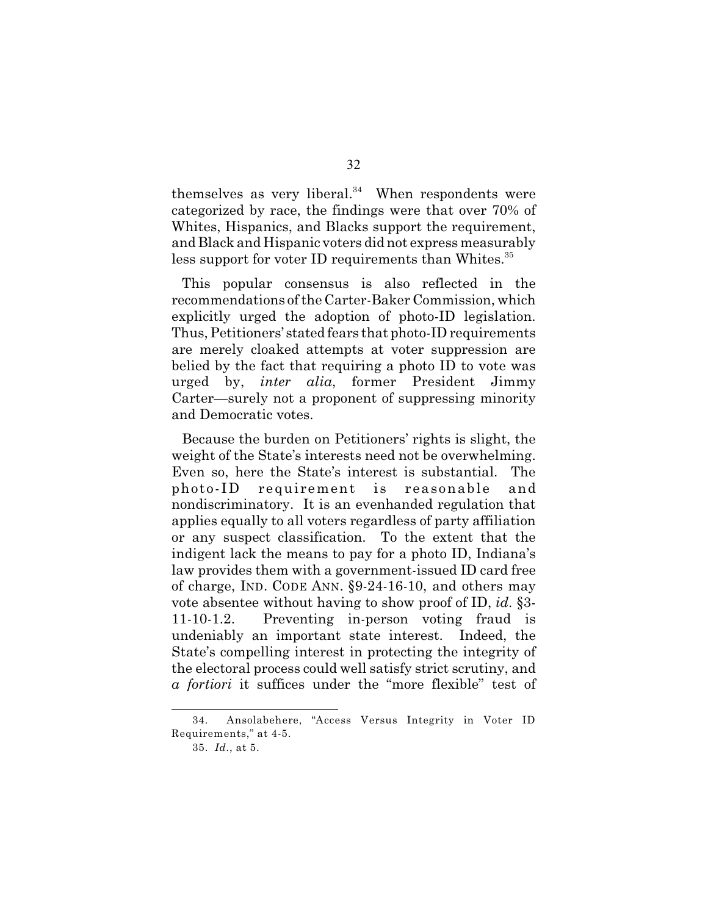themselves as very liberal.[34] When respondents were categorized by race, the findings were that over 70% of Whites, Hispanics, and Blacks support the requirement, and Black and Hispanic voters did not express measurably less support for voter ID requirements than Whites.[35]

This popular consensus is also reflected in the recommendations of the Carter-Baker Commission, which explicitly urged the adoption of photo-ID legislation. Thus, Petitioners' stated fears that photo-ID requirements are merely cloaked attempts at voter suppression are belied by the fact that requiring a photo ID to vote was urged by, *inter alia*, former President Jimmy Carter—surely not a proponent of suppressing minority and Democratic votes.

Because the burden on Petitioners' rights is slight, the weight of the State's interests need not be overwhelming. Even so, here the State's interest is substantial. The photo-ID requirement is reasonable and nondiscriminatory. It is an evenhanded regulation that applies equally to all voters regardless of party affiliation or any suspect classification. To the extent that the indigent lack the means to pay for a photo ID, Indiana's law provides them with a government-issued ID card free of charge, IND. CODE ANN. §9-24-16-10, and others may vote absentee without having to show proof of ID, *id*. §3-11-10-1.2. Preventing in-person voting fraud is undeniably an important state interest. Indeed, the State's compelling interest in protecting the integrity of the electoral process could well satisfy strict scrutiny, and *a fortiori* it suffices under the "more flexible" test of

---

34. Ansolabehere, "Access Versus Integrity in Voter ID Requirements," at 4-5.

35. *Id*., at 5.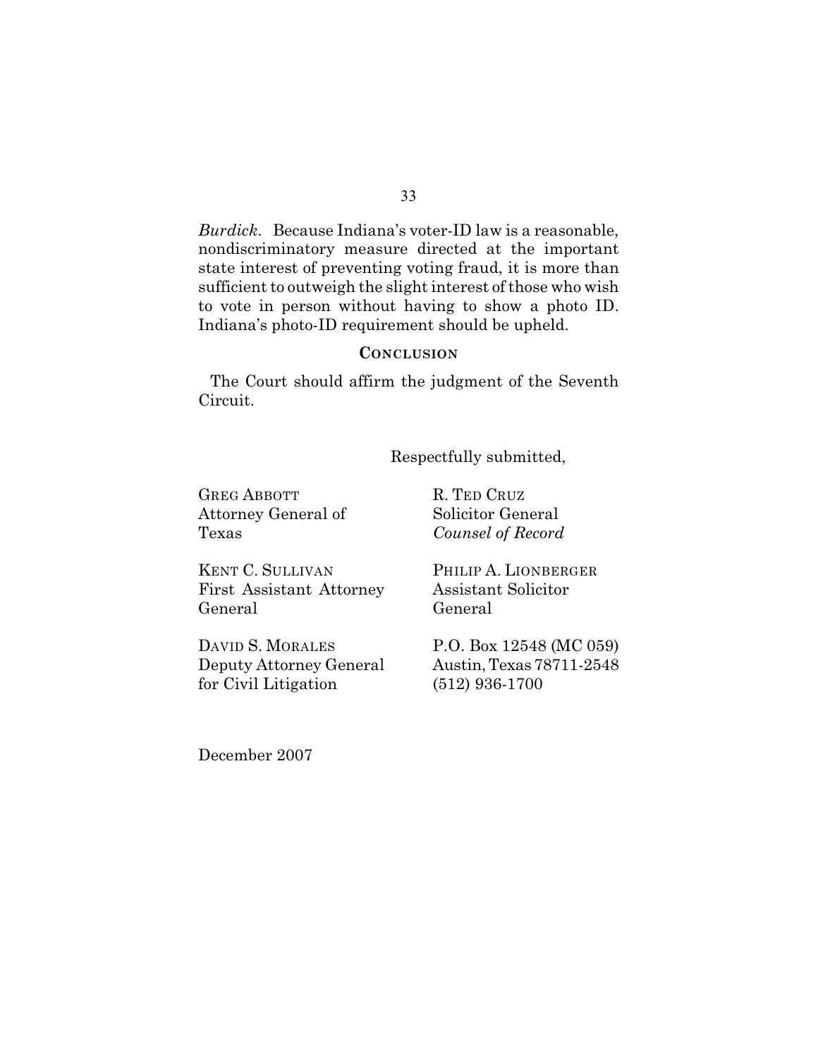*Burdick*. Because Indiana's voter-ID law is a reasonable, nondiscriminatory measure directed at the important state interest of preventing voting fraud, it is more than sufficient to outweigh the slight interest of those who wish to vote in person without having to show a photo ID. Indiana's photo-ID requirement should be upheld.

## CONCLUSION

The Court should affirm the judgment of the Seventh Circuit.

Respectfully submitted,

GREG ABBOTT
Attorney General of Texas

KENT C. SULLIVAN
First Assistant Attorney General

DAVID S. MORALES
Deputy Attorney General for Civil Litigation

R. TED CRUZ
Solicitor General
*Counsel of Record*

PHILIP A. LIONBERGER
Assistant Solicitor General

P.O. Box 12548 (MC 059)
Austin, Texas 78711-2548
(512) 936-1700

December 2007